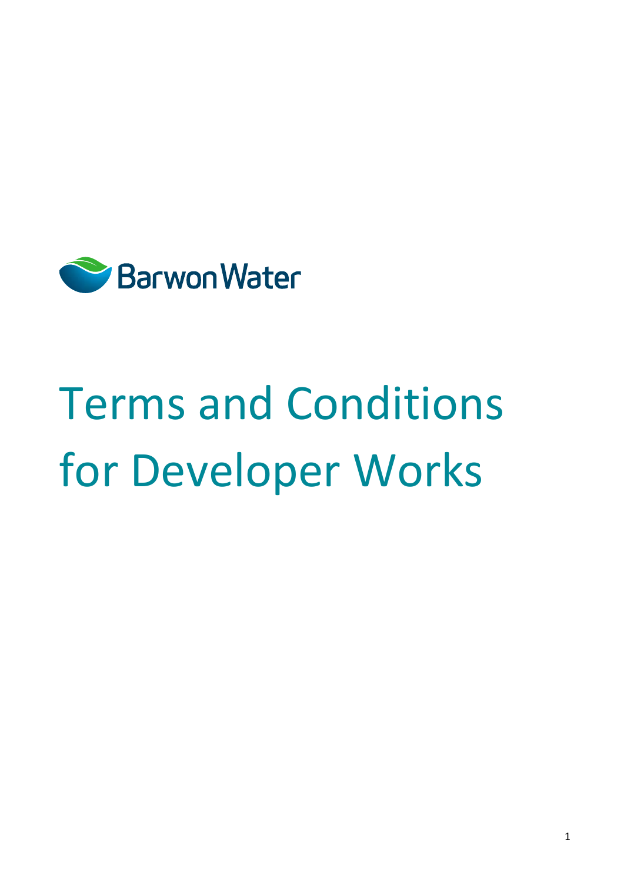Barwon Water

# Terms and Conditions for Developer Works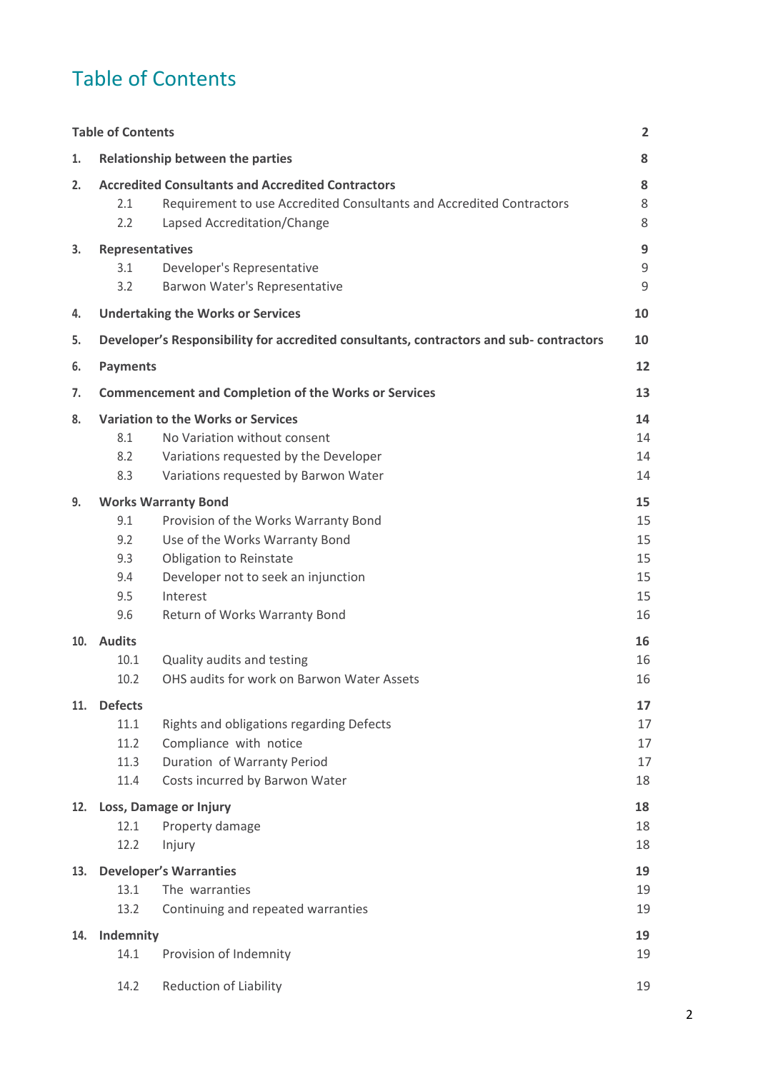# Table of Contents

| | | |
|---|---|---|
| **Table of Contents** | | **2** |
| **1.** | **Relationship between the parties** | **8** |
| **2.** | **Accredited Consultants and Accredited Contractors** | **8** |
| 2.1 | Requirement to use Accredited Consultants and Accredited Contractors | 8 |
| 2.2 | Lapsed Accreditation/Change | 8 |
| **3.** | **Representatives** | **9** |
| 3.1 | Developer's Representative | 9 |
| 3.2 | Barwon Water's Representative | 9 |
| **4.** | **Undertaking the Works or Services** | **10** |
| **5.** | **Developer's Responsibility for accredited consultants, contractors and sub- contractors** | **10** |
| **6.** | **Payments** | **12** |
| **7.** | **Commencement and Completion of the Works or Services** | **13** |
| **8.** | **Variation to the Works or Services** | **14** |
| 8.1 | No Variation without consent | 14 |
| 8.2 | Variations requested by the Developer | 14 |
| 8.3 | Variations requested by Barwon Water | 14 |
| **9.** | **Works Warranty Bond** | **15** |
| 9.1 | Provision of the Works Warranty Bond | 15 |
| 9.2 | Use of the Works Warranty Bond | 15 |
| 9.3 | Obligation to Reinstate | 15 |
| 9.4 | Developer not to seek an injunction | 15 |
| 9.5 | Interest | 15 |
| 9.6 | Return of Works Warranty Bond | 16 |
| **10.** | **Audits** | **16** |
| 10.1 | Quality audits and testing | 16 |
| 10.2 | OHS audits for work on Barwon Water Assets | 16 |
| **11.** | **Defects** | **17** |
| 11.1 | Rights and obligations regarding Defects | 17 |
| 11.2 | Compliance with notice | 17 |
| 11.3 | Duration of Warranty Period | 17 |
| 11.4 | Costs incurred by Barwon Water | 18 |
| **12.** | **Loss, Damage or Injury** | **18** |
| 12.1 | Property damage | 18 |
| 12.2 | Injury | 18 |
| **13.** | **Developer's Warranties** | **19** |
| 13.1 | The warranties | 19 |
| 13.2 | Continuing and repeated warranties | 19 |
| **14.** | **Indemnity** | **19** |
| 14.1 | Provision of Indemnity | 19 |
| 14.2 | Reduction of Liability | 19 |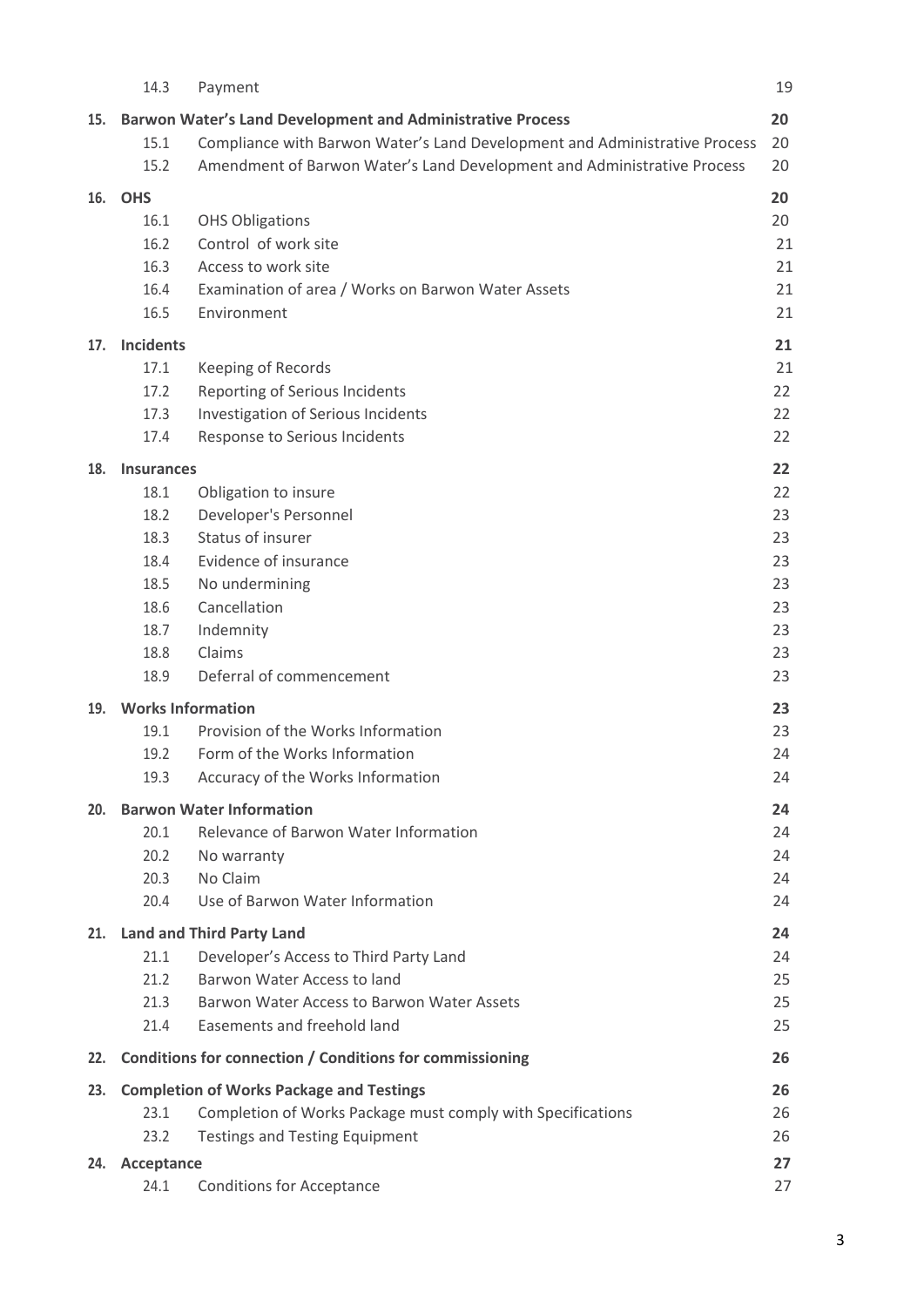| | | |
|---|---|---|
| 14.3 | Payment | 19 |
| **15.** | **Barwon Water's Land Development and Administrative Process** | **20** |
| 15.1 | Compliance with Barwon Water's Land Development and Administrative Process | 20 |
| 15.2 | Amendment of Barwon Water's Land Development and Administrative Process | 20 |
| **16.** | **OHS** | **20** |
| 16.1 | OHS Obligations | 20 |
| 16.2 | Control of work site | 21 |
| 16.3 | Access to work site | 21 |
| 16.4 | Examination of area / Works on Barwon Water Assets | 21 |
| 16.5 | Environment | 21 |
| **17.** | **Incidents** | **21** |
| 17.1 | Keeping of Records | 21 |
| 17.2 | Reporting of Serious Incidents | 22 |
| 17.3 | Investigation of Serious Incidents | 22 |
| 17.4 | Response to Serious Incidents | 22 |
| **18.** | **Insurances** | **22** |
| 18.1 | Obligation to insure | 22 |
| 18.2 | Developer's Personnel | 23 |
| 18.3 | Status of insurer | 23 |
| 18.4 | Evidence of insurance | 23 |
| 18.5 | No undermining | 23 |
| 18.6 | Cancellation | 23 |
| 18.7 | Indemnity | 23 |
| 18.8 | Claims | 23 |
| 18.9 | Deferral of commencement | 23 |
| **19.** | **Works Information** | **23** |
| 19.1 | Provision of the Works Information | 23 |
| 19.2 | Form of the Works Information | 24 |
| 19.3 | Accuracy of the Works Information | 24 |
| **20.** | **Barwon Water Information** | **24** |
| 20.1 | Relevance of Barwon Water Information | 24 |
| 20.2 | No warranty | 24 |
| 20.3 | No Claim | 24 |
| 20.4 | Use of Barwon Water Information | 24 |
| **21.** | **Land and Third Party Land** | **24** |
| 21.1 | Developer's Access to Third Party Land | 24 |
| 21.2 | Barwon Water Access to land | 25 |
| 21.3 | Barwon Water Access to Barwon Water Assets | 25 |
| 21.4 | Easements and freehold land | 25 |
| **22.** | **Conditions for connection / Conditions for commissioning** | **26** |
| **23.** | **Completion of Works Package and Testings** | **26** |
| 23.1 | Completion of Works Package must comply with Specifications | 26 |
| 23.2 | Testings and Testing Equipment | 26 |
| **24.** | **Acceptance** | **27** |
| 24.1 | Conditions for Acceptance | 27 |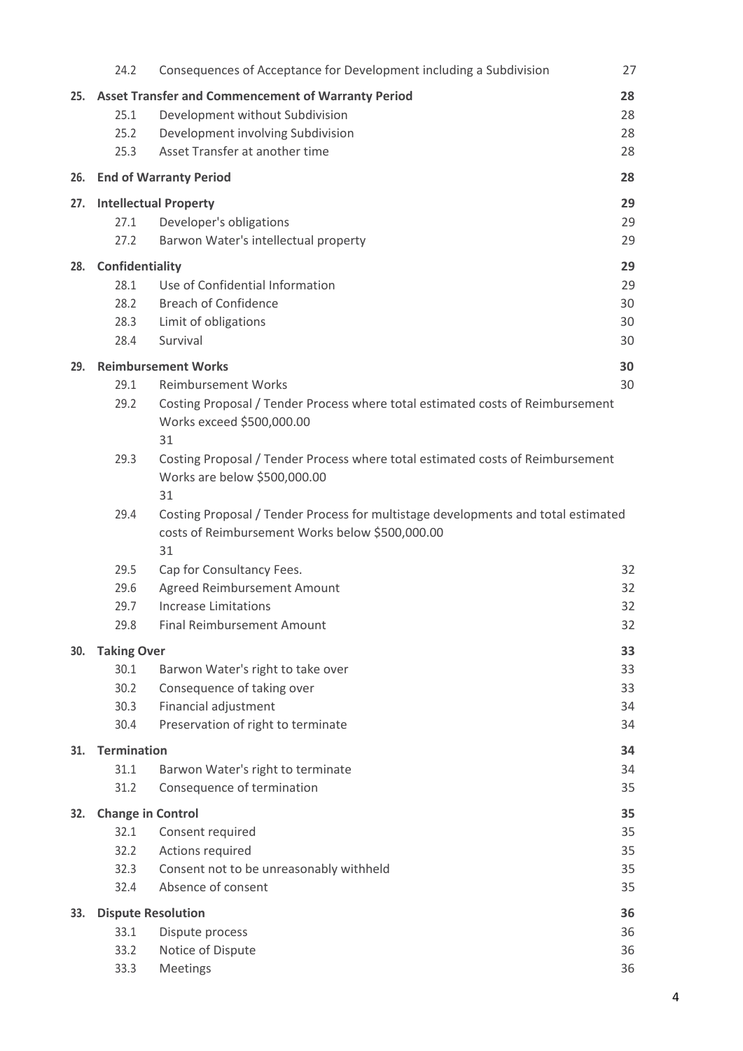| | | |
|---|---|---|
| 24.2 | Consequences of Acceptance for Development including a Subdivision | 27 |
| **25.** | **Asset Transfer and Commencement of Warranty Period** | **28** |
| 25.1 | Development without Subdivision | 28 |
| 25.2 | Development involving Subdivision | 28 |
| 25.3 | Asset Transfer at another time | 28 |
| **26.** | **End of Warranty Period** | **28** |
| **27.** | **Intellectual Property** | **29** |
| 27.1 | Developer's obligations | 29 |
| 27.2 | Barwon Water's intellectual property | 29 |
| **28.** | **Confidentiality** | **29** |
| 28.1 | Use of Confidential Information | 29 |
| 28.2 | Breach of Confidence | 30 |
| 28.3 | Limit of obligations | 30 |
| 28.4 | Survival | 30 |
| **29.** | **Reimbursement Works** | **30** |
| 29.1 | Reimbursement Works | 30 |
| 29.2 | Costing Proposal / Tender Process where total estimated costs of Reimbursement Works exceed $500,000.00 | 31 |
| 29.3 | Costing Proposal / Tender Process where total estimated costs of Reimbursement Works are below $500,000.00 | 31 |
| 29.4 | Costing Proposal / Tender Process for multistage developments and total estimated costs of Reimbursement Works below $500,000.00 | 31 |
| 29.5 | Cap for Consultancy Fees. | 32 |
| 29.6 | Agreed Reimbursement Amount | 32 |
| 29.7 | Increase Limitations | 32 |
| 29.8 | Final Reimbursement Amount | 32 |
| **30.** | **Taking Over** | **33** |
| 30.1 | Barwon Water's right to take over | 33 |
| 30.2 | Consequence of taking over | 33 |
| 30.3 | Financial adjustment | 34 |
| 30.4 | Preservation of right to terminate | 34 |
| **31.** | **Termination** | **34** |
| 31.1 | Barwon Water's right to terminate | 34 |
| 31.2 | Consequence of termination | 35 |
| **32.** | **Change in Control** | **35** |
| 32.1 | Consent required | 35 |
| 32.2 | Actions required | 35 |
| 32.3 | Consent not to be unreasonably withheld | 35 |
| 32.4 | Absence of consent | 35 |
| **33.** | **Dispute Resolution** | **36** |
| 33.1 | Dispute process | 36 |
| 33.2 | Notice of Dispute | 36 |
| 33.3 | Meetings | 36 |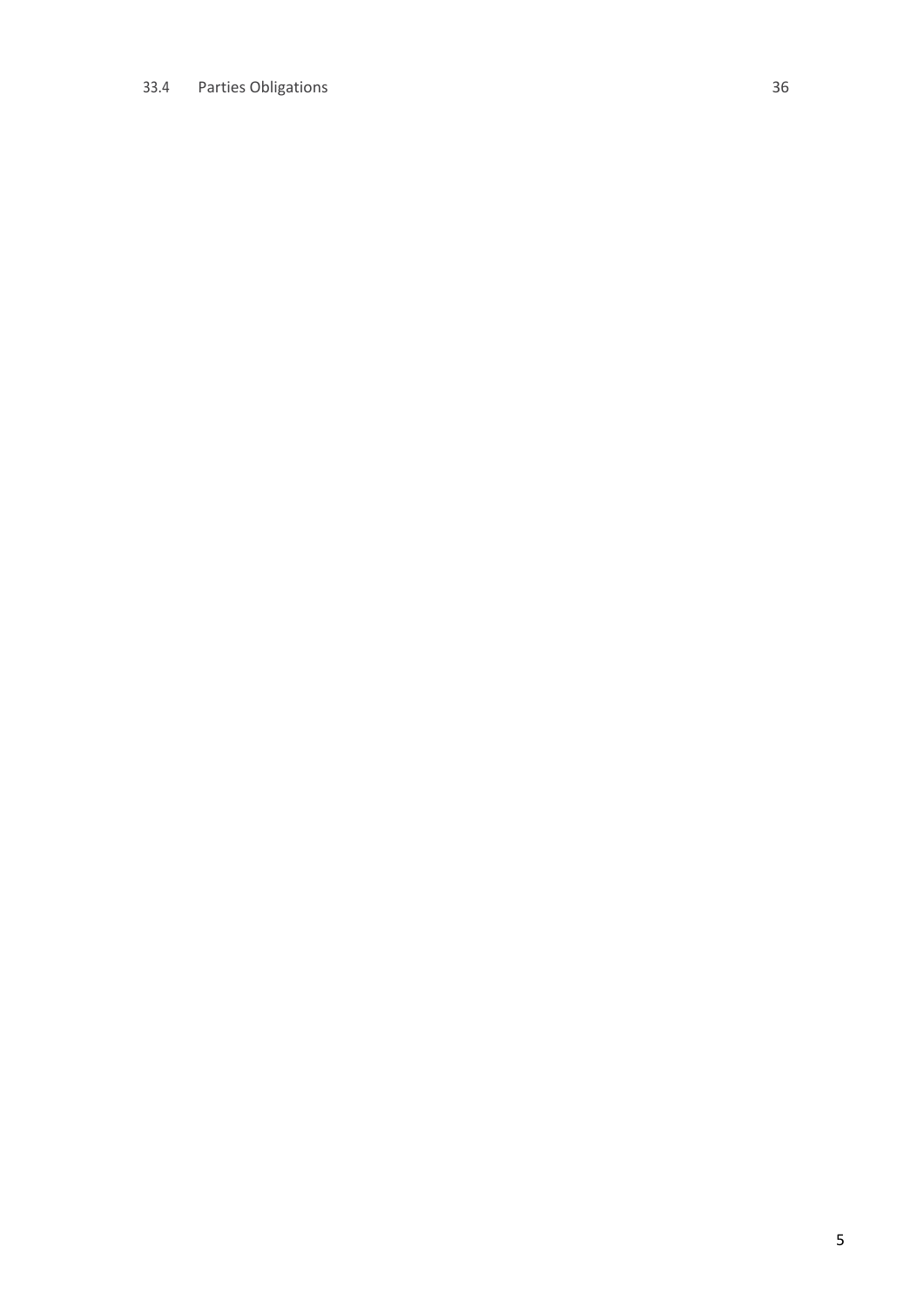33.4 Parties Obligations 36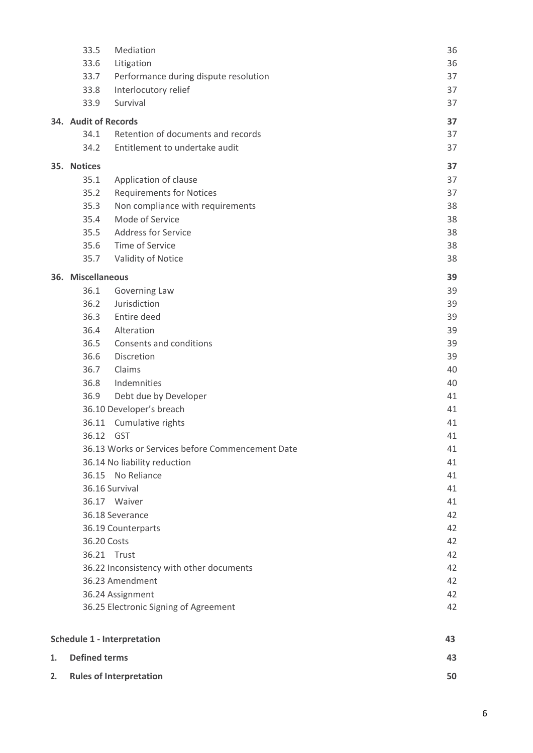| | | |
|---|---|---|
| 33.5 | Mediation | 36 |
| 33.6 | Litigation | 36 |
| 33.7 | Performance during dispute resolution | 37 |
| 33.8 | Interlocutory relief | 37 |
| 33.9 | Survival | 37 |
| **34.** | **Audit of Records** | **37** |
| 34.1 | Retention of documents and records | 37 |
| 34.2 | Entitlement to undertake audit | 37 |
| **35.** | **Notices** | **37** |
| 35.1 | Application of clause | 37 |
| 35.2 | Requirements for Notices | 37 |
| 35.3 | Non compliance with requirements | 38 |
| 35.4 | Mode of Service | 38 |
| 35.5 | Address for Service | 38 |
| 35.6 | Time of Service | 38 |
| 35.7 | Validity of Notice | 38 |
| **36.** | **Miscellaneous** | **39** |
| 36.1 | Governing Law | 39 |
| 36.2 | Jurisdiction | 39 |
| 36.3 | Entire deed | 39 |
| 36.4 | Alteration | 39 |
| 36.5 | Consents and conditions | 39 |
| 36.6 | Discretion | 39 |
| 36.7 | Claims | 40 |
| 36.8 | Indemnities | 40 |
| 36.9 | Debt due by Developer | 41 |
| 36.10 | Developer's breach | 41 |
| 36.11 | Cumulative rights | 41 |
| 36.12 | GST | 41 |
| 36.13 | Works or Services before Commencement Date | 41 |
| 36.14 | No liability reduction | 41 |
| 36.15 | No Reliance | 41 |
| 36.16 | Survival | 41 |
| 36.17 | Waiver | 41 |
| 36.18 | Severance | 42 |
| 36.19 | Counterparts | 42 |
| 36.20 | Costs | 42 |
| 36.21 | Trust | 42 |
| 36.22 | Inconsistency with other documents | 42 |
| 36.23 | Amendment | 42 |
| 36.24 | Assignment | 42 |
| 36.25 | Electronic Signing of Agreement | 42 |
| **Schedule 1 - Interpretation** | | **43** |
| **1.** | **Defined terms** | **43** |
| **2.** | **Rules of Interpretation** | **50** |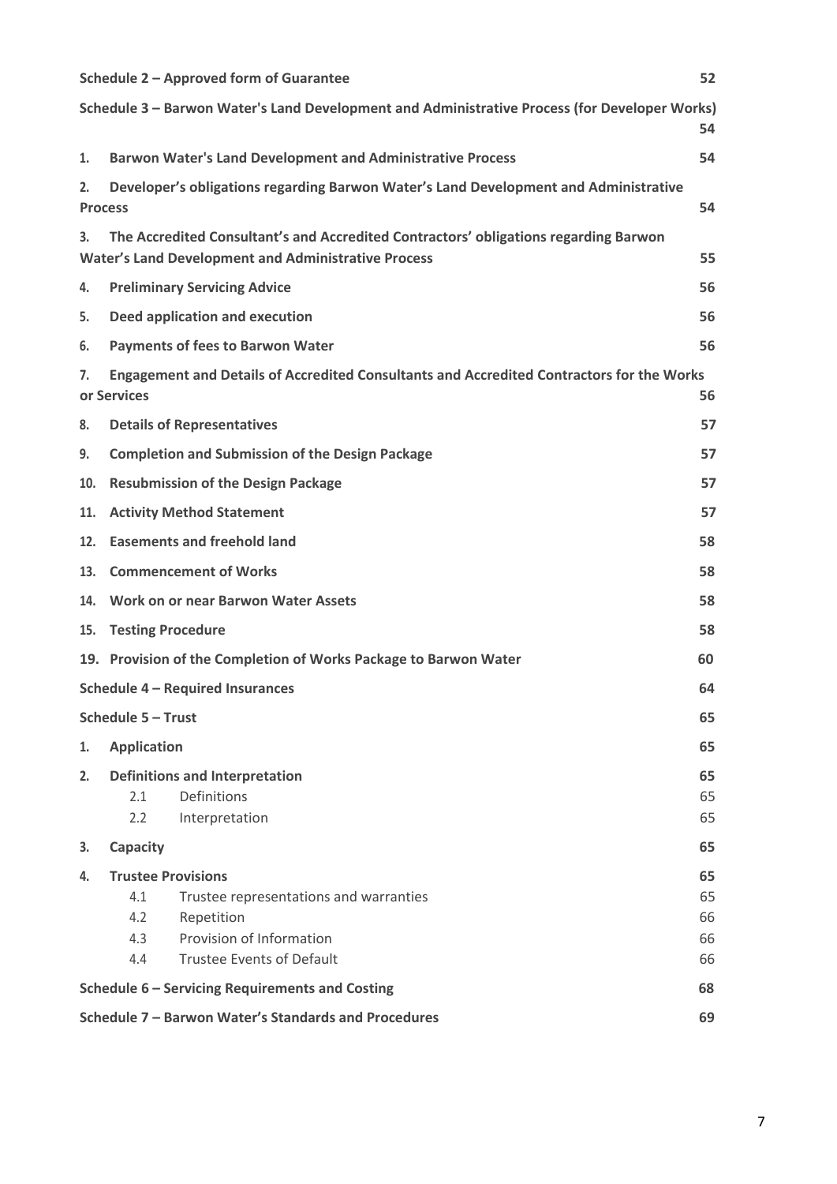**Schedule 2 – Approved form of Guarantee** 52

**Schedule 3 – Barwon Water's Land Development and Administrative Process (for Developer Works)** 54

**1. Barwon Water's Land Development and Administrative Process** 54

**2. Developer's obligations regarding Barwon Water's Land Development and Administrative Process** 54

**3. The Accredited Consultant's and Accredited Contractors' obligations regarding Barwon Water's Land Development and Administrative Process** 55

**4. Preliminary Servicing Advice** 56

**5. Deed application and execution** 56

**6. Payments of fees to Barwon Water** 56

**7. Engagement and Details of Accredited Consultants and Accredited Contractors for the Works or Services** 56

**8. Details of Representatives** 57

**9. Completion and Submission of the Design Package** 57

**10. Resubmission of the Design Package** 57

**11. Activity Method Statement** 57

**12. Easements and freehold land** 58

**13. Commencement of Works** 58

**14. Work on or near Barwon Water Assets** 58

**15. Testing Procedure** 58

**19. Provision of the Completion of Works Package to Barwon Water** 60

**Schedule 4 – Required Insurances** 64

**Schedule 5 – Trust** 65

**1. Application** 65

**2. Definitions and Interpretation** 65
- 2.1 Definitions 65
- 2.2 Interpretation 65

**3. Capacity** 65

**4. Trustee Provisions** 65
- 4.1 Trustee representations and warranties 65
- 4.2 Repetition 66
- 4.3 Provision of Information 66
- 4.4 Trustee Events of Default 66

**Schedule 6 – Servicing Requirements and Costing** 68

**Schedule 7 – Barwon Water's Standards and Procedures** 69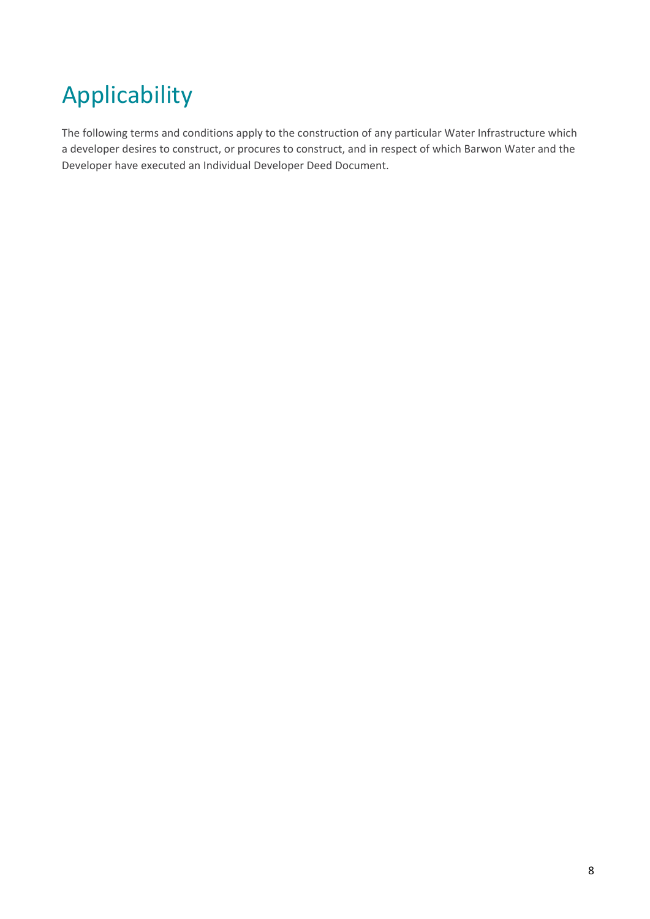# Applicability

The following terms and conditions apply to the construction of any particular Water Infrastructure which a developer desires to construct, or procures to construct, and in respect of which Barwon Water and the Developer have executed an Individual Developer Deed Document.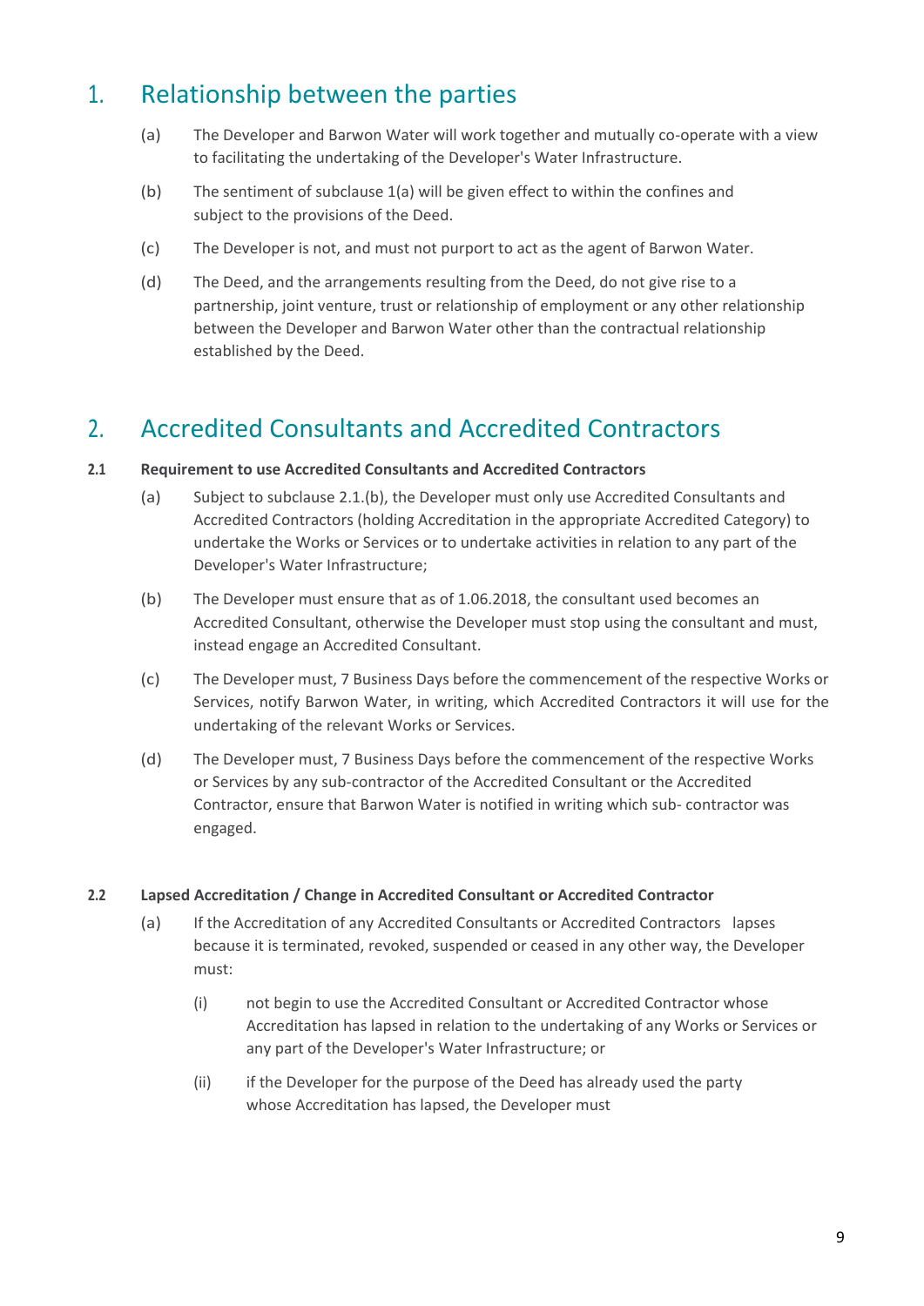# 1. Relationship between the parties

(a) The Developer and Barwon Water will work together and mutually co-operate with a view to facilitating the undertaking of the Developer's Water Infrastructure.

(b) The sentiment of subclause 1(a) will be given effect to within the confines and subject to the provisions of the Deed.

(c) The Developer is not, and must not purport to act as the agent of Barwon Water.

(d) The Deed, and the arrangements resulting from the Deed, do not give rise to a partnership, joint venture, trust or relationship of employment or any other relationship between the Developer and Barwon Water other than the contractual relationship established by the Deed.

# 2. Accredited Consultants and Accredited Contractors

### 2.1 Requirement to use Accredited Consultants and Accredited Contractors

(a) Subject to subclause 2.1.(b), the Developer must only use Accredited Consultants and Accredited Contractors (holding Accreditation in the appropriate Accredited Category) to undertake the Works or Services or to undertake activities in relation to any part of the Developer's Water Infrastructure;

(b) The Developer must ensure that as of 1.06.2018, the consultant used becomes an Accredited Consultant, otherwise the Developer must stop using the consultant and must, instead engage an Accredited Consultant.

(c) The Developer must, 7 Business Days before the commencement of the respective Works or Services, notify Barwon Water, in writing, which Accredited Contractors it will use for the undertaking of the relevant Works or Services.

(d) The Developer must, 7 Business Days before the commencement of the respective Works or Services by any sub-contractor of the Accredited Consultant or the Accredited Contractor, ensure that Barwon Water is notified in writing which sub- contractor was engaged.

### 2.2 Lapsed Accreditation / Change in Accredited Consultant or Accredited Contractor

(a) If the Accreditation of any Accredited Consultants or Accredited Contractors lapses because it is terminated, revoked, suspended or ceased in any other way, the Developer must:

(i) not begin to use the Accredited Consultant or Accredited Contractor whose Accreditation has lapsed in relation to the undertaking of any Works or Services or any part of the Developer's Water Infrastructure; or

(ii) if the Developer for the purpose of the Deed has already used the party whose Accreditation has lapsed, the Developer must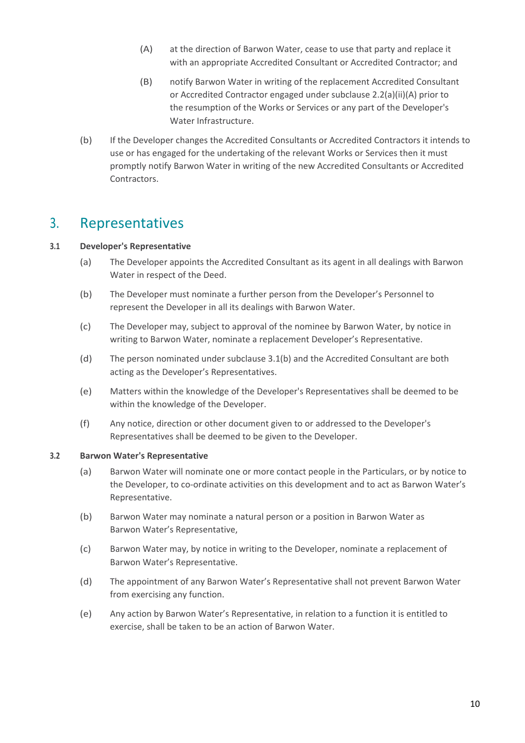(A) at the direction of Barwon Water, cease to use that party and replace it with an appropriate Accredited Consultant or Accredited Contractor; and

(B) notify Barwon Water in writing of the replacement Accredited Consultant or Accredited Contractor engaged under subclause 2.2(a)(ii)(A) prior to the resumption of the Works or Services or any part of the Developer's Water Infrastructure.

(b) If the Developer changes the Accredited Consultants or Accredited Contractors it intends to use or has engaged for the undertaking of the relevant Works or Services then it must promptly notify Barwon Water in writing of the new Accredited Consultants or Accredited Contractors.

## 3. Representatives

### 3.1 Developer's Representative

(a) The Developer appoints the Accredited Consultant as its agent in all dealings with Barwon Water in respect of the Deed.

(b) The Developer must nominate a further person from the Developer's Personnel to represent the Developer in all its dealings with Barwon Water.

(c) The Developer may, subject to approval of the nominee by Barwon Water, by notice in writing to Barwon Water, nominate a replacement Developer's Representative.

(d) The person nominated under subclause 3.1(b) and the Accredited Consultant are both acting as the Developer's Representatives.

(e) Matters within the knowledge of the Developer's Representatives shall be deemed to be within the knowledge of the Developer.

(f) Any notice, direction or other document given to or addressed to the Developer's Representatives shall be deemed to be given to the Developer.

### 3.2 Barwon Water's Representative

(a) Barwon Water will nominate one or more contact people in the Particulars, or by notice to the Developer, to co-ordinate activities on this development and to act as Barwon Water's Representative.

(b) Barwon Water may nominate a natural person or a position in Barwon Water as Barwon Water's Representative,

(c) Barwon Water may, by notice in writing to the Developer, nominate a replacement of Barwon Water's Representative.

(d) The appointment of any Barwon Water's Representative shall not prevent Barwon Water from exercising any function.

(e) Any action by Barwon Water's Representative, in relation to a function it is entitled to exercise, shall be taken to be an action of Barwon Water.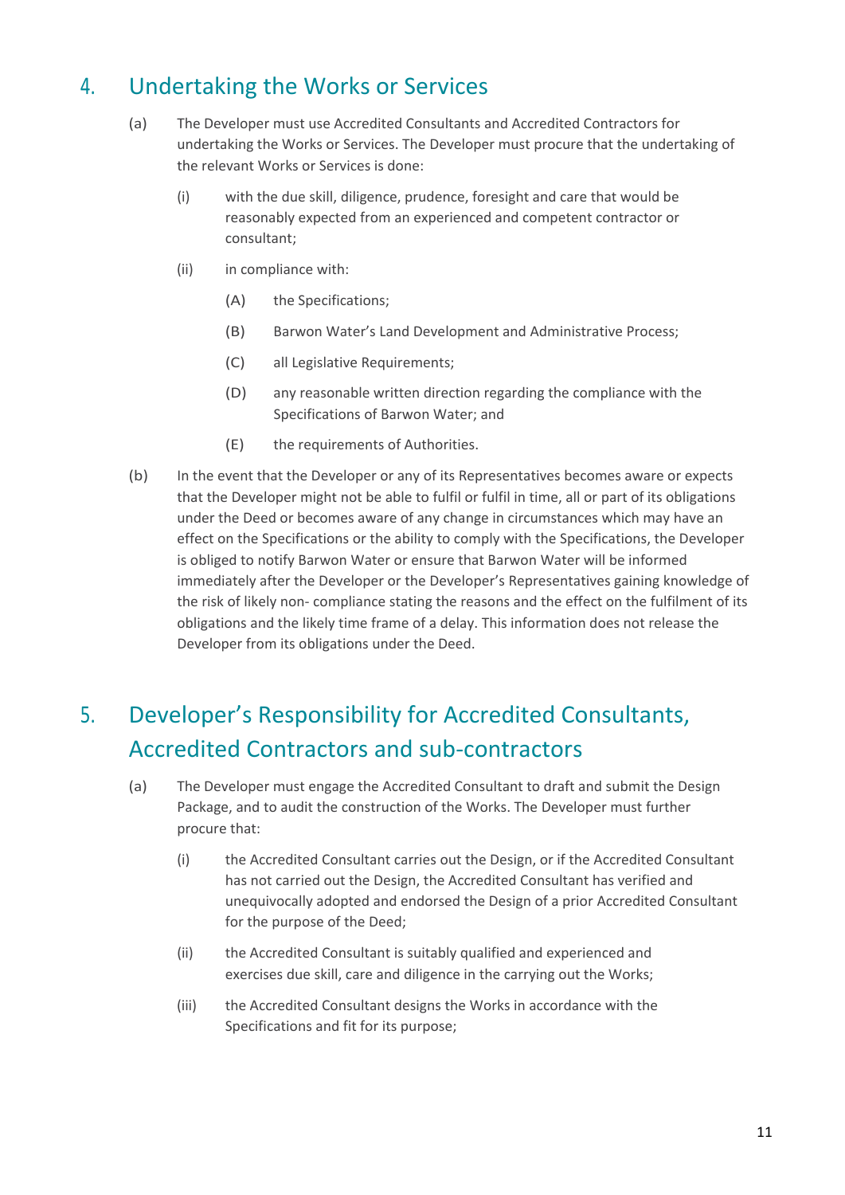## 4. Undertaking the Works or Services

(a) The Developer must use Accredited Consultants and Accredited Contractors for undertaking the Works or Services. The Developer must procure that the undertaking of the relevant Works or Services is done:

(i) with the due skill, diligence, prudence, foresight and care that would be reasonably expected from an experienced and competent contractor or consultant;

(ii) in compliance with:

(A) the Specifications;

(B) Barwon Water's Land Development and Administrative Process;

(C) all Legislative Requirements;

(D) any reasonable written direction regarding the compliance with the Specifications of Barwon Water; and

(E) the requirements of Authorities.

(b) In the event that the Developer or any of its Representatives becomes aware or expects that the Developer might not be able to fulfil or fulfil in time, all or part of its obligations under the Deed or becomes aware of any change in circumstances which may have an effect on the Specifications or the ability to comply with the Specifications, the Developer is obliged to notify Barwon Water or ensure that Barwon Water will be informed immediately after the Developer or the Developer's Representatives gaining knowledge of the risk of likely non- compliance stating the reasons and the effect on the fulfilment of its obligations and the likely time frame of a delay. This information does not release the Developer from its obligations under the Deed.

## 5. Developer's Responsibility for Accredited Consultants, Accredited Contractors and sub-contractors

(a) The Developer must engage the Accredited Consultant to draft and submit the Design Package, and to audit the construction of the Works. The Developer must further procure that:

(i) the Accredited Consultant carries out the Design, or if the Accredited Consultant has not carried out the Design, the Accredited Consultant has verified and unequivocally adopted and endorsed the Design of a prior Accredited Consultant for the purpose of the Deed;

(ii) the Accredited Consultant is suitably qualified and experienced and exercises due skill, care and diligence in the carrying out the Works;

(iii) the Accredited Consultant designs the Works in accordance with the Specifications and fit for its purpose;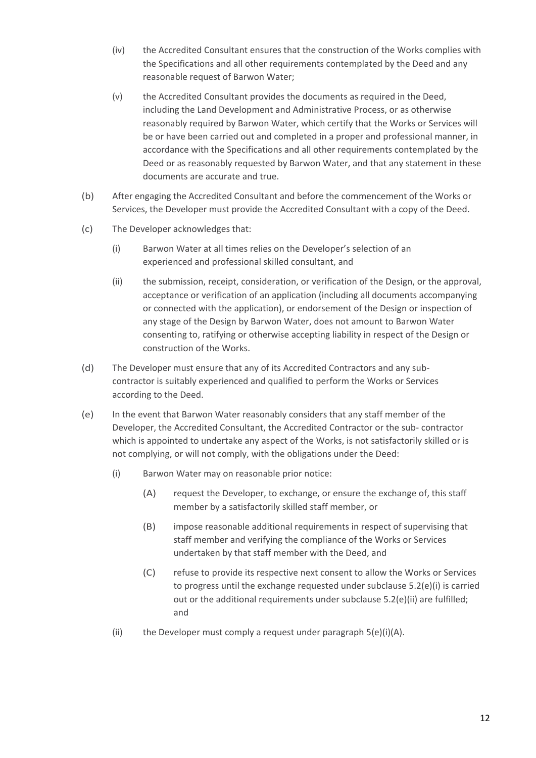(iv) the Accredited Consultant ensures that the construction of the Works complies with the Specifications and all other requirements contemplated by the Deed and any reasonable request of Barwon Water;

(v) the Accredited Consultant provides the documents as required in the Deed, including the Land Development and Administrative Process, or as otherwise reasonably required by Barwon Water, which certify that the Works or Services will be or have been carried out and completed in a proper and professional manner, in accordance with the Specifications and all other requirements contemplated by the Deed or as reasonably requested by Barwon Water, and that any statement in these documents are accurate and true.

(b) After engaging the Accredited Consultant and before the commencement of the Works or Services, the Developer must provide the Accredited Consultant with a copy of the Deed.

(c) The Developer acknowledges that:

(i) Barwon Water at all times relies on the Developer's selection of an experienced and professional skilled consultant, and

(ii) the submission, receipt, consideration, or verification of the Design, or the approval, acceptance or verification of an application (including all documents accompanying or connected with the application), or endorsement of the Design or inspection of any stage of the Design by Barwon Water, does not amount to Barwon Water consenting to, ratifying or otherwise accepting liability in respect of the Design or construction of the Works.

(d) The Developer must ensure that any of its Accredited Contractors and any sub-contractor is suitably experienced and qualified to perform the Works or Services according to the Deed.

(e) In the event that Barwon Water reasonably considers that any staff member of the Developer, the Accredited Consultant, the Accredited Contractor or the sub- contractor which is appointed to undertake any aspect of the Works, is not satisfactorily skilled or is not complying, or will not comply, with the obligations under the Deed:

(i) Barwon Water may on reasonable prior notice:

(A) request the Developer, to exchange, or ensure the exchange of, this staff member by a satisfactorily skilled staff member, or

(B) impose reasonable additional requirements in respect of supervising that staff member and verifying the compliance of the Works or Services undertaken by that staff member with the Deed, and

(C) refuse to provide its respective next consent to allow the Works or Services to progress until the exchange requested under subclause 5.2(e)(i) is carried out or the additional requirements under subclause 5.2(e)(ii) are fulfilled; and

(ii) the Developer must comply a request under paragraph 5(e)(i)(A).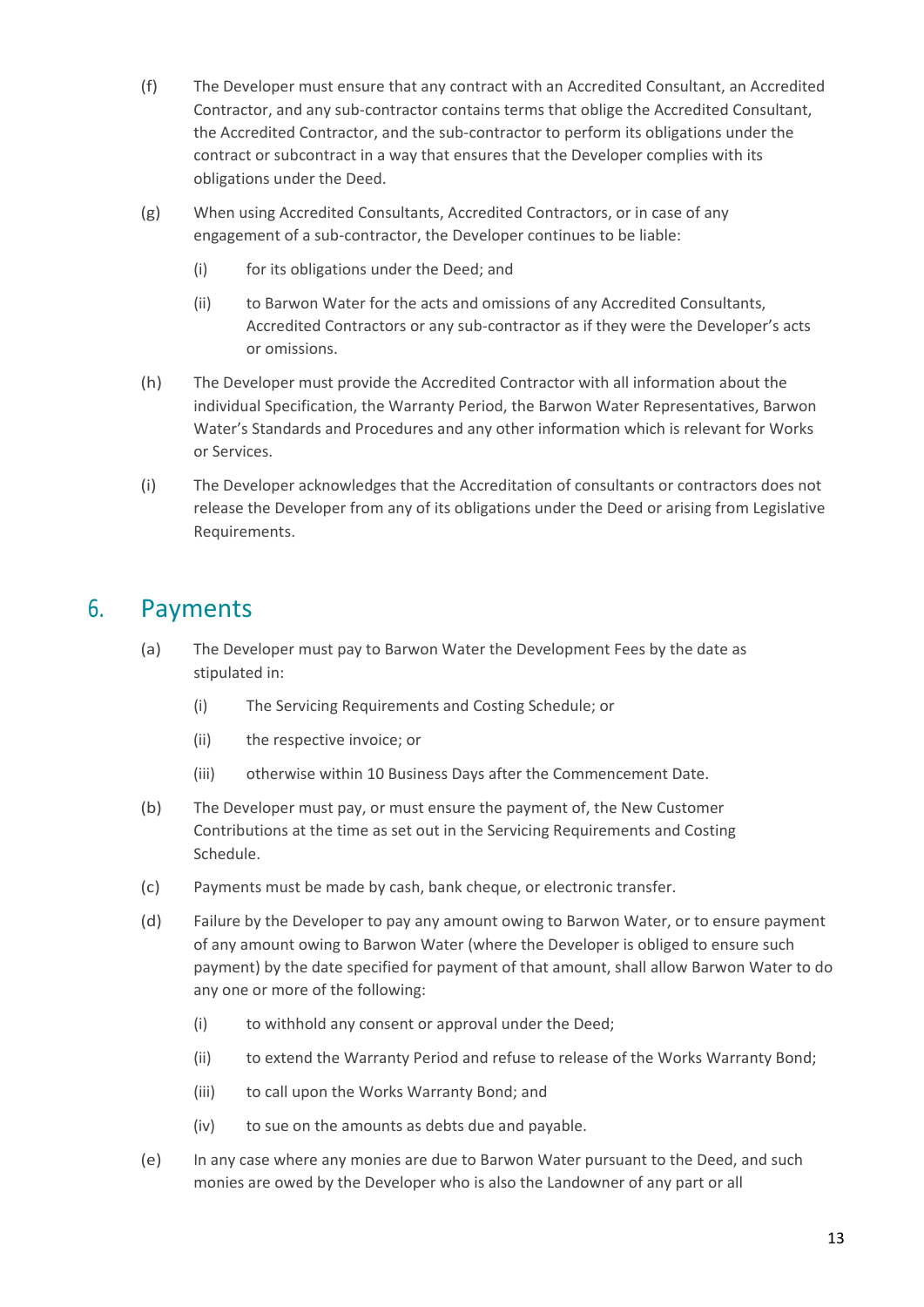(f) The Developer must ensure that any contract with an Accredited Consultant, an Accredited Contractor, and any sub-contractor contains terms that oblige the Accredited Consultant, the Accredited Contractor, and the sub-contractor to perform its obligations under the contract or subcontract in a way that ensures that the Developer complies with its obligations under the Deed.

(g) When using Accredited Consultants, Accredited Contractors, or in case of any engagement of a sub-contractor, the Developer continues to be liable:

   (i) for its obligations under the Deed; and

   (ii) to Barwon Water for the acts and omissions of any Accredited Consultants, Accredited Contractors or any sub-contractor as if they were the Developer's acts or omissions.

(h) The Developer must provide the Accredited Contractor with all information about the individual Specification, the Warranty Period, the Barwon Water Representatives, Barwon Water's Standards and Procedures and any other information which is relevant for Works or Services.

(i) The Developer acknowledges that the Accreditation of consultants or contractors does not release the Developer from any of its obligations under the Deed or arising from Legislative Requirements.

## 6. Payments

(a) The Developer must pay to Barwon Water the Development Fees by the date as stipulated in:

   (i) The Servicing Requirements and Costing Schedule; or

   (ii) the respective invoice; or

   (iii) otherwise within 10 Business Days after the Commencement Date.

(b) The Developer must pay, or must ensure the payment of, the New Customer Contributions at the time as set out in the Servicing Requirements and Costing Schedule.

(c) Payments must be made by cash, bank cheque, or electronic transfer.

(d) Failure by the Developer to pay any amount owing to Barwon Water, or to ensure payment of any amount owing to Barwon Water (where the Developer is obliged to ensure such payment) by the date specified for payment of that amount, shall allow Barwon Water to do any one or more of the following:

   (i) to withhold any consent or approval under the Deed;

   (ii) to extend the Warranty Period and refuse to release of the Works Warranty Bond;

   (iii) to call upon the Works Warranty Bond; and

   (iv) to sue on the amounts as debts due and payable.

(e) In any case where any monies are due to Barwon Water pursuant to the Deed, and such monies are owed by the Developer who is also the Landowner of any part or all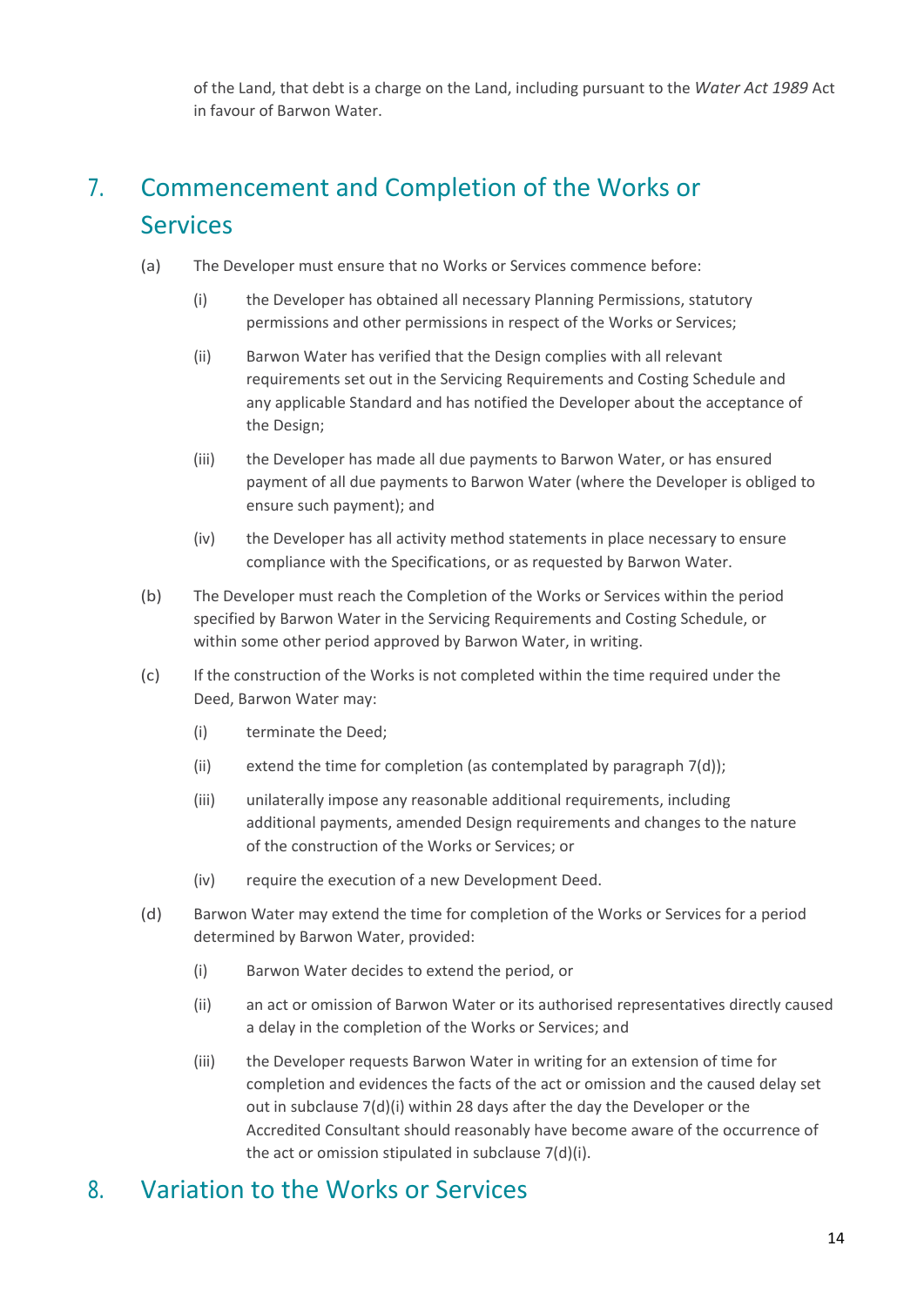of the Land, that debt is a charge on the Land, including pursuant to the *Water Act 1989* Act in favour of Barwon Water.

## 7. Commencement and Completion of the Works or Services

(a) The Developer must ensure that no Works or Services commence before:

   (i) the Developer has obtained all necessary Planning Permissions, statutory permissions and other permissions in respect of the Works or Services;

   (ii) Barwon Water has verified that the Design complies with all relevant requirements set out in the Servicing Requirements and Costing Schedule and any applicable Standard and has notified the Developer about the acceptance of the Design;

   (iii) the Developer has made all due payments to Barwon Water, or has ensured payment of all due payments to Barwon Water (where the Developer is obliged to ensure such payment); and

   (iv) the Developer has all activity method statements in place necessary to ensure compliance with the Specifications, or as requested by Barwon Water.

(b) The Developer must reach the Completion of the Works or Services within the period specified by Barwon Water in the Servicing Requirements and Costing Schedule, or within some other period approved by Barwon Water, in writing.

(c) If the construction of the Works is not completed within the time required under the Deed, Barwon Water may:

   (i) terminate the Deed;

   (ii) extend the time for completion (as contemplated by paragraph 7(d));

   (iii) unilaterally impose any reasonable additional requirements, including additional payments, amended Design requirements and changes to the nature of the construction of the Works or Services; or

   (iv) require the execution of a new Development Deed.

(d) Barwon Water may extend the time for completion of the Works or Services for a period determined by Barwon Water, provided:

   (i) Barwon Water decides to extend the period, or

   (ii) an act or omission of Barwon Water or its authorised representatives directly caused a delay in the completion of the Works or Services; and

   (iii) the Developer requests Barwon Water in writing for an extension of time for completion and evidences the facts of the act or omission and the caused delay set out in subclause 7(d)(i) within 28 days after the day the Developer or the Accredited Consultant should reasonably have become aware of the occurrence of the act or omission stipulated in subclause 7(d)(i).

## 8. Variation to the Works or Services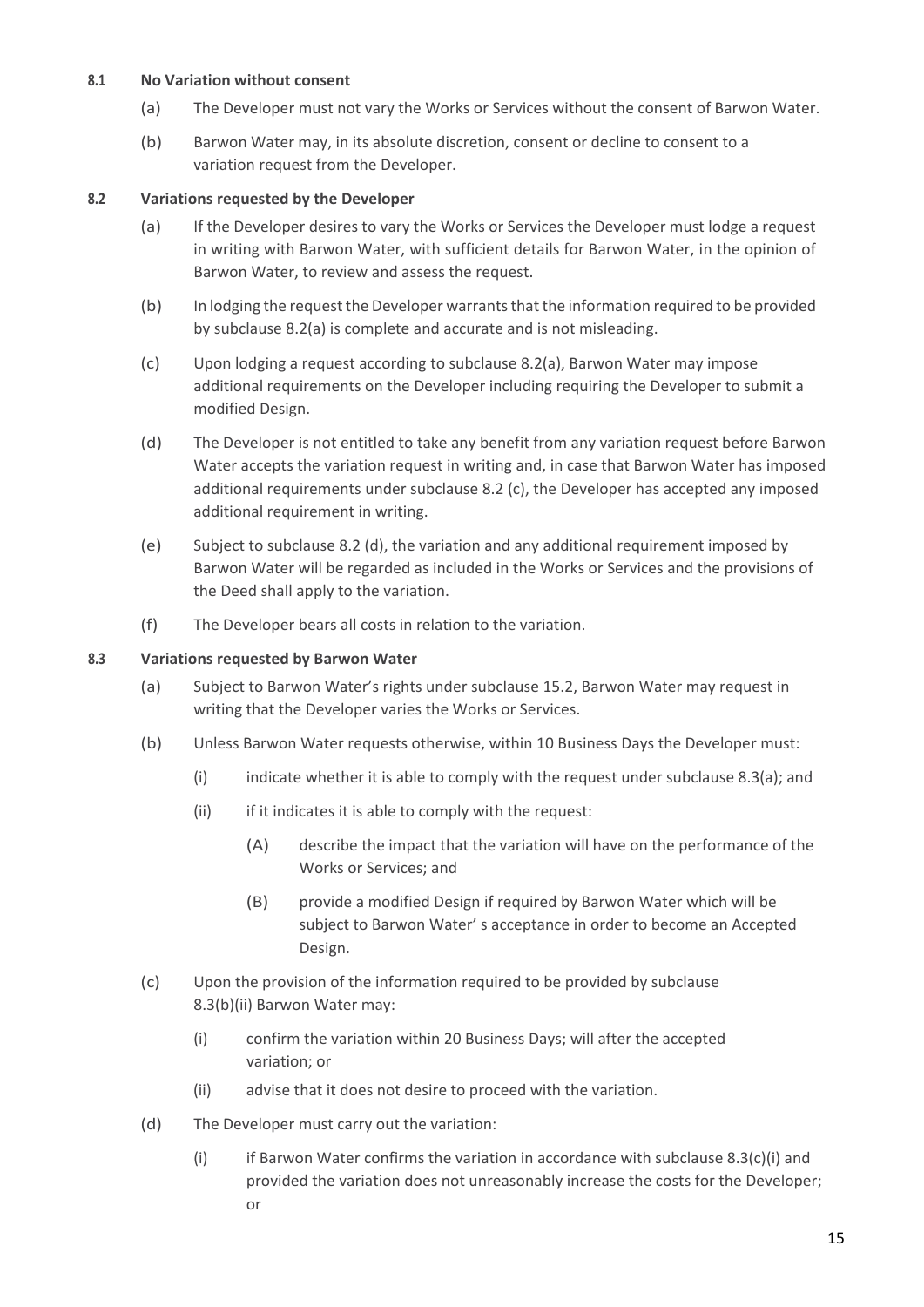#### 8.1 No Variation without consent

(a) The Developer must not vary the Works or Services without the consent of Barwon Water.

(b) Barwon Water may, in its absolute discretion, consent or decline to consent to a variation request from the Developer.

#### 8.2 Variations requested by the Developer

(a) If the Developer desires to vary the Works or Services the Developer must lodge a request in writing with Barwon Water, with sufficient details for Barwon Water, in the opinion of Barwon Water, to review and assess the request.

(b) In lodging the request the Developer warrants that the information required to be provided by subclause 8.2(a) is complete and accurate and is not misleading.

(c) Upon lodging a request according to subclause 8.2(a), Barwon Water may impose additional requirements on the Developer including requiring the Developer to submit a modified Design.

(d) The Developer is not entitled to take any benefit from any variation request before Barwon Water accepts the variation request in writing and, in case that Barwon Water has imposed additional requirements under subclause 8.2 (c), the Developer has accepted any imposed additional requirement in writing.

(e) Subject to subclause 8.2 (d), the variation and any additional requirement imposed by Barwon Water will be regarded as included in the Works or Services and the provisions of the Deed shall apply to the variation.

(f) The Developer bears all costs in relation to the variation.

#### 8.3 Variations requested by Barwon Water

(a) Subject to Barwon Water's rights under subclause 15.2, Barwon Water may request in writing that the Developer varies the Works or Services.

(b) Unless Barwon Water requests otherwise, within 10 Business Days the Developer must:

- (i) indicate whether it is able to comply with the request under subclause 8.3(a); and
- (ii) if it indicates it is able to comply with the request:
  - (A) describe the impact that the variation will have on the performance of the Works or Services; and
  - (B) provide a modified Design if required by Barwon Water which will be subject to Barwon Water' s acceptance in order to become an Accepted Design.

(c) Upon the provision of the information required to be provided by subclause 8.3(b)(ii) Barwon Water may:

- (i) confirm the variation within 20 Business Days; will after the accepted variation; or
- (ii) advise that it does not desire to proceed with the variation.

(d) The Developer must carry out the variation:

- (i) if Barwon Water confirms the variation in accordance with subclause 8.3(c)(i) and provided the variation does not unreasonably increase the costs for the Developer; or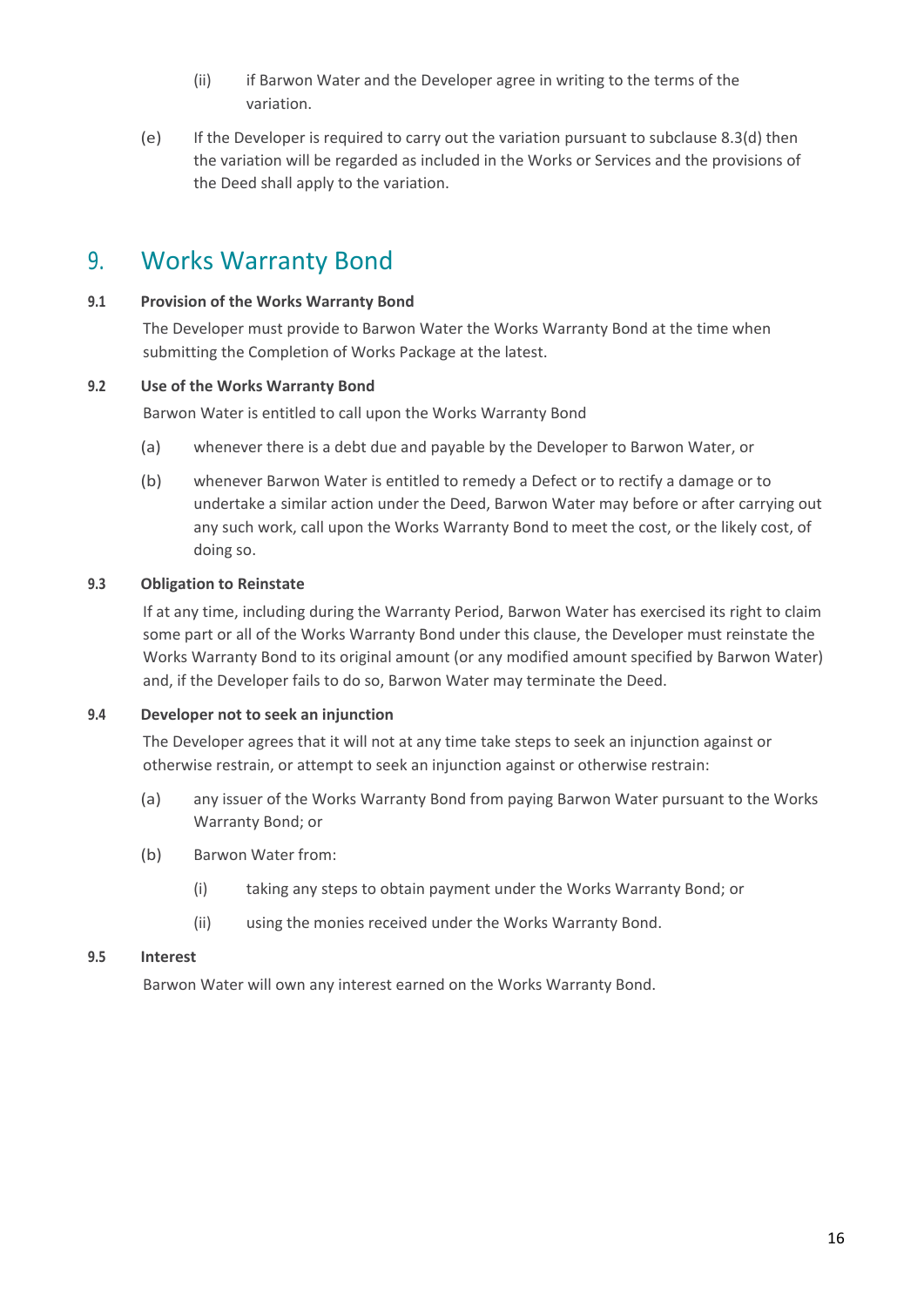(ii) if Barwon Water and the Developer agree in writing to the terms of the variation.

(e) If the Developer is required to carry out the variation pursuant to subclause 8.3(d) then the variation will be regarded as included in the Works or Services and the provisions of the Deed shall apply to the variation.

# 9. Works Warranty Bond

### 9.1 Provision of the Works Warranty Bond

The Developer must provide to Barwon Water the Works Warranty Bond at the time when submitting the Completion of Works Package at the latest.

### 9.2 Use of the Works Warranty Bond

Barwon Water is entitled to call upon the Works Warranty Bond

(a) whenever there is a debt due and payable by the Developer to Barwon Water, or

(b) whenever Barwon Water is entitled to remedy a Defect or to rectify a damage or to undertake a similar action under the Deed, Barwon Water may before or after carrying out any such work, call upon the Works Warranty Bond to meet the cost, or the likely cost, of doing so.

### 9.3 Obligation to Reinstate

If at any time, including during the Warranty Period, Barwon Water has exercised its right to claim some part or all of the Works Warranty Bond under this clause, the Developer must reinstate the Works Warranty Bond to its original amount (or any modified amount specified by Barwon Water) and, if the Developer fails to do so, Barwon Water may terminate the Deed.

### 9.4 Developer not to seek an injunction

The Developer agrees that it will not at any time take steps to seek an injunction against or otherwise restrain, or attempt to seek an injunction against or otherwise restrain:

(a) any issuer of the Works Warranty Bond from paying Barwon Water pursuant to the Works Warranty Bond; or

(b) Barwon Water from:

(i) taking any steps to obtain payment under the Works Warranty Bond; or

(ii) using the monies received under the Works Warranty Bond.

### 9.5 Interest

Barwon Water will own any interest earned on the Works Warranty Bond.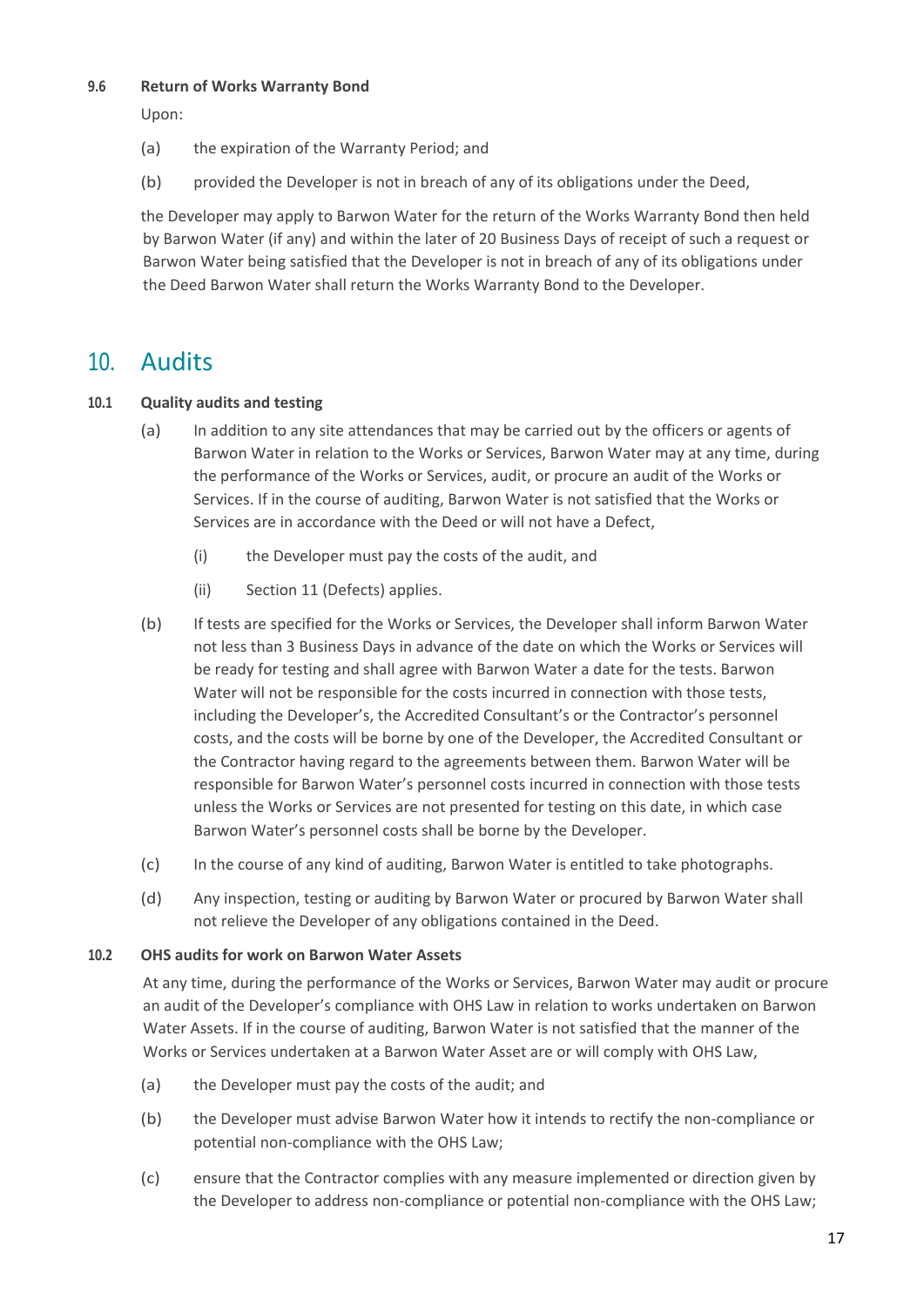### 9.6 Return of Works Warranty Bond

Upon:

(a) the expiration of the Warranty Period; and

(b) provided the Developer is not in breach of any of its obligations under the Deed,

the Developer may apply to Barwon Water for the return of the Works Warranty Bond then held by Barwon Water (if any) and within the later of 20 Business Days of receipt of such a request or Barwon Water being satisfied that the Developer is not in breach of any of its obligations under the Deed Barwon Water shall return the Works Warranty Bond to the Developer.

## 10. Audits

### 10.1 Quality audits and testing

(a) In addition to any site attendances that may be carried out by the officers or agents of Barwon Water in relation to the Works or Services, Barwon Water may at any time, during the performance of the Works or Services, audit, or procure an audit of the Works or Services. If in the course of auditing, Barwon Water is not satisfied that the Works or Services are in accordance with the Deed or will not have a Defect,

(i) the Developer must pay the costs of the audit, and

(ii) Section 11 (Defects) applies.

(b) If tests are specified for the Works or Services, the Developer shall inform Barwon Water not less than 3 Business Days in advance of the date on which the Works or Services will be ready for testing and shall agree with Barwon Water a date for the tests. Barwon Water will not be responsible for the costs incurred in connection with those tests, including the Developer's, the Accredited Consultant's or the Contractor's personnel costs, and the costs will be borne by one of the Developer, the Accredited Consultant or the Contractor having regard to the agreements between them. Barwon Water will be responsible for Barwon Water's personnel costs incurred in connection with those tests unless the Works or Services are not presented for testing on this date, in which case Barwon Water's personnel costs shall be borne by the Developer.

(c) In the course of any kind of auditing, Barwon Water is entitled to take photographs.

(d) Any inspection, testing or auditing by Barwon Water or procured by Barwon Water shall not relieve the Developer of any obligations contained in the Deed.

### 10.2 OHS audits for work on Barwon Water Assets

At any time, during the performance of the Works or Services, Barwon Water may audit or procure an audit of the Developer's compliance with OHS Law in relation to works undertaken on Barwon Water Assets. If in the course of auditing, Barwon Water is not satisfied that the manner of the Works or Services undertaken at a Barwon Water Asset are or will comply with OHS Law,

(a) the Developer must pay the costs of the audit; and

(b) the Developer must advise Barwon Water how it intends to rectify the non-compliance or potential non-compliance with the OHS Law;

(c) ensure that the Contractor complies with any measure implemented or direction given by the Developer to address non-compliance or potential non-compliance with the OHS Law;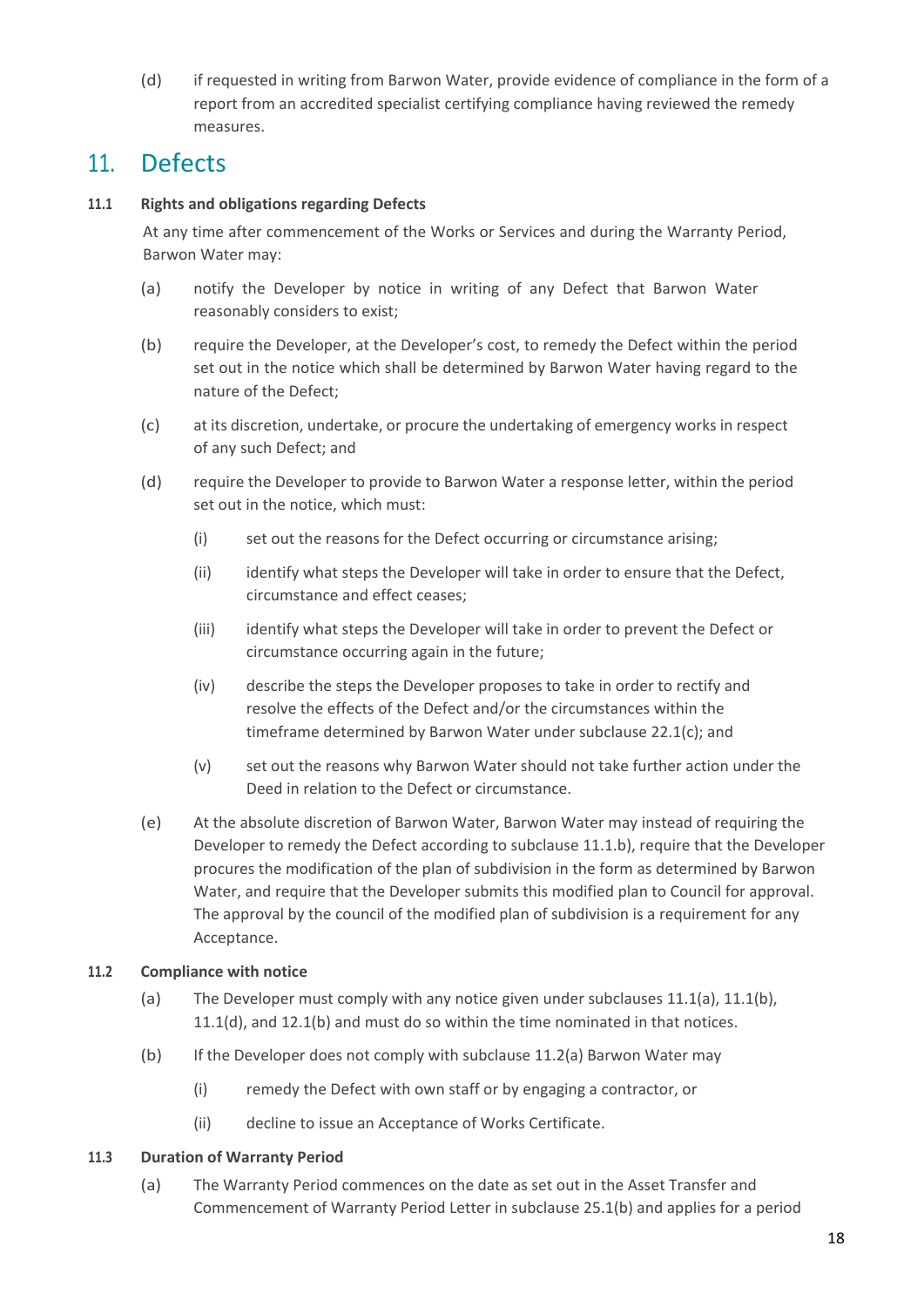(d) if requested in writing from Barwon Water, provide evidence of compliance in the form of a report from an accredited specialist certifying compliance having reviewed the remedy measures.

# 11. Defects

### 11.1 Rights and obligations regarding Defects

At any time after commencement of the Works or Services and during the Warranty Period, Barwon Water may:

(a) notify the Developer by notice in writing of any Defect that Barwon Water reasonably considers to exist;

(b) require the Developer, at the Developer's cost, to remedy the Defect within the period set out in the notice which shall be determined by Barwon Water having regard to the nature of the Defect;

(c) at its discretion, undertake, or procure the undertaking of emergency works in respect of any such Defect; and

(d) require the Developer to provide to Barwon Water a response letter, within the period set out in the notice, which must:

  (i) set out the reasons for the Defect occurring or circumstance arising;

  (ii) identify what steps the Developer will take in order to ensure that the Defect, circumstance and effect ceases;

  (iii) identify what steps the Developer will take in order to prevent the Defect or circumstance occurring again in the future;

  (iv) describe the steps the Developer proposes to take in order to rectify and resolve the effects of the Defect and/or the circumstances within the timeframe determined by Barwon Water under subclause 22.1(c); and

  (v) set out the reasons why Barwon Water should not take further action under the Deed in relation to the Defect or circumstance.

(e) At the absolute discretion of Barwon Water, Barwon Water may instead of requiring the Developer to remedy the Defect according to subclause 11.1.b), require that the Developer procures the modification of the plan of subdivision in the form as determined by Barwon Water, and require that the Developer submits this modified plan to Council for approval. The approval by the council of the modified plan of subdivision is a requirement for any Acceptance.

### 11.2 Compliance with notice

(a) The Developer must comply with any notice given under subclauses 11.1(a), 11.1(b), 11.1(d), and 12.1(b) and must do so within the time nominated in that notices.

(b) If the Developer does not comply with subclause 11.2(a) Barwon Water may

  (i) remedy the Defect with own staff or by engaging a contractor, or

  (ii) decline to issue an Acceptance of Works Certificate.

### 11.3 Duration of Warranty Period

(a) The Warranty Period commences on the date as set out in the Asset Transfer and Commencement of Warranty Period Letter in subclause 25.1(b) and applies for a period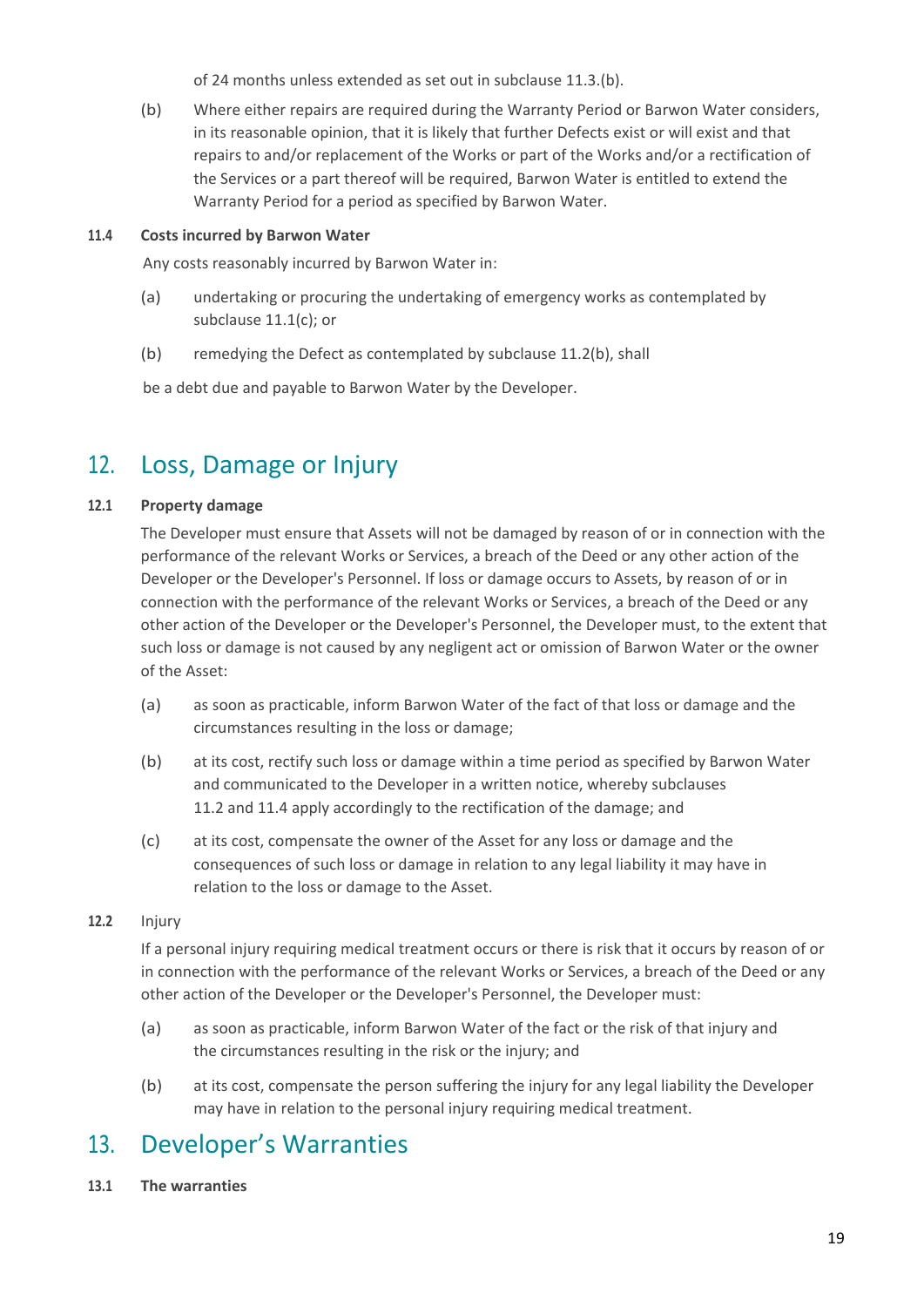of 24 months unless extended as set out in subclause 11.3.(b).

(b) Where either repairs are required during the Warranty Period or Barwon Water considers, in its reasonable opinion, that it is likely that further Defects exist or will exist and that repairs to and/or replacement of the Works or part of the Works and/or a rectification of the Services or a part thereof will be required, Barwon Water is entitled to extend the Warranty Period for a period as specified by Barwon Water.

### 11.4 Costs incurred by Barwon Water

Any costs reasonably incurred by Barwon Water in:

(a) undertaking or procuring the undertaking of emergency works as contemplated by subclause 11.1(c); or

(b) remedying the Defect as contemplated by subclause 11.2(b), shall

be a debt due and payable to Barwon Water by the Developer.

## 12. Loss, Damage or Injury

### 12.1 Property damage

The Developer must ensure that Assets will not be damaged by reason of or in connection with the performance of the relevant Works or Services, a breach of the Deed or any other action of the Developer or the Developer's Personnel. If loss or damage occurs to Assets, by reason of or in connection with the performance of the relevant Works or Services, a breach of the Deed or any other action of the Developer or the Developer's Personnel, the Developer must, to the extent that such loss or damage is not caused by any negligent act or omission of Barwon Water or the owner of the Asset:

(a) as soon as practicable, inform Barwon Water of the fact of that loss or damage and the circumstances resulting in the loss or damage;

(b) at its cost, rectify such loss or damage within a time period as specified by Barwon Water and communicated to the Developer in a written notice, whereby subclauses 11.2 and 11.4 apply accordingly to the rectification of the damage; and

(c) at its cost, compensate the owner of the Asset for any loss or damage and the consequences of such loss or damage in relation to any legal liability it may have in relation to the loss or damage to the Asset.

### 12.2 Injury

If a personal injury requiring medical treatment occurs or there is risk that it occurs by reason of or in connection with the performance of the relevant Works or Services, a breach of the Deed or any other action of the Developer or the Developer's Personnel, the Developer must:

(a) as soon as practicable, inform Barwon Water of the fact or the risk of that injury and the circumstances resulting in the risk or the injury; and

(b) at its cost, compensate the person suffering the injury for any legal liability the Developer may have in relation to the personal injury requiring medical treatment.

## 13. Developer's Warranties

### 13.1 The warranties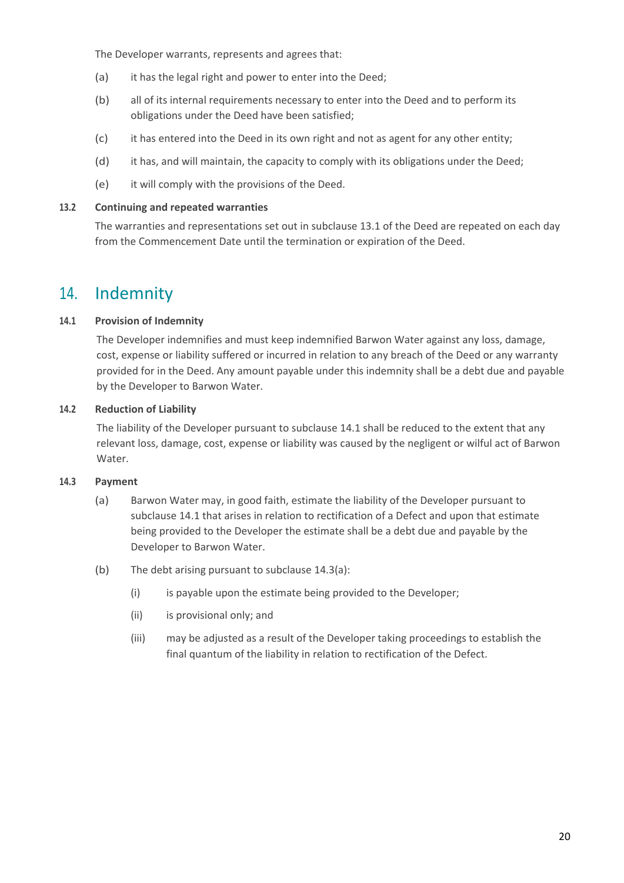The Developer warrants, represents and agrees that:

(a) it has the legal right and power to enter into the Deed;

(b) all of its internal requirements necessary to enter into the Deed and to perform its obligations under the Deed have been satisfied;

(c) it has entered into the Deed in its own right and not as agent for any other entity;

(d) it has, and will maintain, the capacity to comply with its obligations under the Deed;

(e) it will comply with the provisions of the Deed.

### 13.2 Continuing and repeated warranties

The warranties and representations set out in subclause 13.1 of the Deed are repeated on each day from the Commencement Date until the termination or expiration of the Deed.

## 14. Indemnity

### 14.1 Provision of Indemnity

The Developer indemnifies and must keep indemnified Barwon Water against any loss, damage, cost, expense or liability suffered or incurred in relation to any breach of the Deed or any warranty provided for in the Deed. Any amount payable under this indemnity shall be a debt due and payable by the Developer to Barwon Water.

### 14.2 Reduction of Liability

The liability of the Developer pursuant to subclause 14.1 shall be reduced to the extent that any relevant loss, damage, cost, expense or liability was caused by the negligent or wilful act of Barwon Water.

### 14.3 Payment

(a) Barwon Water may, in good faith, estimate the liability of the Developer pursuant to subclause 14.1 that arises in relation to rectification of a Defect and upon that estimate being provided to the Developer the estimate shall be a debt due and payable by the Developer to Barwon Water.

(b) The debt arising pursuant to subclause 14.3(a):

  (i) is payable upon the estimate being provided to the Developer;

  (ii) is provisional only; and

  (iii) may be adjusted as a result of the Developer taking proceedings to establish the final quantum of the liability in relation to rectification of the Defect.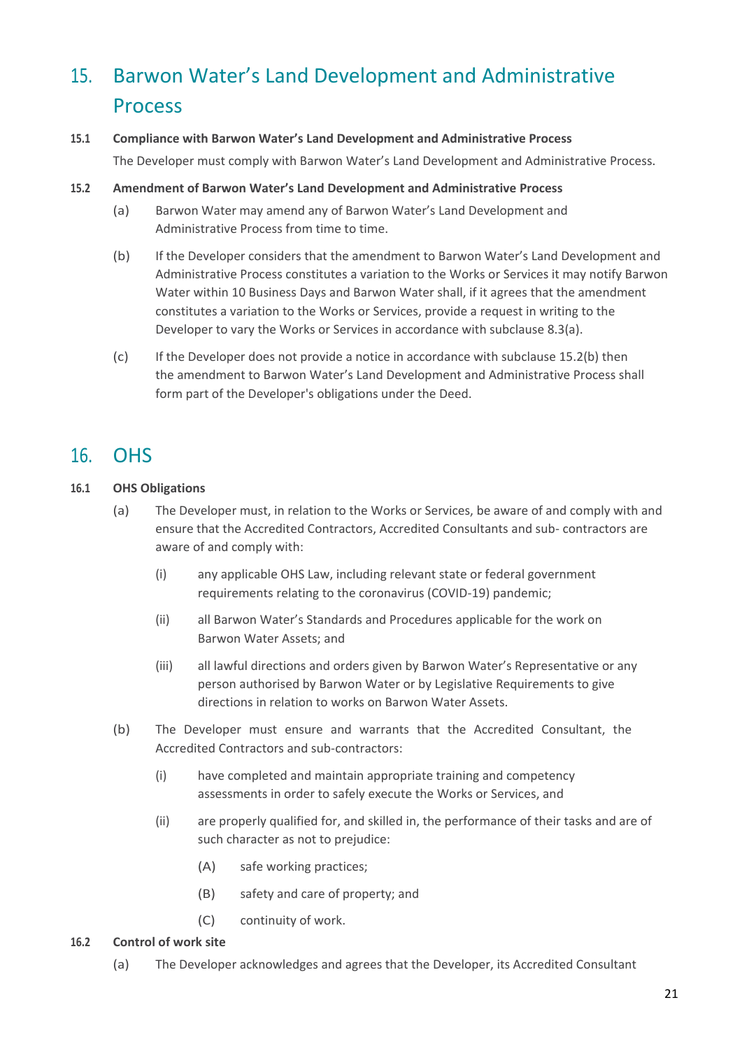# 15. Barwon Water's Land Development and Administrative Process

**15.1 Compliance with Barwon Water's Land Development and Administrative Process**

The Developer must comply with Barwon Water's Land Development and Administrative Process.

**15.2 Amendment of Barwon Water's Land Development and Administrative Process**

(a) Barwon Water may amend any of Barwon Water's Land Development and Administrative Process from time to time.

(b) If the Developer considers that the amendment to Barwon Water's Land Development and Administrative Process constitutes a variation to the Works or Services it may notify Barwon Water within 10 Business Days and Barwon Water shall, if it agrees that the amendment constitutes a variation to the Works or Services, provide a request in writing to the Developer to vary the Works or Services in accordance with subclause 8.3(a).

(c) If the Developer does not provide a notice in accordance with subclause 15.2(b) then the amendment to Barwon Water's Land Development and Administrative Process shall form part of the Developer's obligations under the Deed.

# 16. OHS

**16.1 OHS Obligations**

(a) The Developer must, in relation to the Works or Services, be aware of and comply with and ensure that the Accredited Contractors, Accredited Consultants and sub- contractors are aware of and comply with:

  (i) any applicable OHS Law, including relevant state or federal government requirements relating to the coronavirus (COVID-19) pandemic;

  (ii) all Barwon Water's Standards and Procedures applicable for the work on Barwon Water Assets; and

  (iii) all lawful directions and orders given by Barwon Water's Representative or any person authorised by Barwon Water or by Legislative Requirements to give directions in relation to works on Barwon Water Assets.

(b) The Developer must ensure and warrants that the Accredited Consultant, the Accredited Contractors and sub-contractors:

  (i) have completed and maintain appropriate training and competency assessments in order to safely execute the Works or Services, and

  (ii) are properly qualified for, and skilled in, the performance of their tasks and are of such character as not to prejudice:

    (A) safe working practices;

    (B) safety and care of property; and

    (C) continuity of work.

**16.2 Control of work site**

(a) The Developer acknowledges and agrees that the Developer, its Accredited Consultant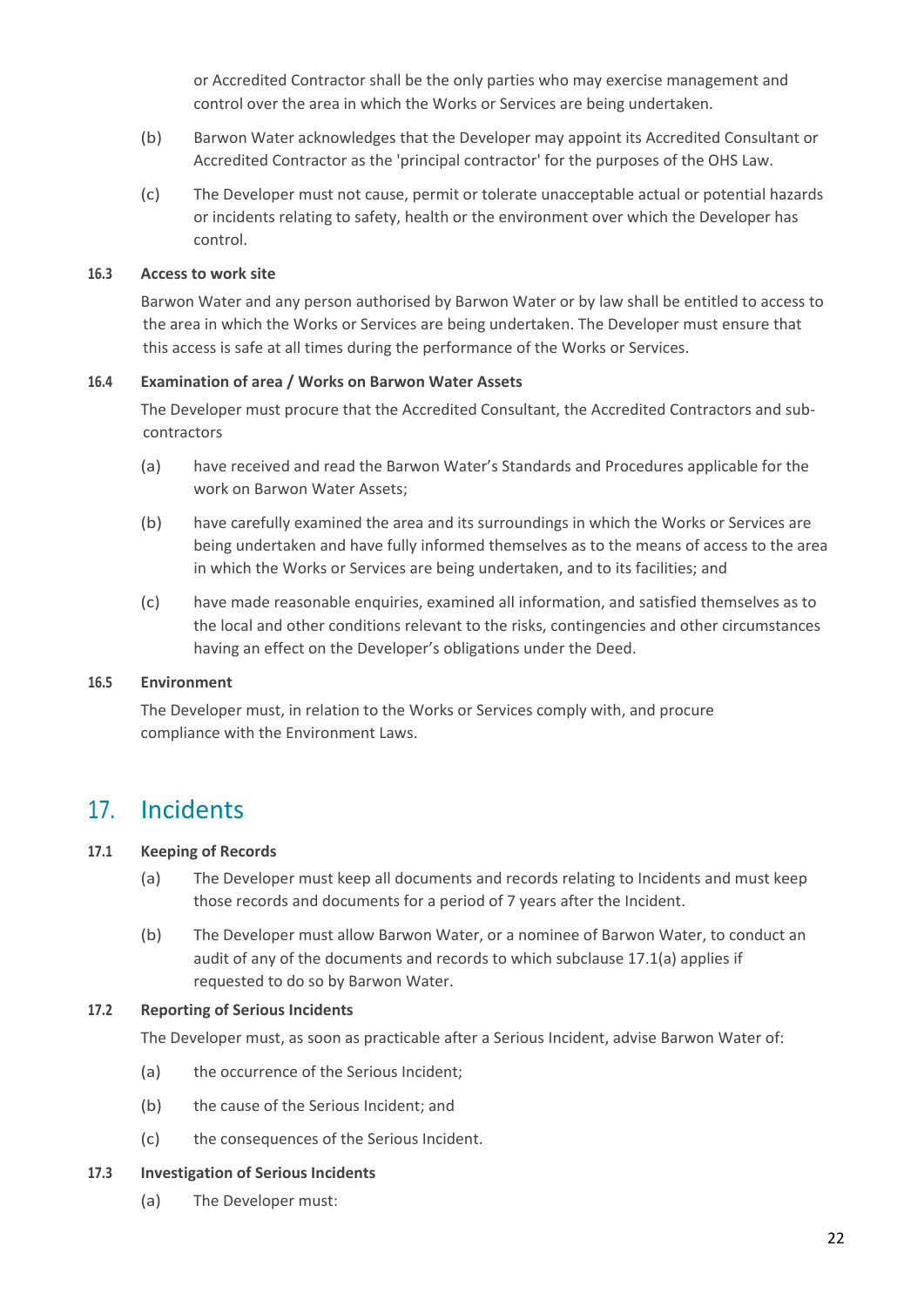or Accredited Contractor shall be the only parties who may exercise management and control over the area in which the Works or Services are being undertaken.

(b) Barwon Water acknowledges that the Developer may appoint its Accredited Consultant or Accredited Contractor as the 'principal contractor' for the purposes of the OHS Law.

(c) The Developer must not cause, permit or tolerate unacceptable actual or potential hazards or incidents relating to safety, health or the environment over which the Developer has control.

**16.3 Access to work site**

Barwon Water and any person authorised by Barwon Water or by law shall be entitled to access to the area in which the Works or Services are being undertaken. The Developer must ensure that this access is safe at all times during the performance of the Works or Services.

**16.4 Examination of area / Works on Barwon Water Assets**

The Developer must procure that the Accredited Consultant, the Accredited Contractors and sub-contractors

(a) have received and read the Barwon Water's Standards and Procedures applicable for the work on Barwon Water Assets;

(b) have carefully examined the area and its surroundings in which the Works or Services are being undertaken and have fully informed themselves as to the means of access to the area in which the Works or Services are being undertaken, and to its facilities; and

(c) have made reasonable enquiries, examined all information, and satisfied themselves as to the local and other conditions relevant to the risks, contingencies and other circumstances having an effect on the Developer's obligations under the Deed.

**16.5 Environment**

The Developer must, in relation to the Works or Services comply with, and procure compliance with the Environment Laws.

# 17. Incidents

**17.1 Keeping of Records**

(a) The Developer must keep all documents and records relating to Incidents and must keep those records and documents for a period of 7 years after the Incident.

(b) The Developer must allow Barwon Water, or a nominee of Barwon Water, to conduct an audit of any of the documents and records to which subclause 17.1(a) applies if requested to do so by Barwon Water.

**17.2 Reporting of Serious Incidents**

The Developer must, as soon as practicable after a Serious Incident, advise Barwon Water of:

(a) the occurrence of the Serious Incident;

(b) the cause of the Serious Incident; and

(c) the consequences of the Serious Incident.

**17.3 Investigation of Serious Incidents**

(a) The Developer must: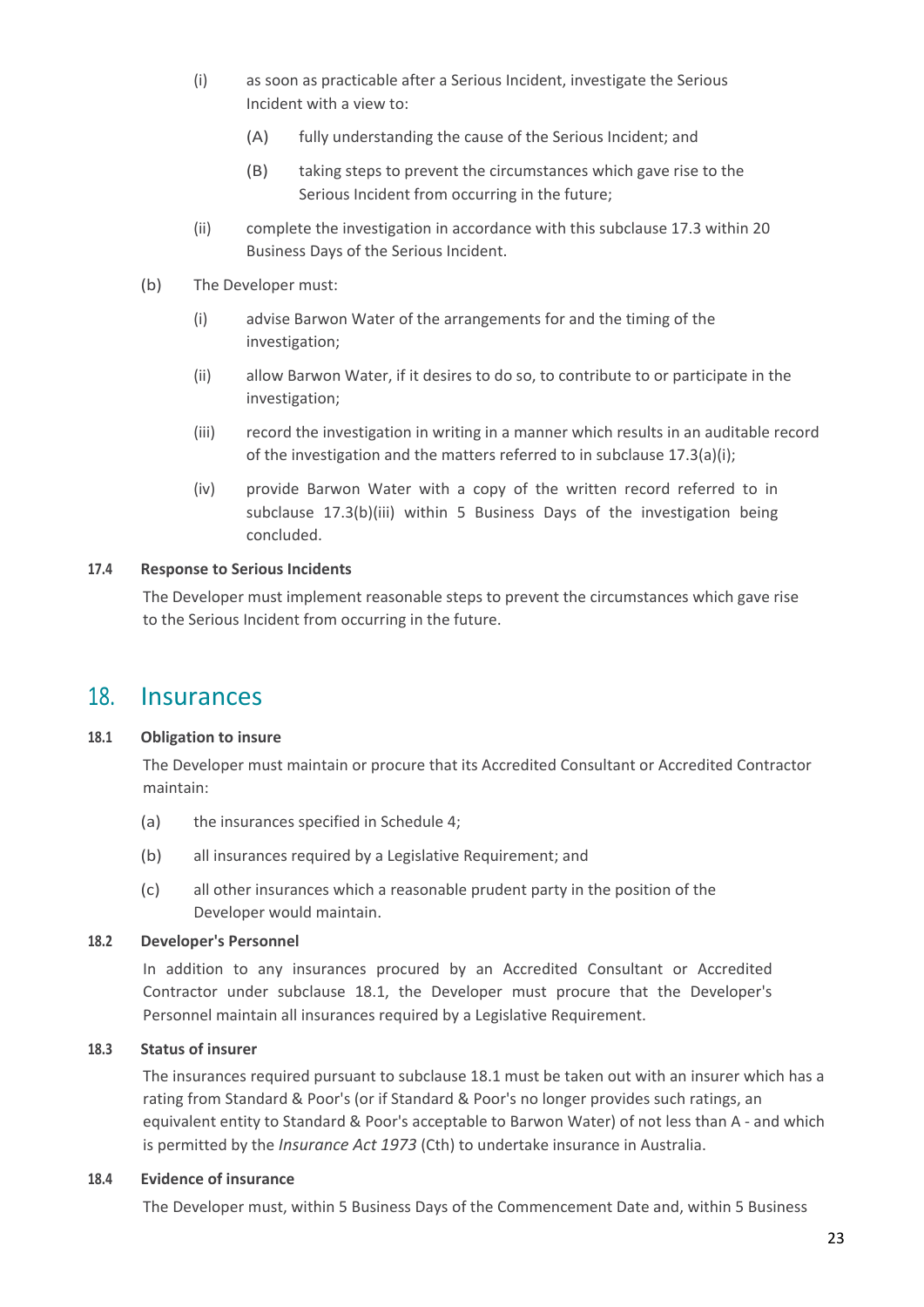(i) as soon as practicable after a Serious Incident, investigate the Serious Incident with a view to:

(A) fully understanding the cause of the Serious Incident; and

(B) taking steps to prevent the circumstances which gave rise to the Serious Incident from occurring in the future;

(ii) complete the investigation in accordance with this subclause 17.3 within 20 Business Days of the Serious Incident.

(b) The Developer must:

(i) advise Barwon Water of the arrangements for and the timing of the investigation;

(ii) allow Barwon Water, if it desires to do so, to contribute to or participate in the investigation;

(iii) record the investigation in writing in a manner which results in an auditable record of the investigation and the matters referred to in subclause 17.3(a)(i);

(iv) provide Barwon Water with a copy of the written record referred to in subclause 17.3(b)(iii) within 5 Business Days of the investigation being concluded.

**17.4 Response to Serious Incidents**

The Developer must implement reasonable steps to prevent the circumstances which gave rise to the Serious Incident from occurring in the future.

## 18. Insurances

**18.1 Obligation to insure**

The Developer must maintain or procure that its Accredited Consultant or Accredited Contractor maintain:

(a) the insurances specified in Schedule 4;

(b) all insurances required by a Legislative Requirement; and

(c) all other insurances which a reasonable prudent party in the position of the Developer would maintain.

**18.2 Developer's Personnel**

In addition to any insurances procured by an Accredited Consultant or Accredited Contractor under subclause 18.1, the Developer must procure that the Developer's Personnel maintain all insurances required by a Legislative Requirement.

**18.3 Status of insurer**

The insurances required pursuant to subclause 18.1 must be taken out with an insurer which has a rating from Standard & Poor's (or if Standard & Poor's no longer provides such ratings, an equivalent entity to Standard & Poor's acceptable to Barwon Water) of not less than A - and which is permitted by the *Insurance Act 1973* (Cth) to undertake insurance in Australia.

**18.4 Evidence of insurance**

The Developer must, within 5 Business Days of the Commencement Date and, within 5 Business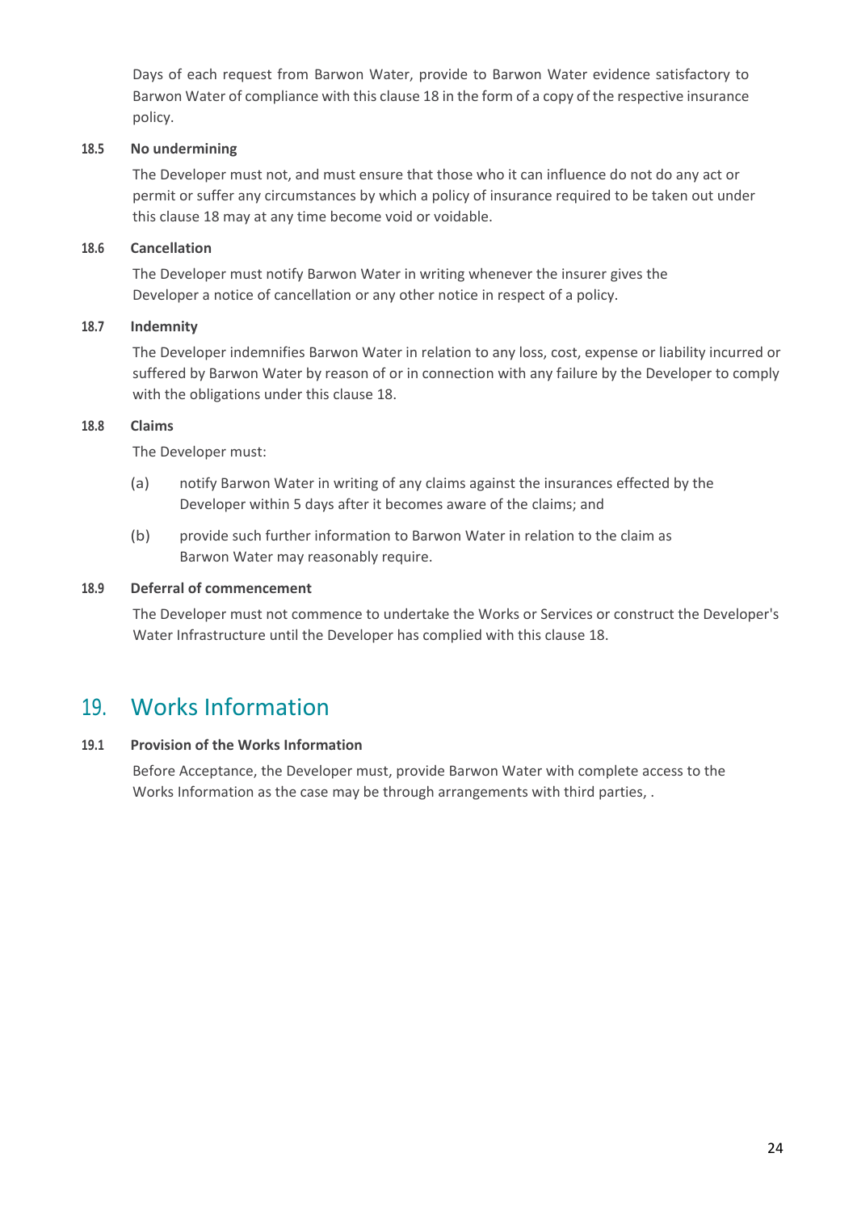Days of each request from Barwon Water, provide to Barwon Water evidence satisfactory to Barwon Water of compliance with this clause 18 in the form of a copy of the respective insurance policy.

### 18.5 No undermining

The Developer must not, and must ensure that those who it can influence do not do any act or permit or suffer any circumstances by which a policy of insurance required to be taken out under this clause 18 may at any time become void or voidable.

### 18.6 Cancellation

The Developer must notify Barwon Water in writing whenever the insurer gives the Developer a notice of cancellation or any other notice in respect of a policy.

### 18.7 Indemnity

The Developer indemnifies Barwon Water in relation to any loss, cost, expense or liability incurred or suffered by Barwon Water by reason of or in connection with any failure by the Developer to comply with the obligations under this clause 18.

### 18.8 Claims

The Developer must:

(a) notify Barwon Water in writing of any claims against the insurances effected by the Developer within 5 days after it becomes aware of the claims; and

(b) provide such further information to Barwon Water in relation to the claim as Barwon Water may reasonably require.

### 18.9 Deferral of commencement

The Developer must not commence to undertake the Works or Services or construct the Developer's Water Infrastructure until the Developer has complied with this clause 18.

## 19. Works Information

### 19.1 Provision of the Works Information

Before Acceptance, the Developer must, provide Barwon Water with complete access to the Works Information as the case may be through arrangements with third parties, .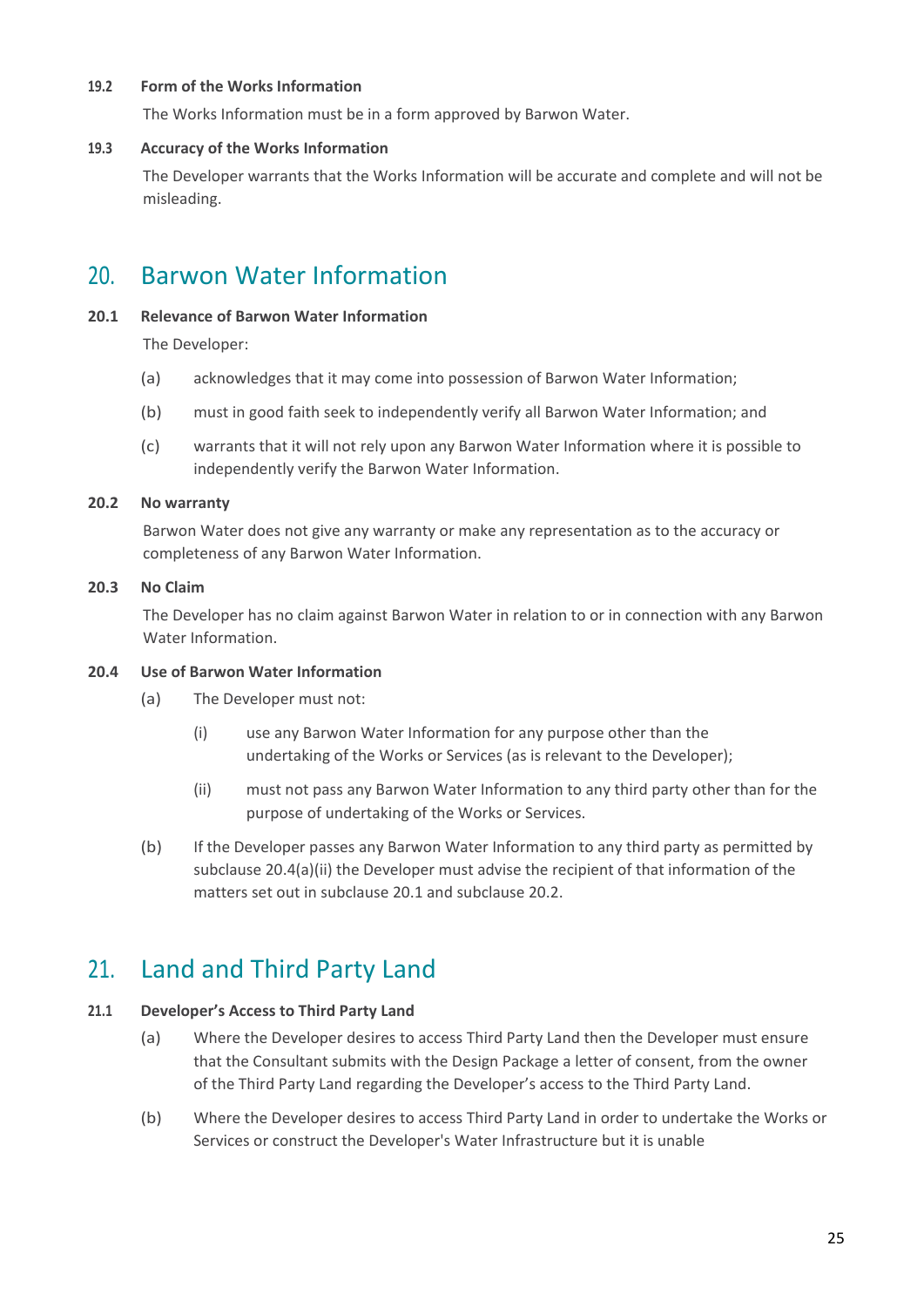### 19.2 Form of the Works Information

The Works Information must be in a form approved by Barwon Water.

### 19.3 Accuracy of the Works Information

The Developer warrants that the Works Information will be accurate and complete and will not be misleading.

## 20. Barwon Water Information

### 20.1 Relevance of Barwon Water Information

The Developer:

(a) acknowledges that it may come into possession of Barwon Water Information;

(b) must in good faith seek to independently verify all Barwon Water Information; and

(c) warrants that it will not rely upon any Barwon Water Information where it is possible to independently verify the Barwon Water Information.

### 20.2 No warranty

Barwon Water does not give any warranty or make any representation as to the accuracy or completeness of any Barwon Water Information.

### 20.3 No Claim

The Developer has no claim against Barwon Water in relation to or in connection with any Barwon Water Information.

### 20.4 Use of Barwon Water Information

(a) The Developer must not:

  (i) use any Barwon Water Information for any purpose other than the undertaking of the Works or Services (as is relevant to the Developer);

  (ii) must not pass any Barwon Water Information to any third party other than for the purpose of undertaking of the Works or Services.

(b) If the Developer passes any Barwon Water Information to any third party as permitted by subclause 20.4(a)(ii) the Developer must advise the recipient of that information of the matters set out in subclause 20.1 and subclause 20.2.

## 21. Land and Third Party Land

### 21.1 Developer's Access to Third Party Land

(a) Where the Developer desires to access Third Party Land then the Developer must ensure that the Consultant submits with the Design Package a letter of consent, from the owner of the Third Party Land regarding the Developer's access to the Third Party Land.

(b) Where the Developer desires to access Third Party Land in order to undertake the Works or Services or construct the Developer's Water Infrastructure but it is unable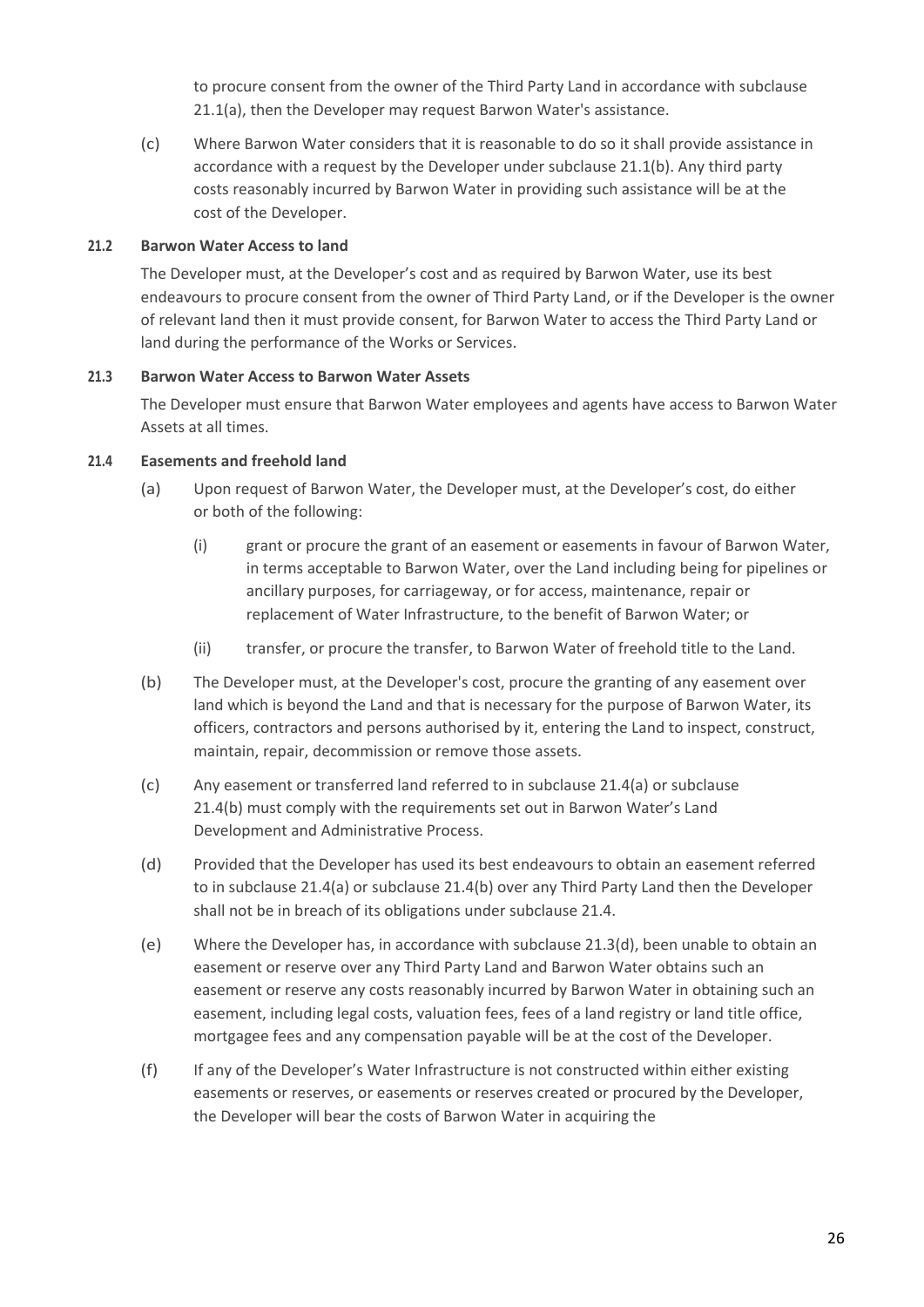to procure consent from the owner of the Third Party Land in accordance with subclause 21.1(a), then the Developer may request Barwon Water's assistance.

(c) Where Barwon Water considers that it is reasonable to do so it shall provide assistance in accordance with a request by the Developer under subclause 21.1(b). Any third party costs reasonably incurred by Barwon Water in providing such assistance will be at the cost of the Developer.

**21.2 Barwon Water Access to land**

The Developer must, at the Developer's cost and as required by Barwon Water, use its best endeavours to procure consent from the owner of Third Party Land, or if the Developer is the owner of relevant land then it must provide consent, for Barwon Water to access the Third Party Land or land during the performance of the Works or Services.

**21.3 Barwon Water Access to Barwon Water Assets**

The Developer must ensure that Barwon Water employees and agents have access to Barwon Water Assets at all times.

**21.4 Easements and freehold land**

(a) Upon request of Barwon Water, the Developer must, at the Developer's cost, do either or both of the following:

   (i) grant or procure the grant of an easement or easements in favour of Barwon Water, in terms acceptable to Barwon Water, over the Land including being for pipelines or ancillary purposes, for carriageway, or for access, maintenance, repair or replacement of Water Infrastructure, to the benefit of Barwon Water; or

   (ii) transfer, or procure the transfer, to Barwon Water of freehold title to the Land.

(b) The Developer must, at the Developer's cost, procure the granting of any easement over land which is beyond the Land and that is necessary for the purpose of Barwon Water, its officers, contractors and persons authorised by it, entering the Land to inspect, construct, maintain, repair, decommission or remove those assets.

(c) Any easement or transferred land referred to in subclause 21.4(a) or subclause 21.4(b) must comply with the requirements set out in Barwon Water's Land Development and Administrative Process.

(d) Provided that the Developer has used its best endeavours to obtain an easement referred to in subclause 21.4(a) or subclause 21.4(b) over any Third Party Land then the Developer shall not be in breach of its obligations under subclause 21.4.

(e) Where the Developer has, in accordance with subclause 21.3(d), been unable to obtain an easement or reserve over any Third Party Land and Barwon Water obtains such an easement or reserve any costs reasonably incurred by Barwon Water in obtaining such an easement, including legal costs, valuation fees, fees of a land registry or land title office, mortgagee fees and any compensation payable will be at the cost of the Developer.

(f) If any of the Developer's Water Infrastructure is not constructed within either existing easements or reserves, or easements or reserves created or procured by the Developer, the Developer will bear the costs of Barwon Water in acquiring the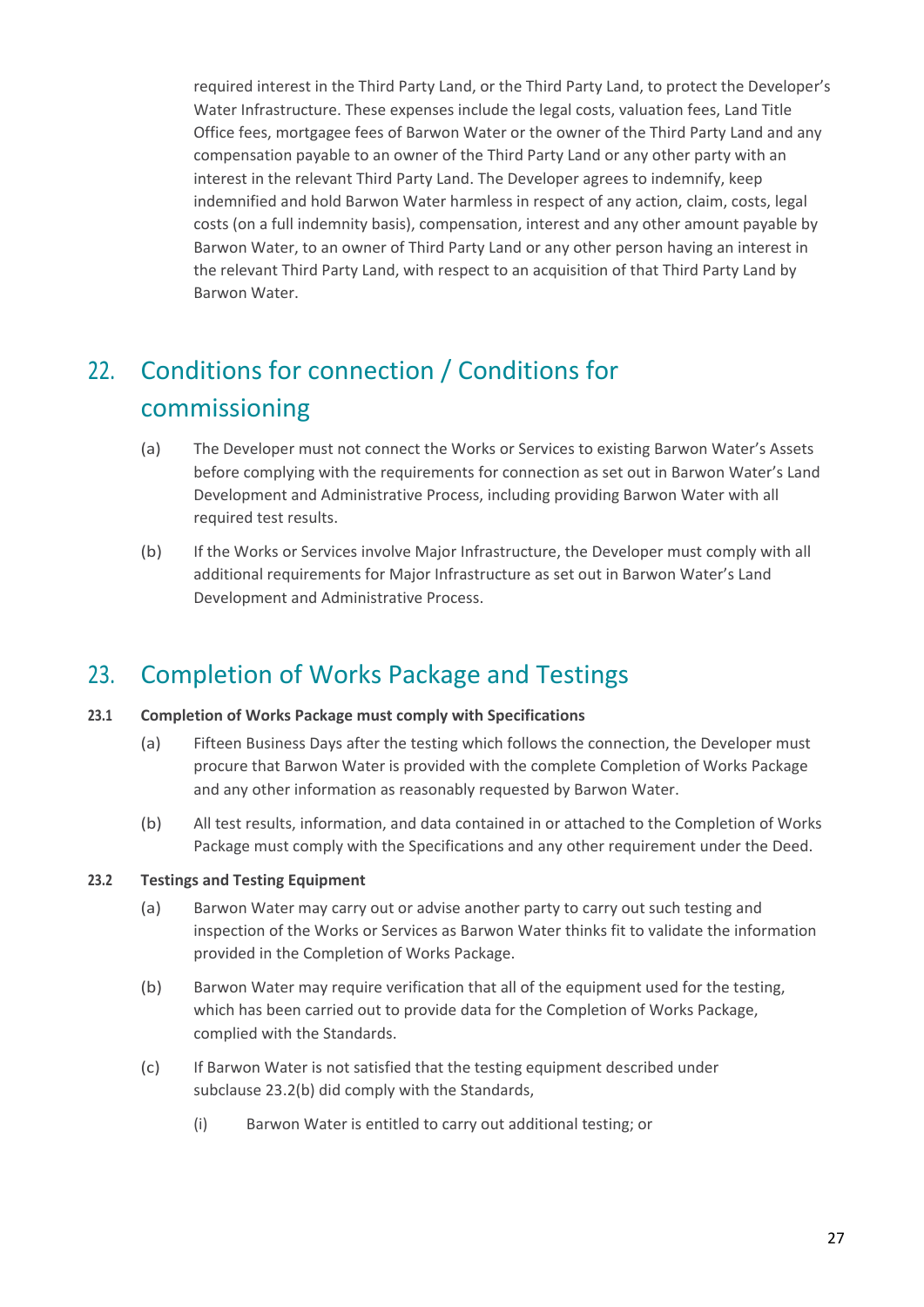required interest in the Third Party Land, or the Third Party Land, to protect the Developer's Water Infrastructure. These expenses include the legal costs, valuation fees, Land Title Office fees, mortgagee fees of Barwon Water or the owner of the Third Party Land and any compensation payable to an owner of the Third Party Land or any other party with an interest in the relevant Third Party Land. The Developer agrees to indemnify, keep indemnified and hold Barwon Water harmless in respect of any action, claim, costs, legal costs (on a full indemnity basis), compensation, interest and any other amount payable by Barwon Water, to an owner of Third Party Land or any other person having an interest in the relevant Third Party Land, with respect to an acquisition of that Third Party Land by Barwon Water.

## 22. Conditions for connection / Conditions for commissioning

(a) The Developer must not connect the Works or Services to existing Barwon Water's Assets before complying with the requirements for connection as set out in Barwon Water's Land Development and Administrative Process, including providing Barwon Water with all required test results.

(b) If the Works or Services involve Major Infrastructure, the Developer must comply with all additional requirements for Major Infrastructure as set out in Barwon Water's Land Development and Administrative Process.

## 23. Completion of Works Package and Testings

### 23.1 Completion of Works Package must comply with Specifications

(a) Fifteen Business Days after the testing which follows the connection, the Developer must procure that Barwon Water is provided with the complete Completion of Works Package and any other information as reasonably requested by Barwon Water.

(b) All test results, information, and data contained in or attached to the Completion of Works Package must comply with the Specifications and any other requirement under the Deed.

### 23.2 Testings and Testing Equipment

(a) Barwon Water may carry out or advise another party to carry out such testing and inspection of the Works or Services as Barwon Water thinks fit to validate the information provided in the Completion of Works Package.

(b) Barwon Water may require verification that all of the equipment used for the testing, which has been carried out to provide data for the Completion of Works Package, complied with the Standards.

(c) If Barwon Water is not satisfied that the testing equipment described under subclause 23.2(b) did comply with the Standards,

(i) Barwon Water is entitled to carry out additional testing; or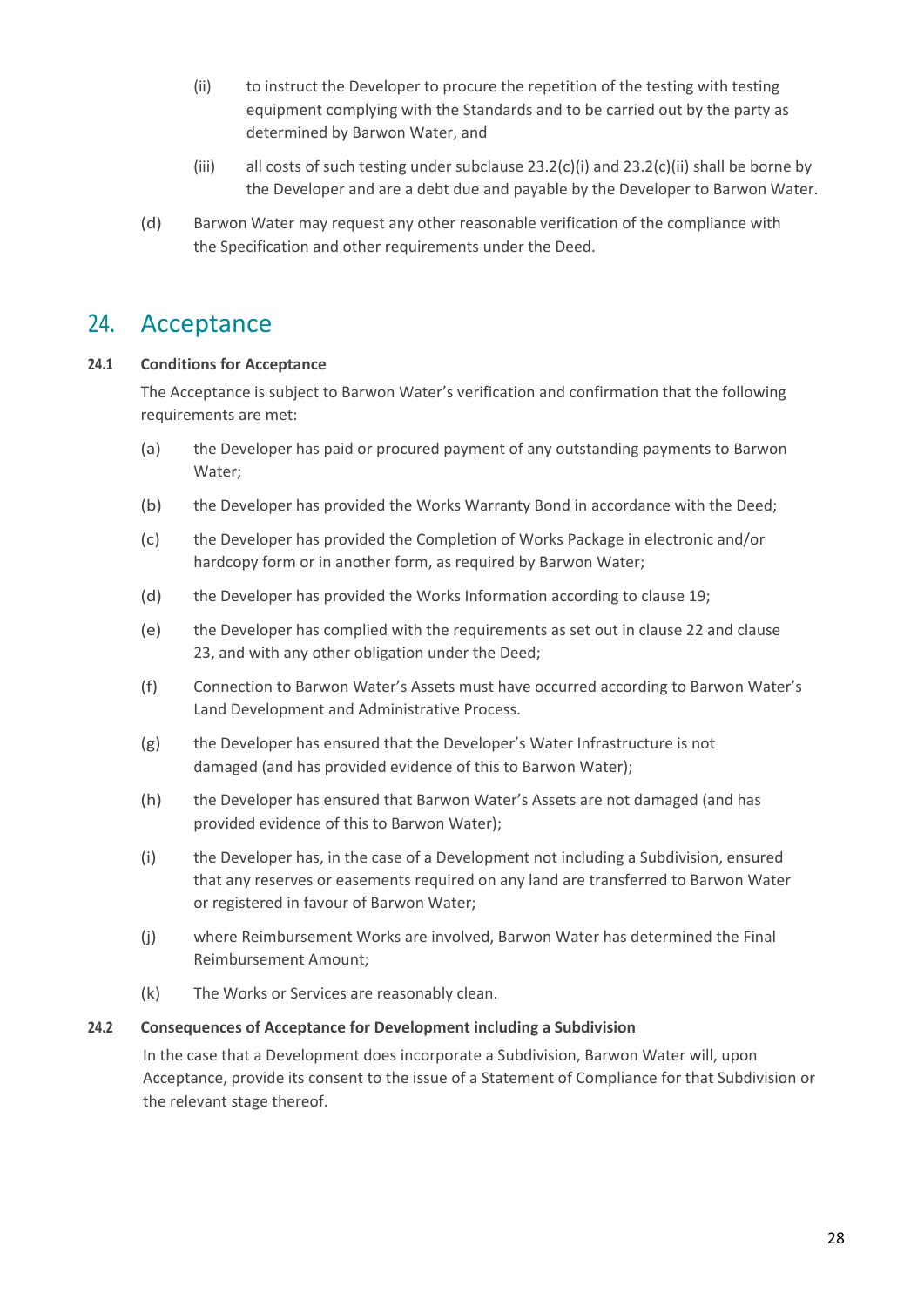(ii) to instruct the Developer to procure the repetition of the testing with testing equipment complying with the Standards and to be carried out by the party as determined by Barwon Water, and

(iii) all costs of such testing under subclause 23.2(c)(i) and 23.2(c)(ii) shall be borne by the Developer and are a debt due and payable by the Developer to Barwon Water.

(d) Barwon Water may request any other reasonable verification of the compliance with the Specification and other requirements under the Deed.

# 24. Acceptance

**24.1 Conditions for Acceptance**

The Acceptance is subject to Barwon Water's verification and confirmation that the following requirements are met:

(a) the Developer has paid or procured payment of any outstanding payments to Barwon Water;

(b) the Developer has provided the Works Warranty Bond in accordance with the Deed;

(c) the Developer has provided the Completion of Works Package in electronic and/or hardcopy form or in another form, as required by Barwon Water;

(d) the Developer has provided the Works Information according to clause 19;

(e) the Developer has complied with the requirements as set out in clause 22 and clause 23, and with any other obligation under the Deed;

(f) Connection to Barwon Water's Assets must have occurred according to Barwon Water's Land Development and Administrative Process.

(g) the Developer has ensured that the Developer's Water Infrastructure is not damaged (and has provided evidence of this to Barwon Water);

(h) the Developer has ensured that Barwon Water's Assets are not damaged (and has provided evidence of this to Barwon Water);

(i) the Developer has, in the case of a Development not including a Subdivision, ensured that any reserves or easements required on any land are transferred to Barwon Water or registered in favour of Barwon Water;

(j) where Reimbursement Works are involved, Barwon Water has determined the Final Reimbursement Amount;

(k) The Works or Services are reasonably clean.

**24.2 Consequences of Acceptance for Development including a Subdivision**

In the case that a Development does incorporate a Subdivision, Barwon Water will, upon Acceptance, provide its consent to the issue of a Statement of Compliance for that Subdivision or the relevant stage thereof.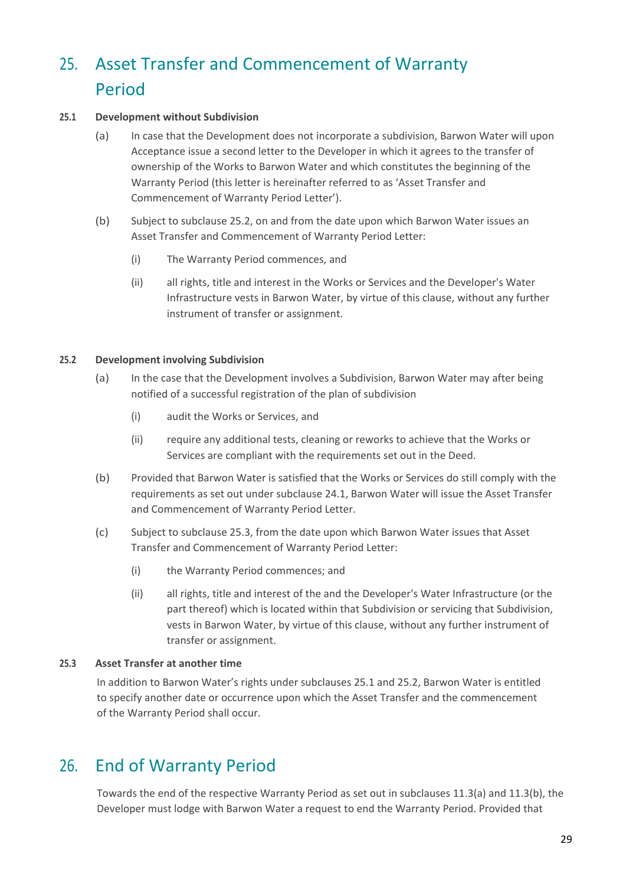# 25. Asset Transfer and Commencement of Warranty Period

**25.1 Development without Subdivision**

(a) In case that the Development does not incorporate a subdivision, Barwon Water will upon Acceptance issue a second letter to the Developer in which it agrees to the transfer of ownership of the Works to Barwon Water and which constitutes the beginning of the Warranty Period (this letter is hereinafter referred to as 'Asset Transfer and Commencement of Warranty Period Letter').

(b) Subject to subclause 25.2, on and from the date upon which Barwon Water issues an Asset Transfer and Commencement of Warranty Period Letter:

(i) The Warranty Period commences, and

(ii) all rights, title and interest in the Works or Services and the Developer's Water Infrastructure vests in Barwon Water, by virtue of this clause, without any further instrument of transfer or assignment.

**25.2 Development involving Subdivision**

(a) In the case that the Development involves a Subdivision, Barwon Water may after being notified of a successful registration of the plan of subdivision

(i) audit the Works or Services, and

(ii) require any additional tests, cleaning or reworks to achieve that the Works or Services are compliant with the requirements set out in the Deed.

(b) Provided that Barwon Water is satisfied that the Works or Services do still comply with the requirements as set out under subclause 24.1, Barwon Water will issue the Asset Transfer and Commencement of Warranty Period Letter.

(c) Subject to subclause 25.3, from the date upon which Barwon Water issues that Asset Transfer and Commencement of Warranty Period Letter:

(i) the Warranty Period commences; and

(ii) all rights, title and interest of the and the Developer's Water Infrastructure (or the part thereof) which is located within that Subdivision or servicing that Subdivision, vests in Barwon Water, by virtue of this clause, without any further instrument of transfer or assignment.

**25.3 Asset Transfer at another time**

In addition to Barwon Water's rights under subclauses 25.1 and 25.2, Barwon Water is entitled to specify another date or occurrence upon which the Asset Transfer and the commencement of the Warranty Period shall occur.

# 26. End of Warranty Period

Towards the end of the respective Warranty Period as set out in subclauses 11.3(a) and 11.3(b), the Developer must lodge with Barwon Water a request to end the Warranty Period. Provided that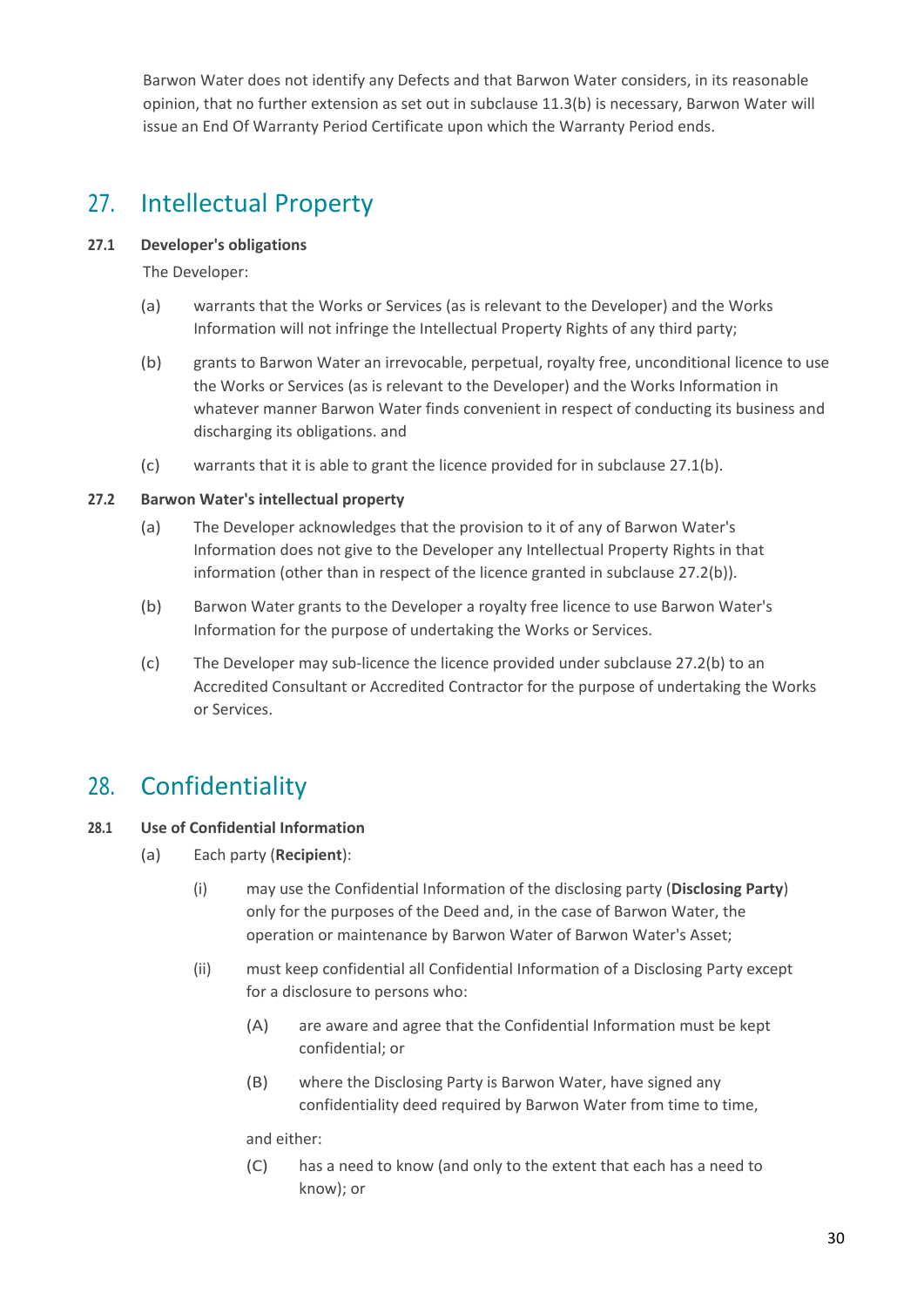Barwon Water does not identify any Defects and that Barwon Water considers, in its reasonable opinion, that no further extension as set out in subclause 11.3(b) is necessary, Barwon Water will issue an End Of Warranty Period Certificate upon which the Warranty Period ends.

## 27. Intellectual Property

### 27.1 Developer's obligations

The Developer:

(a) warrants that the Works or Services (as is relevant to the Developer) and the Works Information will not infringe the Intellectual Property Rights of any third party;

(b) grants to Barwon Water an irrevocable, perpetual, royalty free, unconditional licence to use the Works or Services (as is relevant to the Developer) and the Works Information in whatever manner Barwon Water finds convenient in respect of conducting its business and discharging its obligations. and

(c) warrants that it is able to grant the licence provided for in subclause 27.1(b).

### 27.2 Barwon Water's intellectual property

(a) The Developer acknowledges that the provision to it of any of Barwon Water's Information does not give to the Developer any Intellectual Property Rights in that information (other than in respect of the licence granted in subclause 27.2(b)).

(b) Barwon Water grants to the Developer a royalty free licence to use Barwon Water's Information for the purpose of undertaking the Works or Services.

(c) The Developer may sub-licence the licence provided under subclause 27.2(b) to an Accredited Consultant or Accredited Contractor for the purpose of undertaking the Works or Services.

## 28. Confidentiality

### 28.1 Use of Confidential Information

(a) Each party (**Recipient**):

(i) may use the Confidential Information of the disclosing party (**Disclosing Party**) only for the purposes of the Deed and, in the case of Barwon Water, the operation or maintenance by Barwon Water of Barwon Water's Asset;

(ii) must keep confidential all Confidential Information of a Disclosing Party except for a disclosure to persons who:

(A) are aware and agree that the Confidential Information must be kept confidential; or

(B) where the Disclosing Party is Barwon Water, have signed any confidentiality deed required by Barwon Water from time to time,

and either:

(C) has a need to know (and only to the extent that each has a need to know); or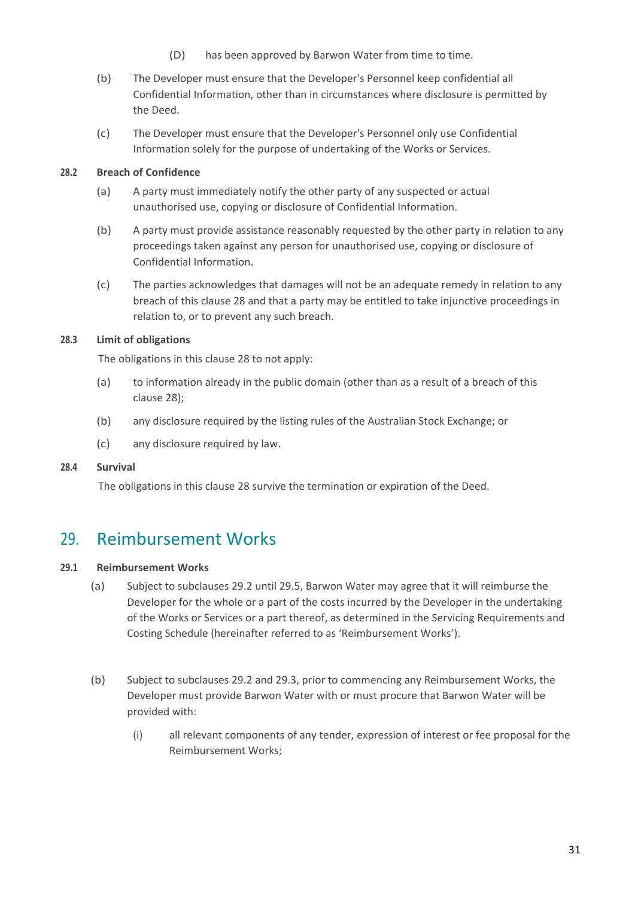(D) has been approved by Barwon Water from time to time.

(b) The Developer must ensure that the Developer's Personnel keep confidential all Confidential Information, other than in circumstances where disclosure is permitted by the Deed.

(c) The Developer must ensure that the Developer's Personnel only use Confidential Information solely for the purpose of undertaking of the Works or Services.

**28.2 Breach of Confidence**

(a) A party must immediately notify the other party of any suspected or actual unauthorised use, copying or disclosure of Confidential Information.

(b) A party must provide assistance reasonably requested by the other party in relation to any proceedings taken against any person for unauthorised use, copying or disclosure of Confidential Information.

(c) The parties acknowledges that damages will not be an adequate remedy in relation to any breach of this clause 28 and that a party may be entitled to take injunctive proceedings in relation to, or to prevent any such breach.

**28.3 Limit of obligations**

The obligations in this clause 28 to not apply:

(a) to information already in the public domain (other than as a result of a breach of this clause 28);

(b) any disclosure required by the listing rules of the Australian Stock Exchange; or

(c) any disclosure required by law.

**28.4 Survival**

The obligations in this clause 28 survive the termination or expiration of the Deed.

## 29. Reimbursement Works

**29.1 Reimbursement Works**

(a) Subject to subclauses 29.2 until 29.5, Barwon Water may agree that it will reimburse the Developer for the whole or a part of the costs incurred by the Developer in the undertaking of the Works or Services or a part thereof, as determined in the Servicing Requirements and Costing Schedule (hereinafter referred to as 'Reimbursement Works').

(b) Subject to subclauses 29.2 and 29.3, prior to commencing any Reimbursement Works, the Developer must provide Barwon Water with or must procure that Barwon Water will be provided with:

(i) all relevant components of any tender, expression of interest or fee proposal for the Reimbursement Works;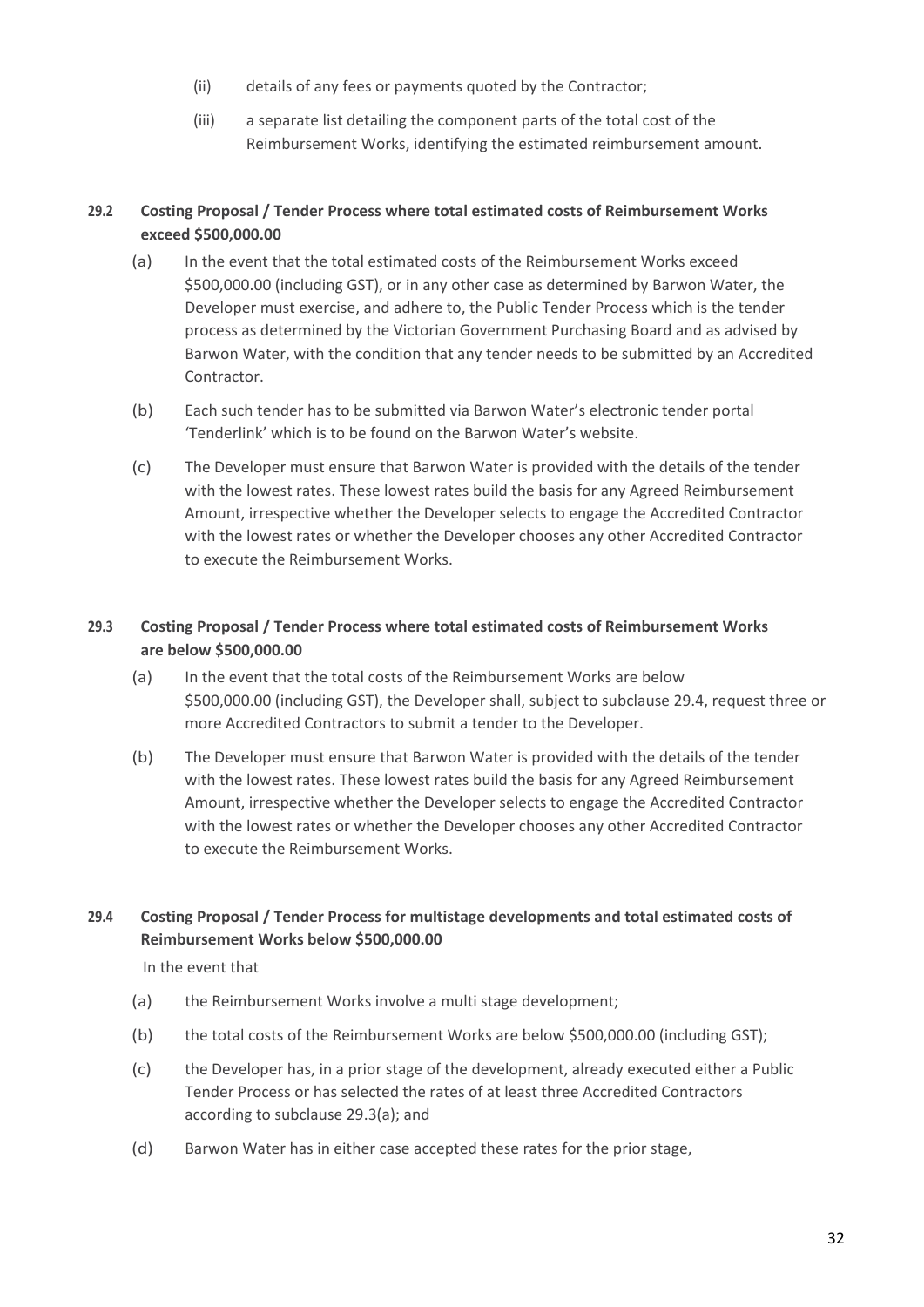(ii) details of any fees or payments quoted by the Contractor;

(iii) a separate list detailing the component parts of the total cost of the Reimbursement Works, identifying the estimated reimbursement amount.

### 29.2 Costing Proposal / Tender Process where total estimated costs of Reimbursement Works exceed $500,000.00

(a) In the event that the total estimated costs of the Reimbursement Works exceed $500,000.00 (including GST), or in any other case as determined by Barwon Water, the Developer must exercise, and adhere to, the Public Tender Process which is the tender process as determined by the Victorian Government Purchasing Board and as advised by Barwon Water, with the condition that any tender needs to be submitted by an Accredited Contractor.

(b) Each such tender has to be submitted via Barwon Water's electronic tender portal 'Tenderlink' which is to be found on the Barwon Water's website.

(c) The Developer must ensure that Barwon Water is provided with the details of the tender with the lowest rates. These lowest rates build the basis for any Agreed Reimbursement Amount, irrespective whether the Developer selects to engage the Accredited Contractor with the lowest rates or whether the Developer chooses any other Accredited Contractor to execute the Reimbursement Works.

### 29.3 Costing Proposal / Tender Process where total estimated costs of Reimbursement Works are below $500,000.00

(a) In the event that the total costs of the Reimbursement Works are below $500,000.00 (including GST), the Developer shall, subject to subclause 29.4, request three or more Accredited Contractors to submit a tender to the Developer.

(b) The Developer must ensure that Barwon Water is provided with the details of the tender with the lowest rates. These lowest rates build the basis for any Agreed Reimbursement Amount, irrespective whether the Developer selects to engage the Accredited Contractor with the lowest rates or whether the Developer chooses any other Accredited Contractor to execute the Reimbursement Works.

### 29.4 Costing Proposal / Tender Process for multistage developments and total estimated costs of Reimbursement Works below $500,000.00

In the event that

(a) the Reimbursement Works involve a multi stage development;

(b) the total costs of the Reimbursement Works are below $500,000.00 (including GST);

(c) the Developer has, in a prior stage of the development, already executed either a Public Tender Process or has selected the rates of at least three Accredited Contractors according to subclause 29.3(a); and

(d) Barwon Water has in either case accepted these rates for the prior stage,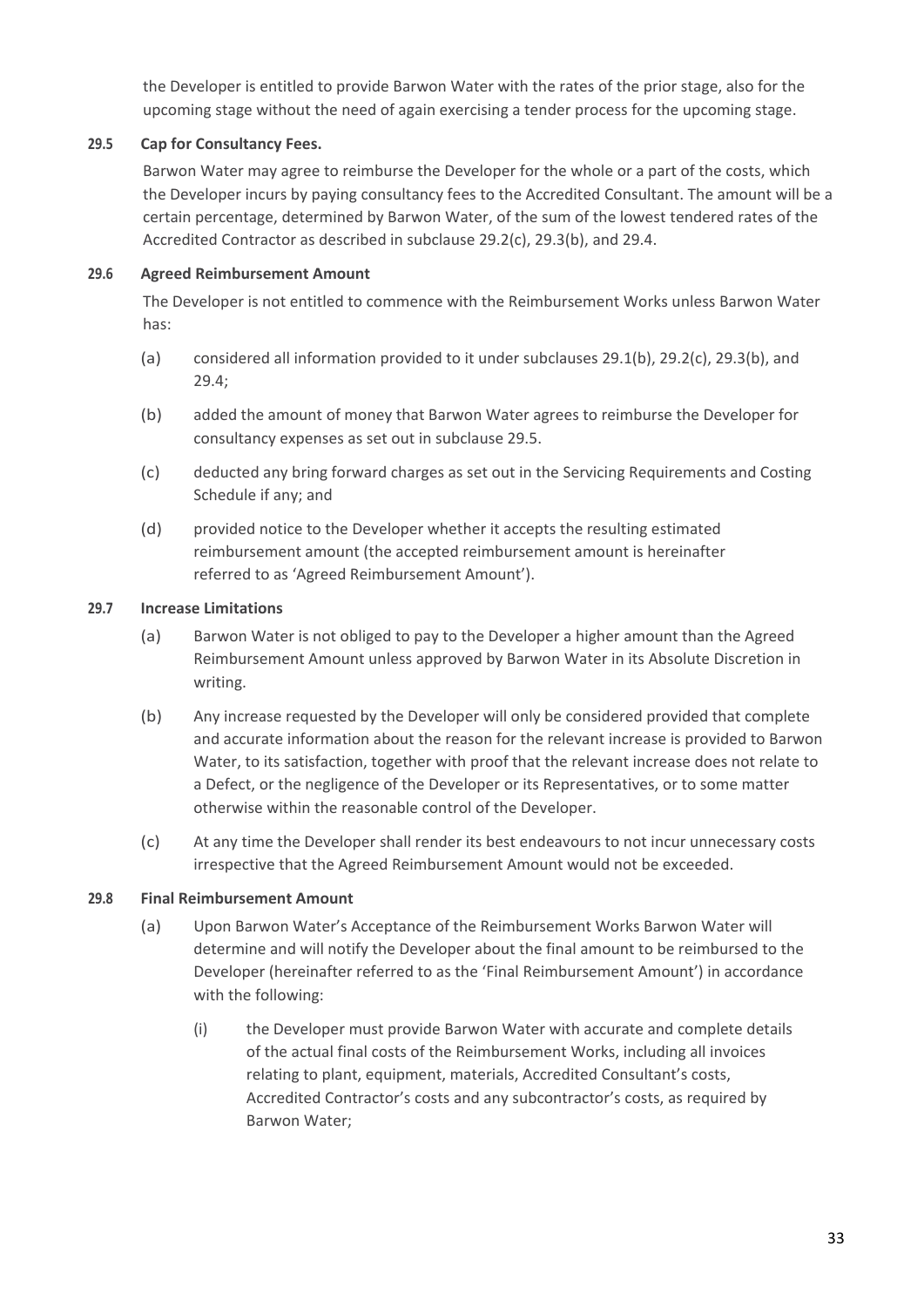the Developer is entitled to provide Barwon Water with the rates of the prior stage, also for the upcoming stage without the need of again exercising a tender process for the upcoming stage.

### 29.5 Cap for Consultancy Fees.

Barwon Water may agree to reimburse the Developer for the whole or a part of the costs, which the Developer incurs by paying consultancy fees to the Accredited Consultant. The amount will be a certain percentage, determined by Barwon Water, of the sum of the lowest tendered rates of the Accredited Contractor as described in subclause 29.2(c), 29.3(b), and 29.4.

### 29.6 Agreed Reimbursement Amount

The Developer is not entitled to commence with the Reimbursement Works unless Barwon Water has:

(a) considered all information provided to it under subclauses 29.1(b), 29.2(c), 29.3(b), and 29.4;

(b) added the amount of money that Barwon Water agrees to reimburse the Developer for consultancy expenses as set out in subclause 29.5.

(c) deducted any bring forward charges as set out in the Servicing Requirements and Costing Schedule if any; and

(d) provided notice to the Developer whether it accepts the resulting estimated reimbursement amount (the accepted reimbursement amount is hereinafter referred to as 'Agreed Reimbursement Amount').

### 29.7 Increase Limitations

(a) Barwon Water is not obliged to pay to the Developer a higher amount than the Agreed Reimbursement Amount unless approved by Barwon Water in its Absolute Discretion in writing.

(b) Any increase requested by the Developer will only be considered provided that complete and accurate information about the reason for the relevant increase is provided to Barwon Water, to its satisfaction, together with proof that the relevant increase does not relate to a Defect, or the negligence of the Developer or its Representatives, or to some matter otherwise within the reasonable control of the Developer.

(c) At any time the Developer shall render its best endeavours to not incur unnecessary costs irrespective that the Agreed Reimbursement Amount would not be exceeded.

### 29.8 Final Reimbursement Amount

(a) Upon Barwon Water's Acceptance of the Reimbursement Works Barwon Water will determine and will notify the Developer about the final amount to be reimbursed to the Developer (hereinafter referred to as the 'Final Reimbursement Amount') in accordance with the following:

(i) the Developer must provide Barwon Water with accurate and complete details of the actual final costs of the Reimbursement Works, including all invoices relating to plant, equipment, materials, Accredited Consultant's costs, Accredited Contractor's costs and any subcontractor's costs, as required by Barwon Water;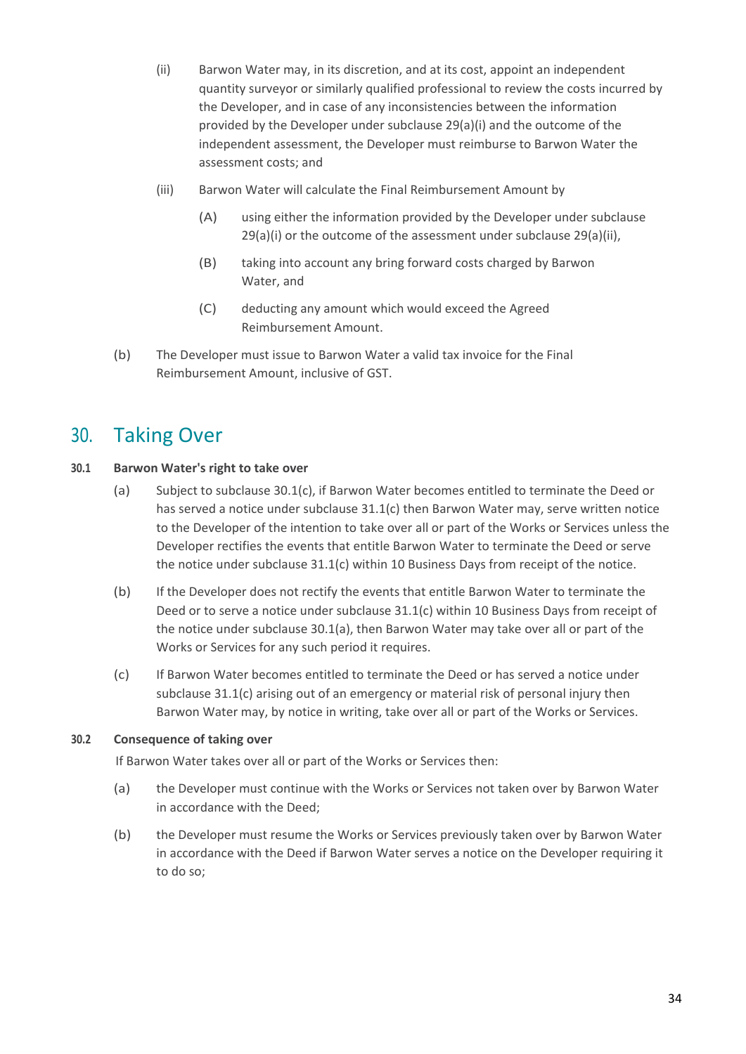(ii) Barwon Water may, in its discretion, and at its cost, appoint an independent quantity surveyor or similarly qualified professional to review the costs incurred by the Developer, and in case of any inconsistencies between the information provided by the Developer under subclause 29(a)(i) and the outcome of the independent assessment, the Developer must reimburse to Barwon Water the assessment costs; and

(iii) Barwon Water will calculate the Final Reimbursement Amount by

(A) using either the information provided by the Developer under subclause 29(a)(i) or the outcome of the assessment under subclause 29(a)(ii),

(B) taking into account any bring forward costs charged by Barwon Water, and

(C) deducting any amount which would exceed the Agreed Reimbursement Amount.

(b) The Developer must issue to Barwon Water a valid tax invoice for the Final Reimbursement Amount, inclusive of GST.

## 30. Taking Over

### 30.1 Barwon Water's right to take over

(a) Subject to subclause 30.1(c), if Barwon Water becomes entitled to terminate the Deed or has served a notice under subclause 31.1(c) then Barwon Water may, serve written notice to the Developer of the intention to take over all or part of the Works or Services unless the Developer rectifies the events that entitle Barwon Water to terminate the Deed or serve the notice under subclause 31.1(c) within 10 Business Days from receipt of the notice.

(b) If the Developer does not rectify the events that entitle Barwon Water to terminate the Deed or to serve a notice under subclause 31.1(c) within 10 Business Days from receipt of the notice under subclause 30.1(a), then Barwon Water may take over all or part of the Works or Services for any such period it requires.

(c) If Barwon Water becomes entitled to terminate the Deed or has served a notice under subclause 31.1(c) arising out of an emergency or material risk of personal injury then Barwon Water may, by notice in writing, take over all or part of the Works or Services.

### 30.2 Consequence of taking over

If Barwon Water takes over all or part of the Works or Services then:

(a) the Developer must continue with the Works or Services not taken over by Barwon Water in accordance with the Deed;

(b) the Developer must resume the Works or Services previously taken over by Barwon Water in accordance with the Deed if Barwon Water serves a notice on the Developer requiring it to do so;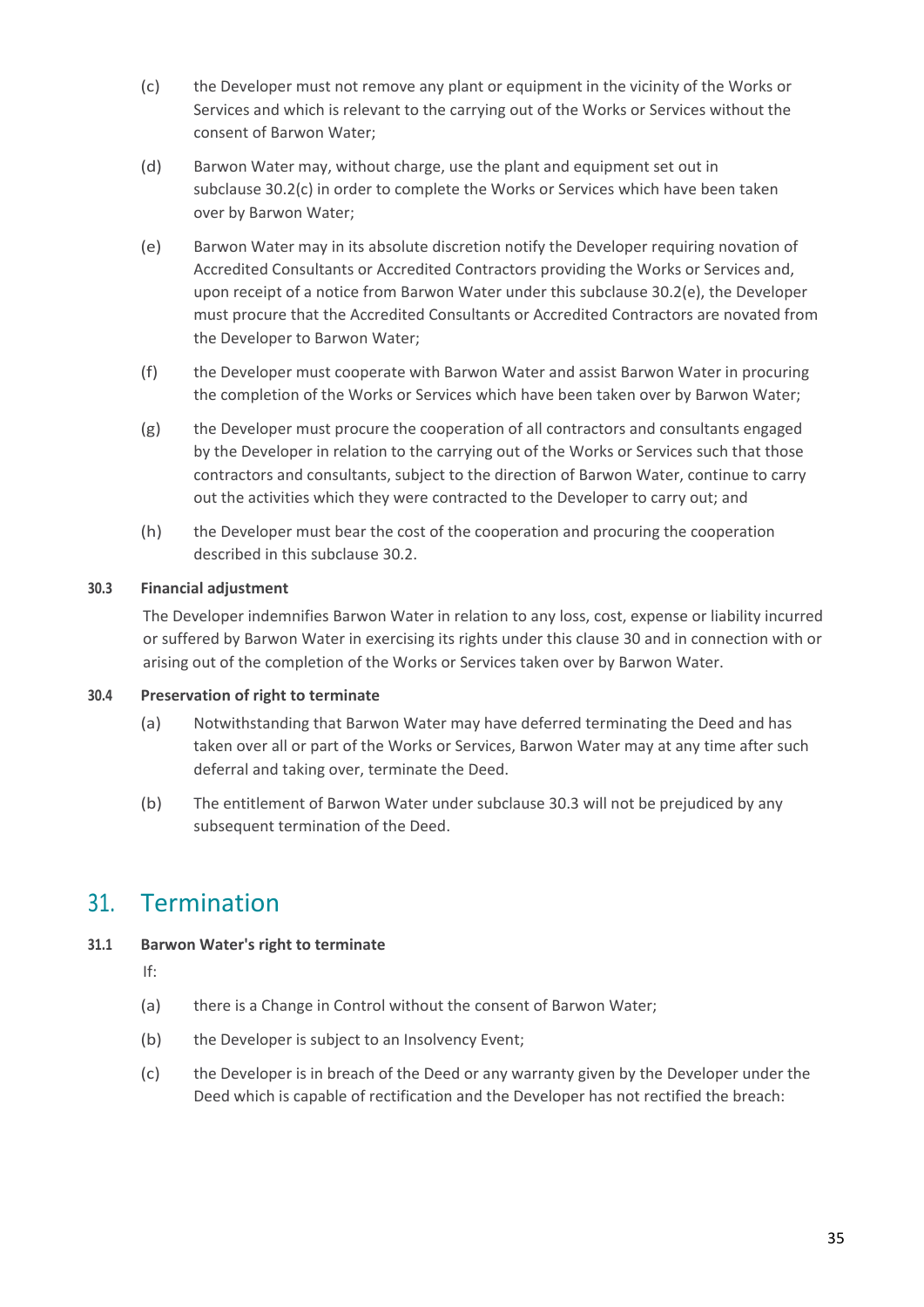(c) the Developer must not remove any plant or equipment in the vicinity of the Works or Services and which is relevant to the carrying out of the Works or Services without the consent of Barwon Water;

(d) Barwon Water may, without charge, use the plant and equipment set out in subclause 30.2(c) in order to complete the Works or Services which have been taken over by Barwon Water;

(e) Barwon Water may in its absolute discretion notify the Developer requiring novation of Accredited Consultants or Accredited Contractors providing the Works or Services and, upon receipt of a notice from Barwon Water under this subclause 30.2(e), the Developer must procure that the Accredited Consultants or Accredited Contractors are novated from the Developer to Barwon Water;

(f) the Developer must cooperate with Barwon Water and assist Barwon Water in procuring the completion of the Works or Services which have been taken over by Barwon Water;

(g) the Developer must procure the cooperation of all contractors and consultants engaged by the Developer in relation to the carrying out of the Works or Services such that those contractors and consultants, subject to the direction of Barwon Water, continue to carry out the activities which they were contracted to the Developer to carry out; and

(h) the Developer must bear the cost of the cooperation and procuring the cooperation described in this subclause 30.2.

### 30.3 Financial adjustment

The Developer indemnifies Barwon Water in relation to any loss, cost, expense or liability incurred or suffered by Barwon Water in exercising its rights under this clause 30 and in connection with or arising out of the completion of the Works or Services taken over by Barwon Water.

### 30.4 Preservation of right to terminate

(a) Notwithstanding that Barwon Water may have deferred terminating the Deed and has taken over all or part of the Works or Services, Barwon Water may at any time after such deferral and taking over, terminate the Deed.

(b) The entitlement of Barwon Water under subclause 30.3 will not be prejudiced by any subsequent termination of the Deed.

## 31. Termination

### 31.1 Barwon Water's right to terminate

If:

(a) there is a Change in Control without the consent of Barwon Water;

(b) the Developer is subject to an Insolvency Event;

(c) the Developer is in breach of the Deed or any warranty given by the Developer under the Deed which is capable of rectification and the Developer has not rectified the breach: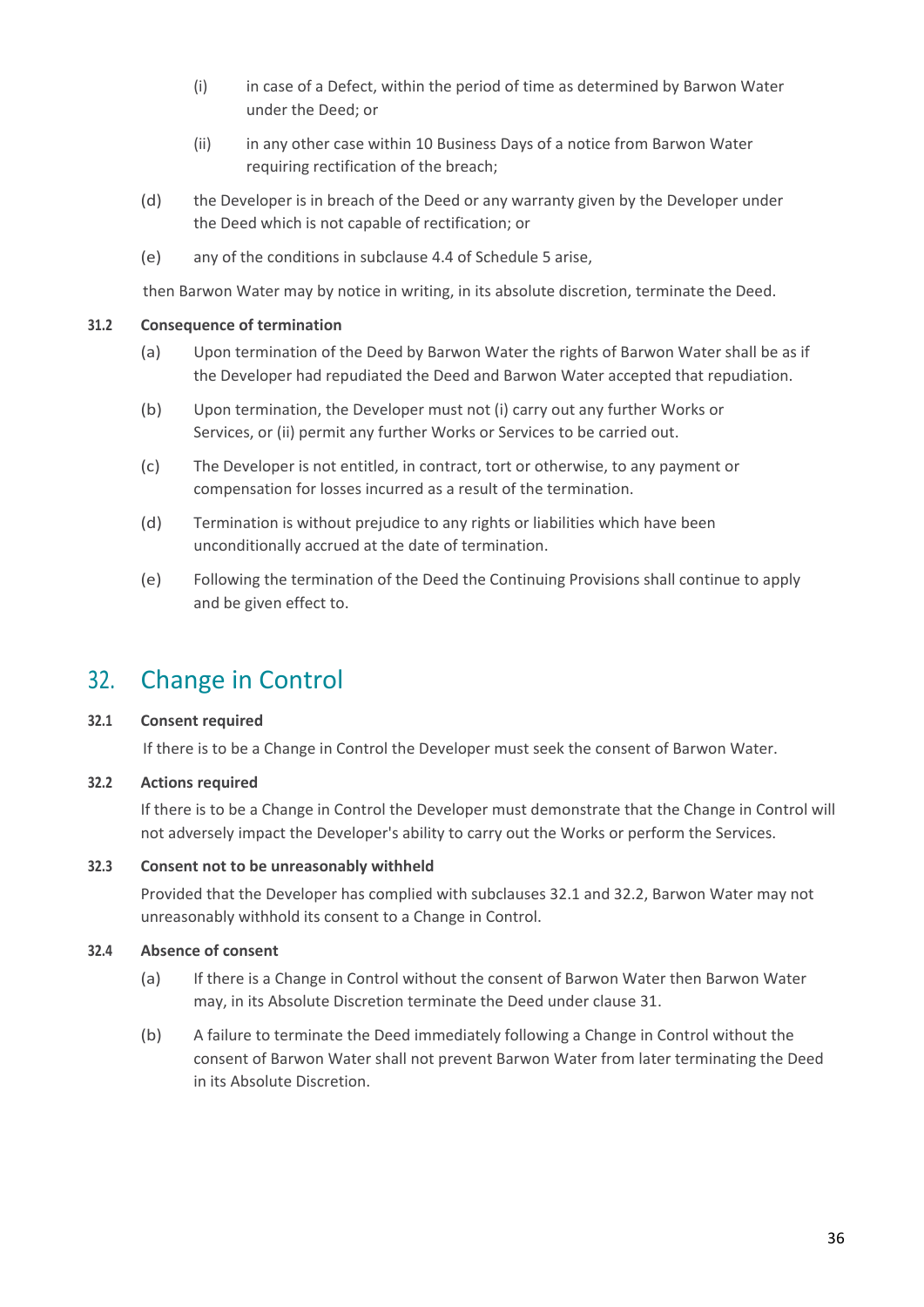(i) in case of a Defect, within the period of time as determined by Barwon Water under the Deed; or

(ii) in any other case within 10 Business Days of a notice from Barwon Water requiring rectification of the breach;

(d) the Developer is in breach of the Deed or any warranty given by the Developer under the Deed which is not capable of rectification; or

(e) any of the conditions in subclause 4.4 of Schedule 5 arise,

then Barwon Water may by notice in writing, in its absolute discretion, terminate the Deed.

### 31.2 Consequence of termination

(a) Upon termination of the Deed by Barwon Water the rights of Barwon Water shall be as if the Developer had repudiated the Deed and Barwon Water accepted that repudiation.

(b) Upon termination, the Developer must not (i) carry out any further Works or Services, or (ii) permit any further Works or Services to be carried out.

(c) The Developer is not entitled, in contract, tort or otherwise, to any payment or compensation for losses incurred as a result of the termination.

(d) Termination is without prejudice to any rights or liabilities which have been unconditionally accrued at the date of termination.

(e) Following the termination of the Deed the Continuing Provisions shall continue to apply and be given effect to.

## 32. Change in Control

### 32.1 Consent required

If there is to be a Change in Control the Developer must seek the consent of Barwon Water.

### 32.2 Actions required

If there is to be a Change in Control the Developer must demonstrate that the Change in Control will not adversely impact the Developer's ability to carry out the Works or perform the Services.

### 32.3 Consent not to be unreasonably withheld

Provided that the Developer has complied with subclauses 32.1 and 32.2, Barwon Water may not unreasonably withhold its consent to a Change in Control.

### 32.4 Absence of consent

(a) If there is a Change in Control without the consent of Barwon Water then Barwon Water may, in its Absolute Discretion terminate the Deed under clause 31.

(b) A failure to terminate the Deed immediately following a Change in Control without the consent of Barwon Water shall not prevent Barwon Water from later terminating the Deed in its Absolute Discretion.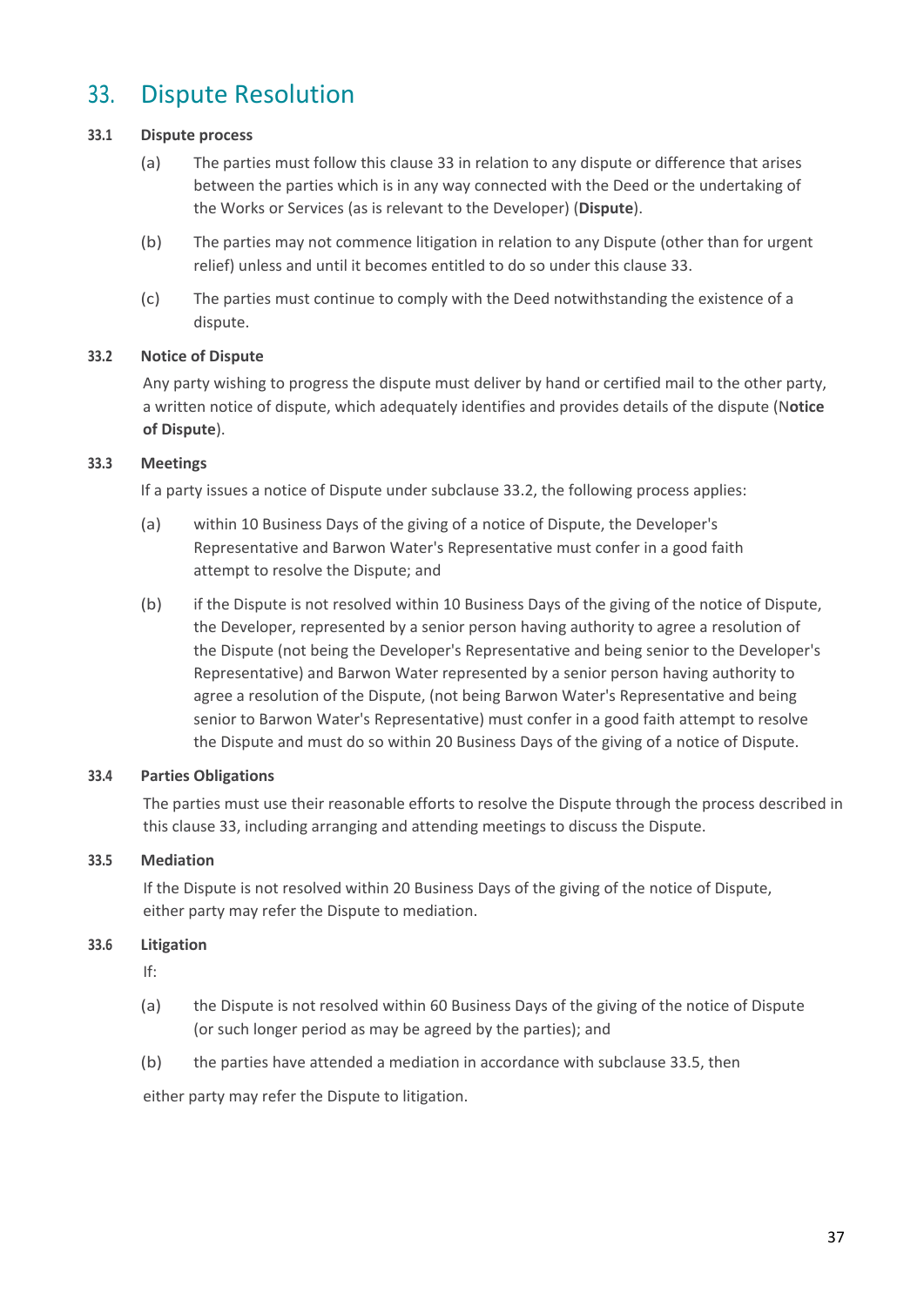# 33. Dispute Resolution

### 33.1 Dispute process

(a) The parties must follow this clause 33 in relation to any dispute or difference that arises between the parties which is in any way connected with the Deed or the undertaking of the Works or Services (as is relevant to the Developer) (**Dispute**).

(b) The parties may not commence litigation in relation to any Dispute (other than for urgent relief) unless and until it becomes entitled to do so under this clause 33.

(c) The parties must continue to comply with the Deed notwithstanding the existence of a dispute.

### 33.2 Notice of Dispute

Any party wishing to progress the dispute must deliver by hand or certified mail to the other party, a written notice of dispute, which adequately identifies and provides details of the dispute (N**otice of Dispute**).

### 33.3 Meetings

If a party issues a notice of Dispute under subclause 33.2, the following process applies:

(a) within 10 Business Days of the giving of a notice of Dispute, the Developer's Representative and Barwon Water's Representative must confer in a good faith attempt to resolve the Dispute; and

(b) if the Dispute is not resolved within 10 Business Days of the giving of the notice of Dispute, the Developer, represented by a senior person having authority to agree a resolution of the Dispute (not being the Developer's Representative and being senior to the Developer's Representative) and Barwon Water represented by a senior person having authority to agree a resolution of the Dispute, (not being Barwon Water's Representative and being senior to Barwon Water's Representative) must confer in a good faith attempt to resolve the Dispute and must do so within 20 Business Days of the giving of a notice of Dispute.

### 33.4 Parties Obligations

The parties must use their reasonable efforts to resolve the Dispute through the process described in this clause 33, including arranging and attending meetings to discuss the Dispute.

### 33.5 Mediation

If the Dispute is not resolved within 20 Business Days of the giving of the notice of Dispute, either party may refer the Dispute to mediation.

### 33.6 Litigation

If:

(a) the Dispute is not resolved within 60 Business Days of the giving of the notice of Dispute (or such longer period as may be agreed by the parties); and

(b) the parties have attended a mediation in accordance with subclause 33.5, then

either party may refer the Dispute to litigation.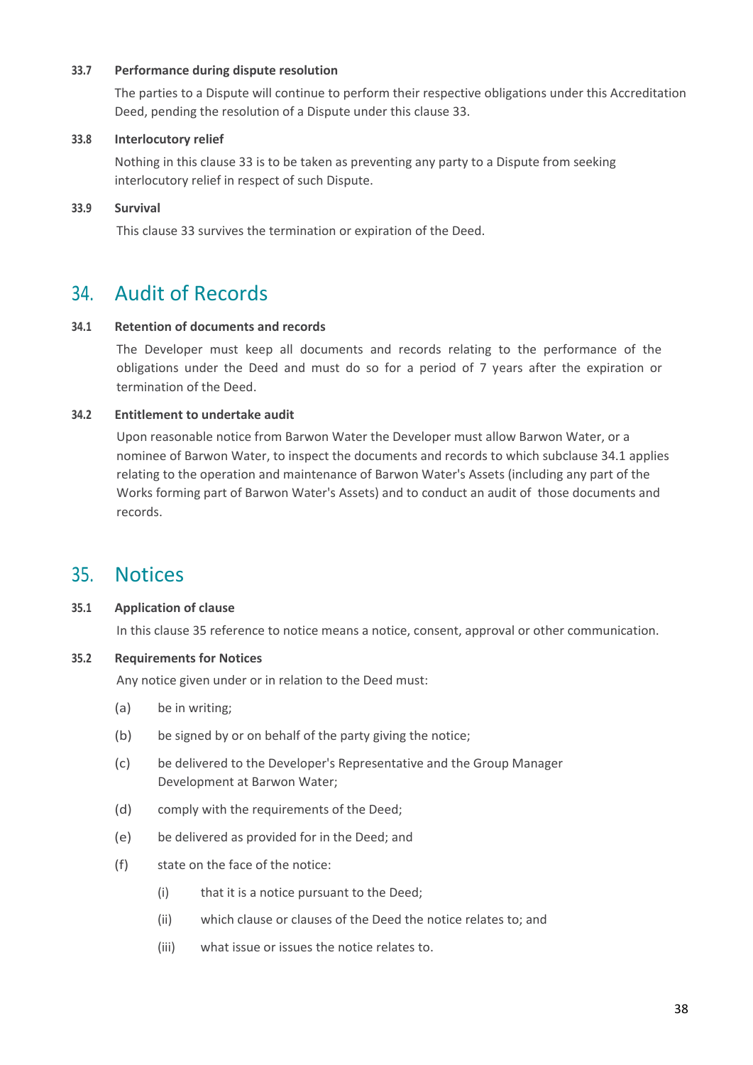#### 33.7 Performance during dispute resolution

The parties to a Dispute will continue to perform their respective obligations under this Accreditation Deed, pending the resolution of a Dispute under this clause 33.

#### 33.8 Interlocutory relief

Nothing in this clause 33 is to be taken as preventing any party to a Dispute from seeking interlocutory relief in respect of such Dispute.

#### 33.9 Survival

This clause 33 survives the termination or expiration of the Deed.

## 34. Audit of Records

#### 34.1 Retention of documents and records

The Developer must keep all documents and records relating to the performance of the obligations under the Deed and must do so for a period of 7 years after the expiration or termination of the Deed.

#### 34.2 Entitlement to undertake audit

Upon reasonable notice from Barwon Water the Developer must allow Barwon Water, or a nominee of Barwon Water, to inspect the documents and records to which subclause 34.1 applies relating to the operation and maintenance of Barwon Water's Assets (including any part of the Works forming part of Barwon Water's Assets) and to conduct an audit of those documents and records.

## 35. Notices

#### 35.1 Application of clause

In this clause 35 reference to notice means a notice, consent, approval or other communication.

#### 35.2 Requirements for Notices

Any notice given under or in relation to the Deed must:

(a) be in writing;

(b) be signed by or on behalf of the party giving the notice;

(c) be delivered to the Developer's Representative and the Group Manager Development at Barwon Water;

(d) comply with the requirements of the Deed;

(e) be delivered as provided for in the Deed; and

(f) state on the face of the notice:

  (i) that it is a notice pursuant to the Deed;

  (ii) which clause or clauses of the Deed the notice relates to; and

  (iii) what issue or issues the notice relates to.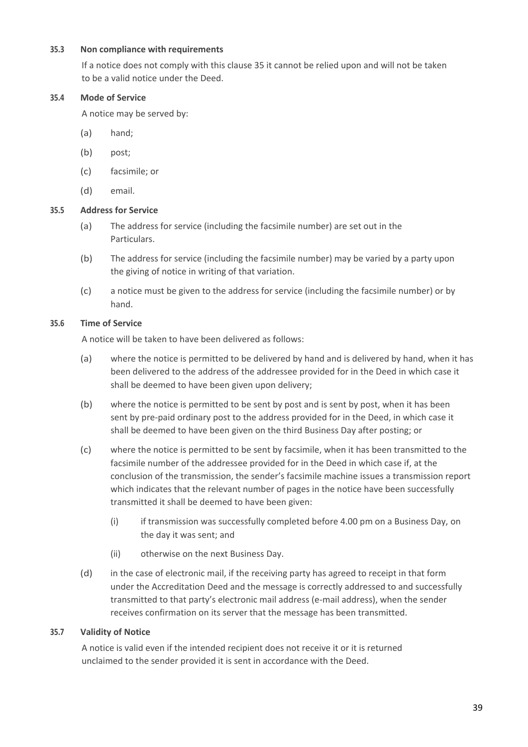#### 35.3 Non compliance with requirements

If a notice does not comply with this clause 35 it cannot be relied upon and will not be taken to be a valid notice under the Deed.

#### 35.4 Mode of Service

A notice may be served by:

(a) hand;

(b) post;

(c) facsimile; or

(d) email.

#### 35.5 Address for Service

(a) The address for service (including the facsimile number) are set out in the Particulars.

(b) The address for service (including the facsimile number) may be varied by a party upon the giving of notice in writing of that variation.

(c) a notice must be given to the address for service (including the facsimile number) or by hand.

#### 35.6 Time of Service

A notice will be taken to have been delivered as follows:

(a) where the notice is permitted to be delivered by hand and is delivered by hand, when it has been delivered to the address of the addressee provided for in the Deed in which case it shall be deemed to have been given upon delivery;

(b) where the notice is permitted to be sent by post and is sent by post, when it has been sent by pre-paid ordinary post to the address provided for in the Deed, in which case it shall be deemed to have been given on the third Business Day after posting; or

(c) where the notice is permitted to be sent by facsimile, when it has been transmitted to the facsimile number of the addressee provided for in the Deed in which case if, at the conclusion of the transmission, the sender's facsimile machine issues a transmission report which indicates that the relevant number of pages in the notice have been successfully transmitted it shall be deemed to have been given:

   (i) if transmission was successfully completed before 4.00 pm on a Business Day, on the day it was sent; and

   (ii) otherwise on the next Business Day.

(d) in the case of electronic mail, if the receiving party has agreed to receipt in that form under the Accreditation Deed and the message is correctly addressed to and successfully transmitted to that party's electronic mail address (e-mail address), when the sender receives confirmation on its server that the message has been transmitted.

#### 35.7 Validity of Notice

A notice is valid even if the intended recipient does not receive it or it is returned unclaimed to the sender provided it is sent in accordance with the Deed.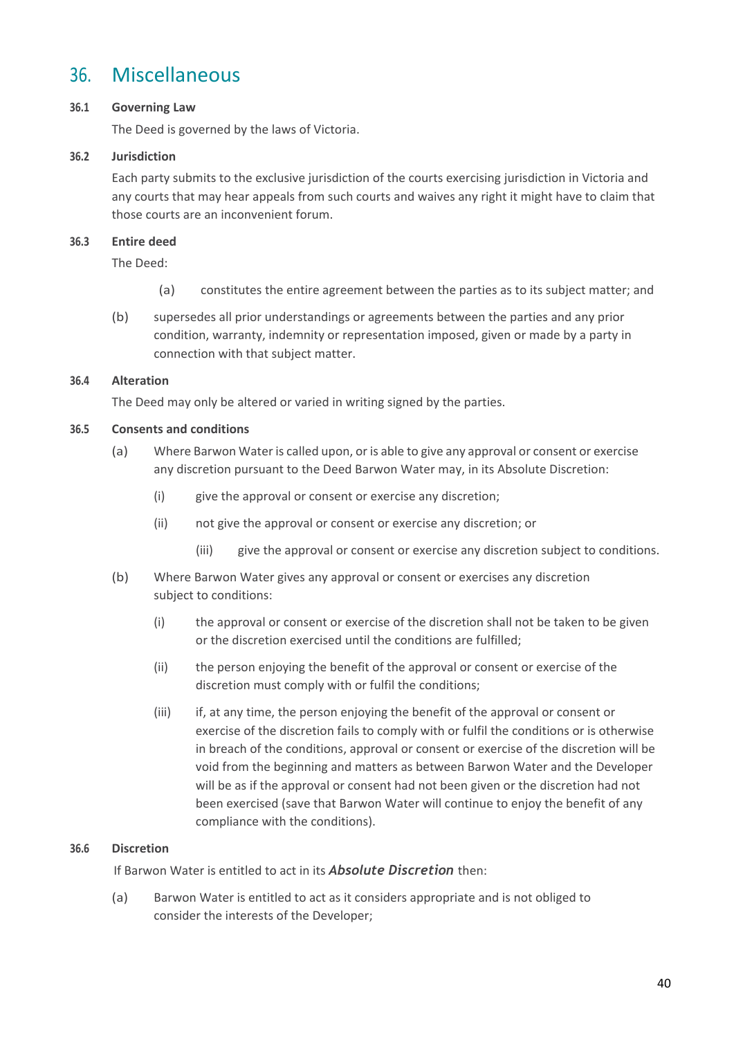# 36. Miscellaneous

### 36.1 Governing Law

The Deed is governed by the laws of Victoria.

### 36.2 Jurisdiction

Each party submits to the exclusive jurisdiction of the courts exercising jurisdiction in Victoria and any courts that may hear appeals from such courts and waives any right it might have to claim that those courts are an inconvenient forum.

### 36.3 Entire deed

The Deed:

(a) constitutes the entire agreement between the parties as to its subject matter; and

(b) supersedes all prior understandings or agreements between the parties and any prior condition, warranty, indemnity or representation imposed, given or made by a party in connection with that subject matter.

### 36.4 Alteration

The Deed may only be altered or varied in writing signed by the parties.

### 36.5 Consents and conditions

(a) Where Barwon Water is called upon, or is able to give any approval or consent or exercise any discretion pursuant to the Deed Barwon Water may, in its Absolute Discretion:

(i) give the approval or consent or exercise any discretion;

(ii) not give the approval or consent or exercise any discretion; or

(iii) give the approval or consent or exercise any discretion subject to conditions.

(b) Where Barwon Water gives any approval or consent or exercises any discretion subject to conditions:

(i) the approval or consent or exercise of the discretion shall not be taken to be given or the discretion exercised until the conditions are fulfilled;

(ii) the person enjoying the benefit of the approval or consent or exercise of the discretion must comply with or fulfil the conditions;

(iii) if, at any time, the person enjoying the benefit of the approval or consent or exercise of the discretion fails to comply with or fulfil the conditions or is otherwise in breach of the conditions, approval or consent or exercise of the discretion will be void from the beginning and matters as between Barwon Water and the Developer will be as if the approval or consent had not been given or the discretion had not been exercised (save that Barwon Water will continue to enjoy the benefit of any compliance with the conditions).

### 36.6 Discretion

If Barwon Water is entitled to act in its ***Absolute Discretion*** then:

(a) Barwon Water is entitled to act as it considers appropriate and is not obliged to consider the interests of the Developer;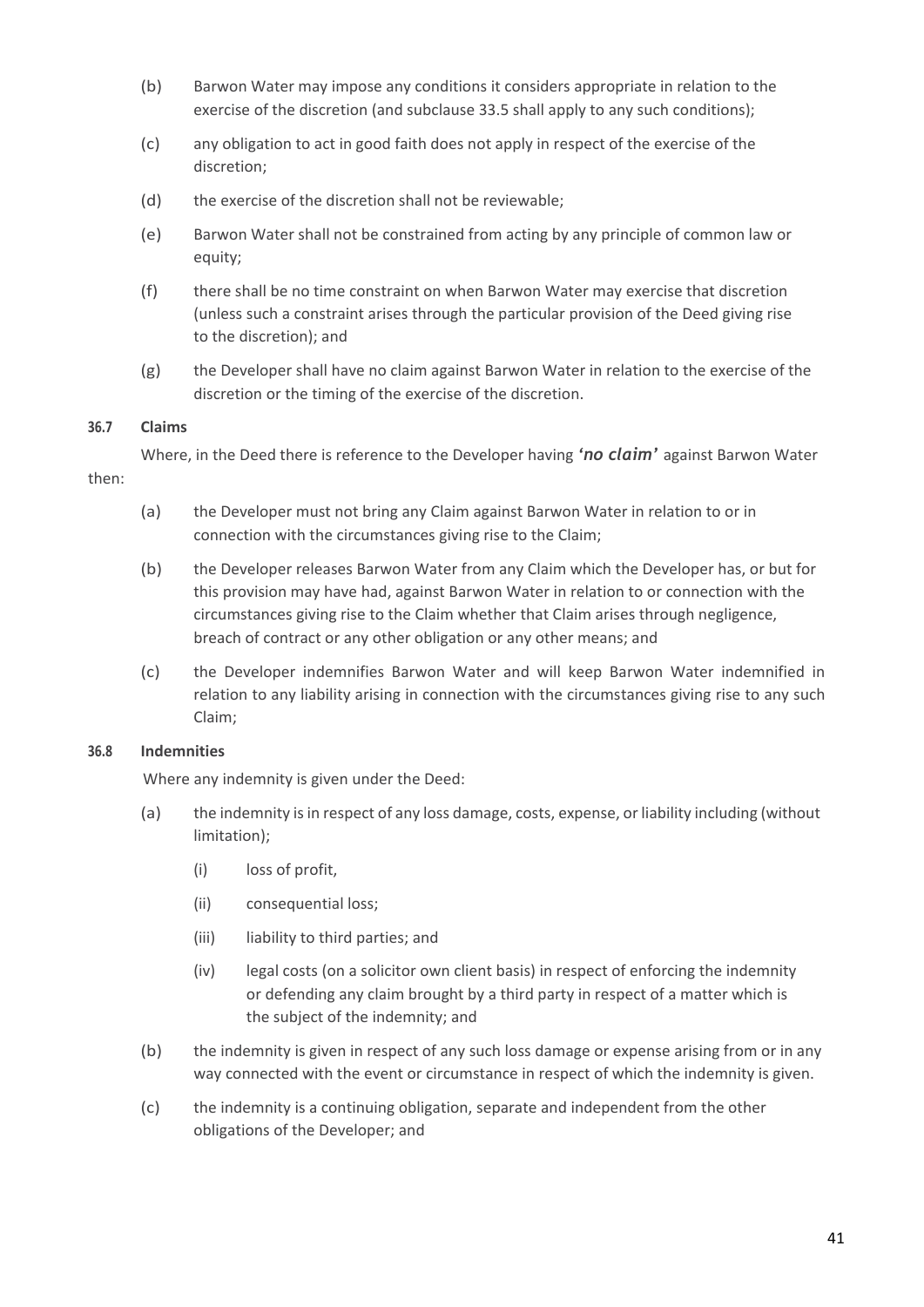(b) Barwon Water may impose any conditions it considers appropriate in relation to the exercise of the discretion (and subclause 33.5 shall apply to any such conditions);

(c) any obligation to act in good faith does not apply in respect of the exercise of the discretion;

(d) the exercise of the discretion shall not be reviewable;

(e) Barwon Water shall not be constrained from acting by any principle of common law or equity;

(f) there shall be no time constraint on when Barwon Water may exercise that discretion (unless such a constraint arises through the particular provision of the Deed giving rise to the discretion); and

(g) the Developer shall have no claim against Barwon Water in relation to the exercise of the discretion or the timing of the exercise of the discretion.

**36.7 Claims**

Where, in the Deed there is reference to the Developer having ***'no claim'*** against Barwon Water then:

(a) the Developer must not bring any Claim against Barwon Water in relation to or in connection with the circumstances giving rise to the Claim;

(b) the Developer releases Barwon Water from any Claim which the Developer has, or but for this provision may have had, against Barwon Water in relation to or connection with the circumstances giving rise to the Claim whether that Claim arises through negligence, breach of contract or any other obligation or any other means; and

(c) the Developer indemnifies Barwon Water and will keep Barwon Water indemnified in relation to any liability arising in connection with the circumstances giving rise to any such Claim;

**36.8 Indemnities**

Where any indemnity is given under the Deed:

(a) the indemnity is in respect of any loss damage, costs, expense, or liability including (without limitation);

  (i) loss of profit,

  (ii) consequential loss;

  (iii) liability to third parties; and

  (iv) legal costs (on a solicitor own client basis) in respect of enforcing the indemnity or defending any claim brought by a third party in respect of a matter which is the subject of the indemnity; and

(b) the indemnity is given in respect of any such loss damage or expense arising from or in any way connected with the event or circumstance in respect of which the indemnity is given.

(c) the indemnity is a continuing obligation, separate and independent from the other obligations of the Developer; and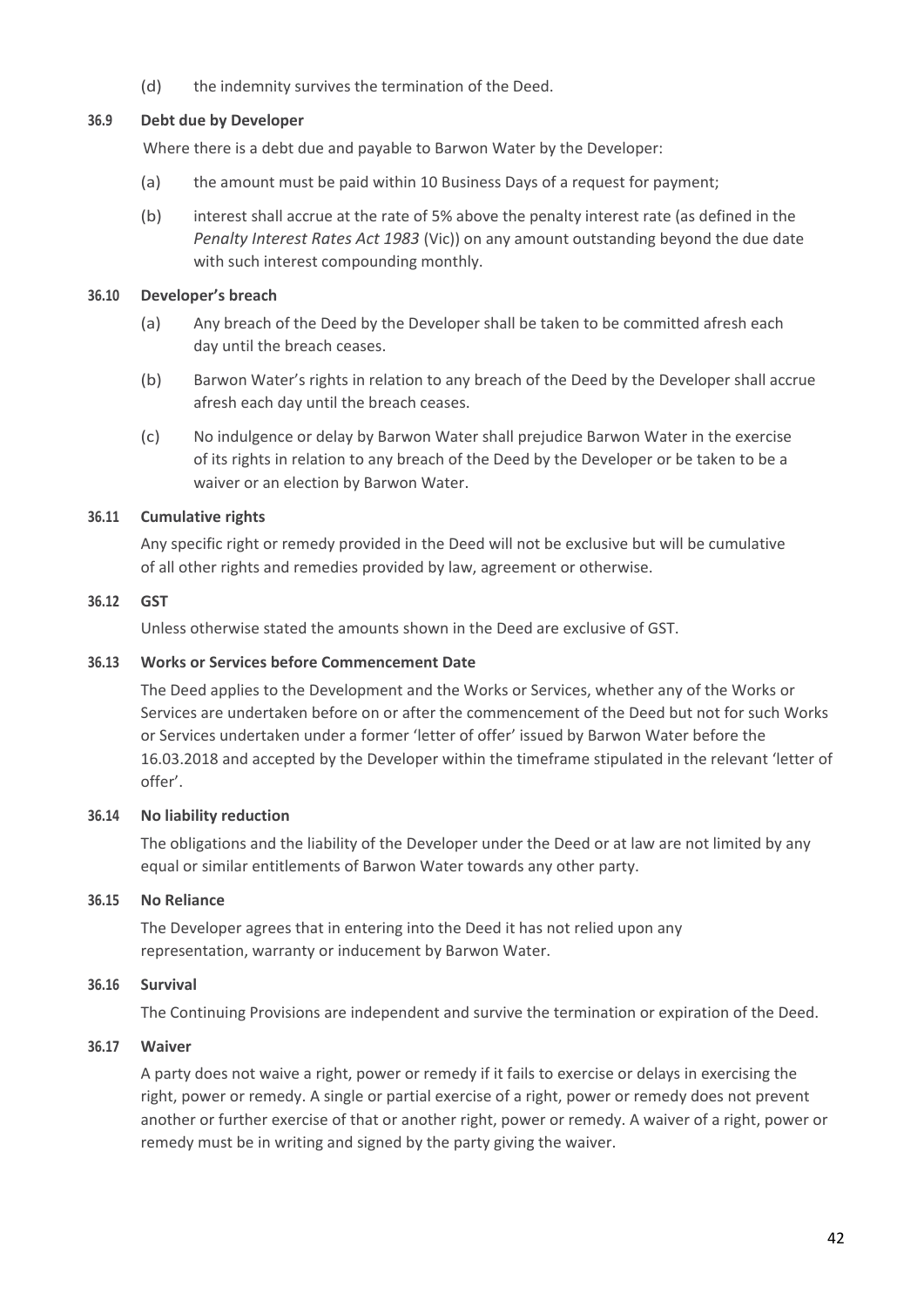(d) the indemnity survives the termination of the Deed.

### 36.9 Debt due by Developer

Where there is a debt due and payable to Barwon Water by the Developer:

(a) the amount must be paid within 10 Business Days of a request for payment;

(b) interest shall accrue at the rate of 5% above the penalty interest rate (as defined in the *Penalty Interest Rates Act 1983* (Vic)) on any amount outstanding beyond the due date with such interest compounding monthly.

### 36.10 Developer's breach

(a) Any breach of the Deed by the Developer shall be taken to be committed afresh each day until the breach ceases.

(b) Barwon Water's rights in relation to any breach of the Deed by the Developer shall accrue afresh each day until the breach ceases.

(c) No indulgence or delay by Barwon Water shall prejudice Barwon Water in the exercise of its rights in relation to any breach of the Deed by the Developer or be taken to be a waiver or an election by Barwon Water.

### 36.11 Cumulative rights

Any specific right or remedy provided in the Deed will not be exclusive but will be cumulative of all other rights and remedies provided by law, agreement or otherwise.

### 36.12 GST

Unless otherwise stated the amounts shown in the Deed are exclusive of GST.

### 36.13 Works or Services before Commencement Date

The Deed applies to the Development and the Works or Services, whether any of the Works or Services are undertaken before on or after the commencement of the Deed but not for such Works or Services undertaken under a former 'letter of offer' issued by Barwon Water before the 16.03.2018 and accepted by the Developer within the timeframe stipulated in the relevant 'letter of offer'.

### 36.14 No liability reduction

The obligations and the liability of the Developer under the Deed or at law are not limited by any equal or similar entitlements of Barwon Water towards any other party.

### 36.15 No Reliance

The Developer agrees that in entering into the Deed it has not relied upon any representation, warranty or inducement by Barwon Water.

### 36.16 Survival

The Continuing Provisions are independent and survive the termination or expiration of the Deed.

### 36.17 Waiver

A party does not waive a right, power or remedy if it fails to exercise or delays in exercising the right, power or remedy. A single or partial exercise of a right, power or remedy does not prevent another or further exercise of that or another right, power or remedy. A waiver of a right, power or remedy must be in writing and signed by the party giving the waiver.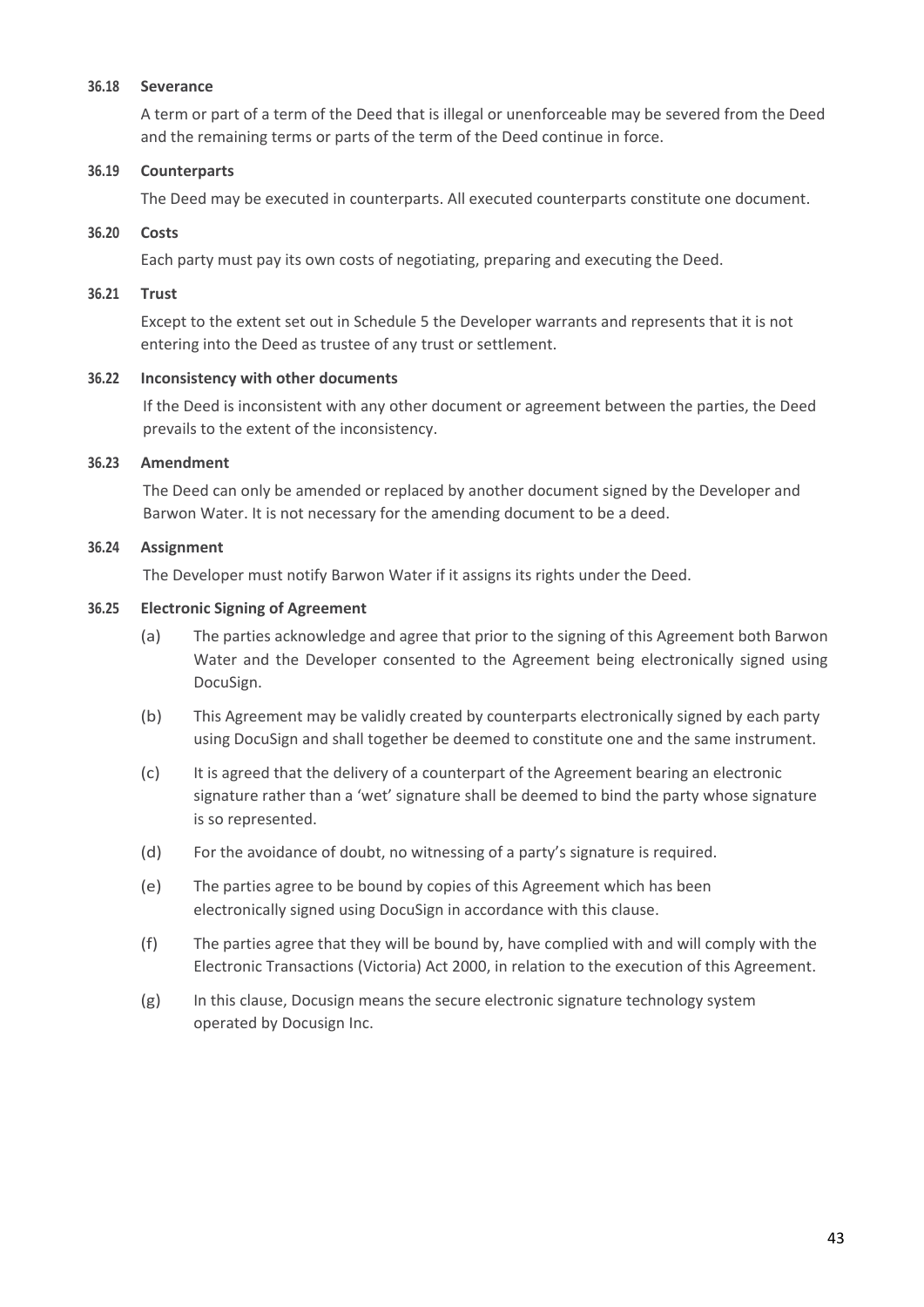### 36.18 Severance

A term or part of a term of the Deed that is illegal or unenforceable may be severed from the Deed and the remaining terms or parts of the term of the Deed continue in force.

### 36.19 Counterparts

The Deed may be executed in counterparts. All executed counterparts constitute one document.

### 36.20 Costs

Each party must pay its own costs of negotiating, preparing and executing the Deed.

### 36.21 Trust

Except to the extent set out in Schedule 5 the Developer warrants and represents that it is not entering into the Deed as trustee of any trust or settlement.

### 36.22 Inconsistency with other documents

If the Deed is inconsistent with any other document or agreement between the parties, the Deed prevails to the extent of the inconsistency.

### 36.23 Amendment

The Deed can only be amended or replaced by another document signed by the Developer and Barwon Water. It is not necessary for the amending document to be a deed.

### 36.24 Assignment

The Developer must notify Barwon Water if it assigns its rights under the Deed.

### 36.25 Electronic Signing of Agreement

(a) The parties acknowledge and agree that prior to the signing of this Agreement both Barwon Water and the Developer consented to the Agreement being electronically signed using DocuSign.

(b) This Agreement may be validly created by counterparts electronically signed by each party using DocuSign and shall together be deemed to constitute one and the same instrument.

(c) It is agreed that the delivery of a counterpart of the Agreement bearing an electronic signature rather than a 'wet' signature shall be deemed to bind the party whose signature is so represented.

(d) For the avoidance of doubt, no witnessing of a party's signature is required.

(e) The parties agree to be bound by copies of this Agreement which has been electronically signed using DocuSign in accordance with this clause.

(f) The parties agree that they will be bound by, have complied with and will comply with the Electronic Transactions (Victoria) Act 2000, in relation to the execution of this Agreement.

(g) In this clause, Docusign means the secure electronic signature technology system operated by Docusign Inc.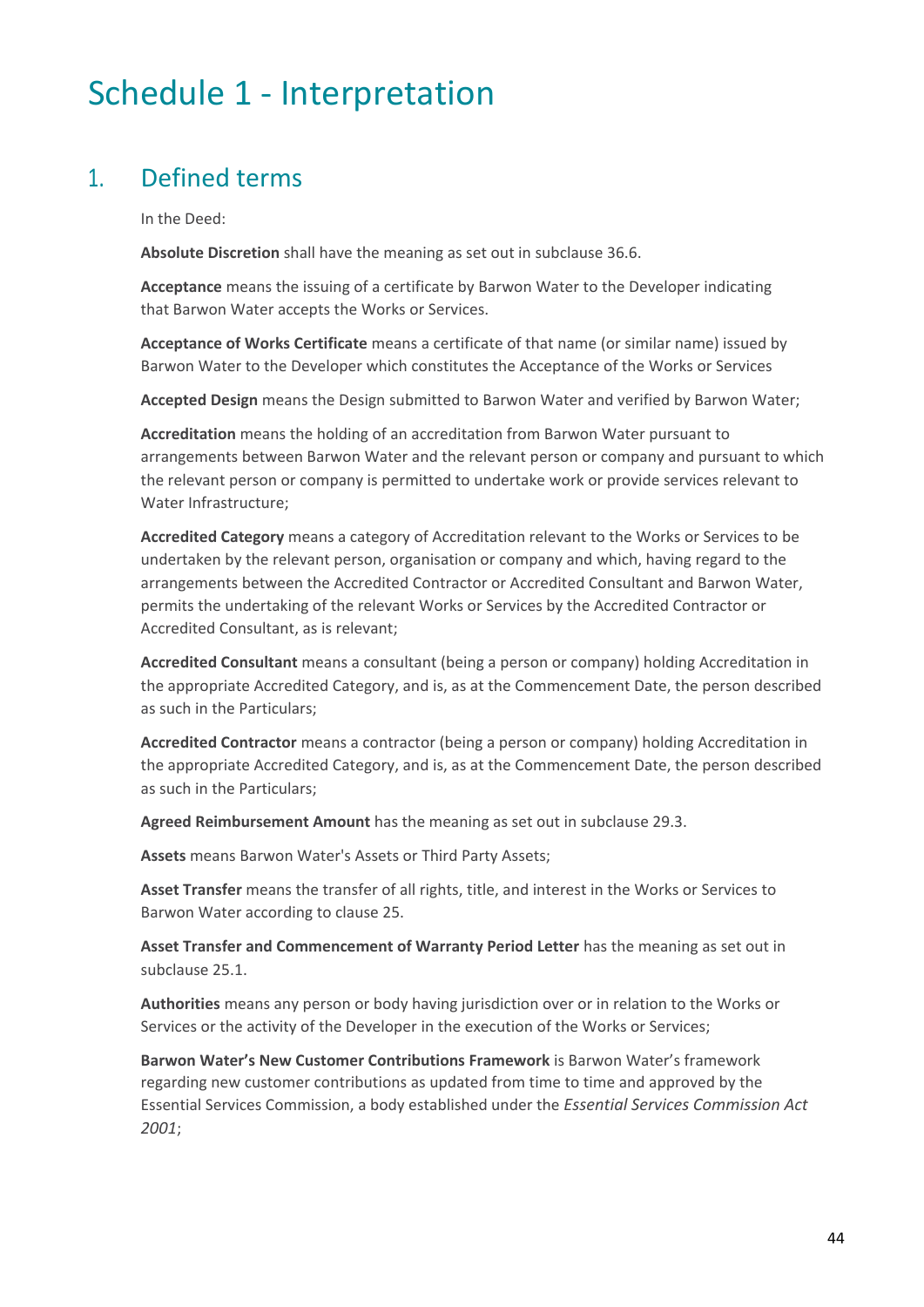# Schedule 1 - Interpretation

## 1. Defined terms

In the Deed:

**Absolute Discretion** shall have the meaning as set out in subclause 36.6.

**Acceptance** means the issuing of a certificate by Barwon Water to the Developer indicating that Barwon Water accepts the Works or Services.

**Acceptance of Works Certificate** means a certificate of that name (or similar name) issued by Barwon Water to the Developer which constitutes the Acceptance of the Works or Services

**Accepted Design** means the Design submitted to Barwon Water and verified by Barwon Water;

**Accreditation** means the holding of an accreditation from Barwon Water pursuant to arrangements between Barwon Water and the relevant person or company and pursuant to which the relevant person or company is permitted to undertake work or provide services relevant to Water Infrastructure;

**Accredited Category** means a category of Accreditation relevant to the Works or Services to be undertaken by the relevant person, organisation or company and which, having regard to the arrangements between the Accredited Contractor or Accredited Consultant and Barwon Water, permits the undertaking of the relevant Works or Services by the Accredited Contractor or Accredited Consultant, as is relevant;

**Accredited Consultant** means a consultant (being a person or company) holding Accreditation in the appropriate Accredited Category, and is, as at the Commencement Date, the person described as such in the Particulars;

**Accredited Contractor** means a contractor (being a person or company) holding Accreditation in the appropriate Accredited Category, and is, as at the Commencement Date, the person described as such in the Particulars;

**Agreed Reimbursement Amount** has the meaning as set out in subclause 29.3.

**Assets** means Barwon Water's Assets or Third Party Assets;

**Asset Transfer** means the transfer of all rights, title, and interest in the Works or Services to Barwon Water according to clause 25.

**Asset Transfer and Commencement of Warranty Period Letter** has the meaning as set out in subclause 25.1.

**Authorities** means any person or body having jurisdiction over or in relation to the Works or Services or the activity of the Developer in the execution of the Works or Services;

**Barwon Water's New Customer Contributions Framework** is Barwon Water's framework regarding new customer contributions as updated from time to time and approved by the Essential Services Commission, a body established under the *Essential Services Commission Act 2001*;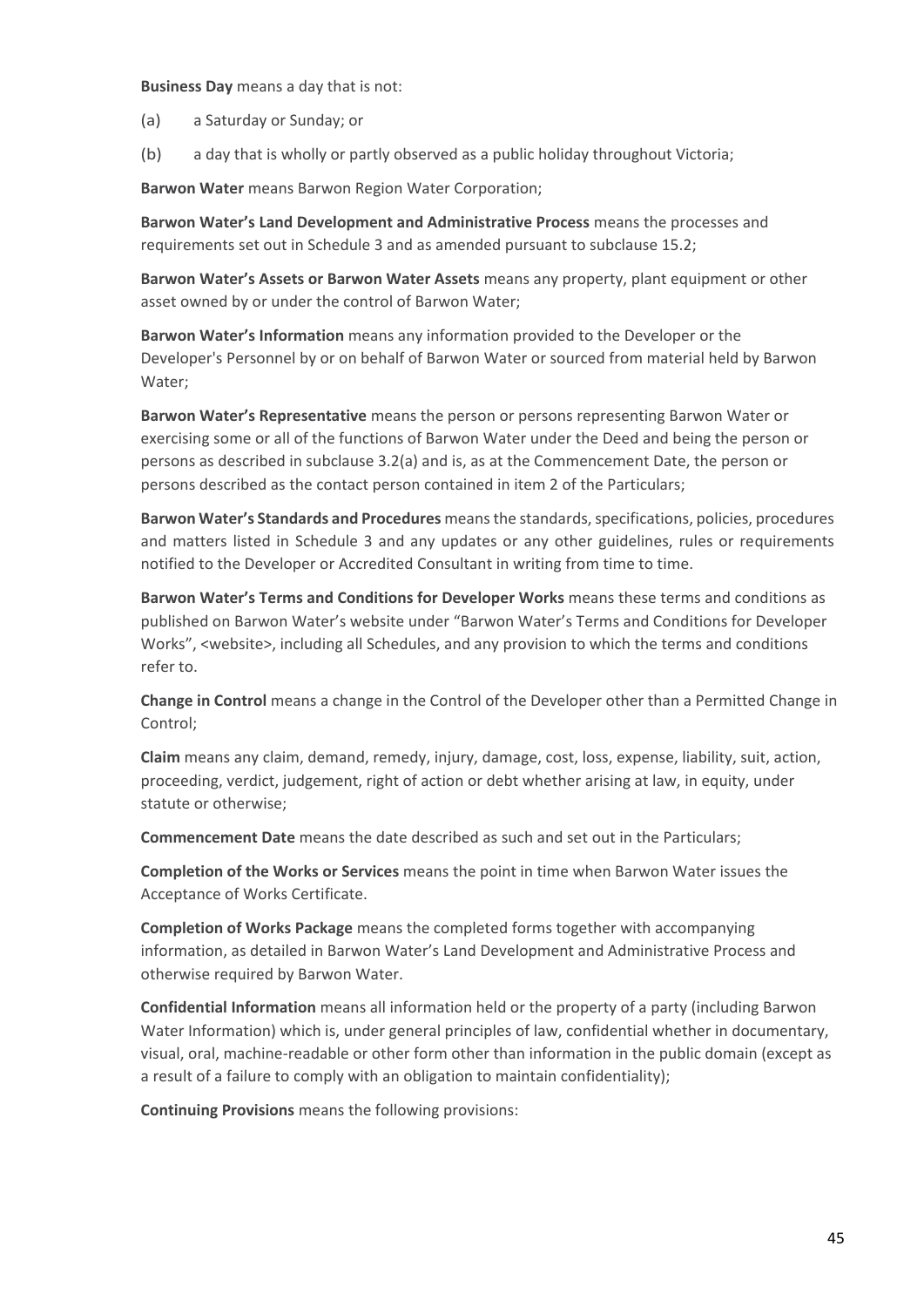**Business Day** means a day that is not:

(a) a Saturday or Sunday; or

(b) a day that is wholly or partly observed as a public holiday throughout Victoria;

**Barwon Water** means Barwon Region Water Corporation;

**Barwon Water's Land Development and Administrative Process** means the processes and requirements set out in Schedule 3 and as amended pursuant to subclause 15.2;

**Barwon Water's Assets or Barwon Water Assets** means any property, plant equipment or other asset owned by or under the control of Barwon Water;

**Barwon Water's Information** means any information provided to the Developer or the Developer's Personnel by or on behalf of Barwon Water or sourced from material held by Barwon Water;

**Barwon Water's Representative** means the person or persons representing Barwon Water or exercising some or all of the functions of Barwon Water under the Deed and being the person or persons as described in subclause 3.2(a) and is, as at the Commencement Date, the person or persons described as the contact person contained in item 2 of the Particulars;

**Barwon Water's Standards and Procedures** means the standards, specifications, policies, procedures and matters listed in Schedule 3 and any updates or any other guidelines, rules or requirements notified to the Developer or Accredited Consultant in writing from time to time.

**Barwon Water's Terms and Conditions for Developer Works** means these terms and conditions as published on Barwon Water's website under "Barwon Water's Terms and Conditions for Developer Works", <website>, including all Schedules, and any provision to which the terms and conditions refer to.

**Change in Control** means a change in the Control of the Developer other than a Permitted Change in Control;

**Claim** means any claim, demand, remedy, injury, damage, cost, loss, expense, liability, suit, action, proceeding, verdict, judgement, right of action or debt whether arising at law, in equity, under statute or otherwise;

**Commencement Date** means the date described as such and set out in the Particulars;

**Completion of the Works or Services** means the point in time when Barwon Water issues the Acceptance of Works Certificate.

**Completion of Works Package** means the completed forms together with accompanying information, as detailed in Barwon Water's Land Development and Administrative Process and otherwise required by Barwon Water.

**Confidential Information** means all information held or the property of a party (including Barwon Water Information) which is, under general principles of law, confidential whether in documentary, visual, oral, machine-readable or other form other than information in the public domain (except as a result of a failure to comply with an obligation to maintain confidentiality);

**Continuing Provisions** means the following provisions: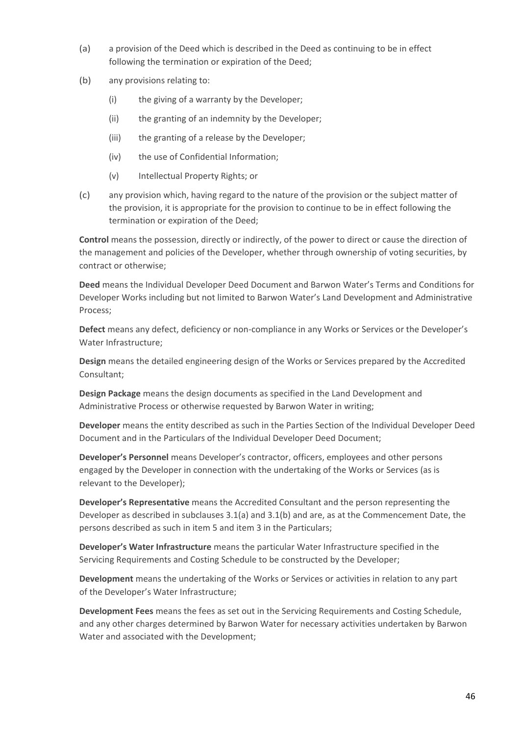(a) a provision of the Deed which is described in the Deed as continuing to be in effect following the termination or expiration of the Deed;

(b) any provisions relating to:

  (i) the giving of a warranty by the Developer;

  (ii) the granting of an indemnity by the Developer;

  (iii) the granting of a release by the Developer;

  (iv) the use of Confidential Information;

  (v) Intellectual Property Rights; or

(c) any provision which, having regard to the nature of the provision or the subject matter of the provision, it is appropriate for the provision to continue to be in effect following the termination or expiration of the Deed;

**Control** means the possession, directly or indirectly, of the power to direct or cause the direction of the management and policies of the Developer, whether through ownership of voting securities, by contract or otherwise;

**Deed** means the Individual Developer Deed Document and Barwon Water's Terms and Conditions for Developer Works including but not limited to Barwon Water's Land Development and Administrative Process;

**Defect** means any defect, deficiency or non-compliance in any Works or Services or the Developer's Water Infrastructure;

**Design** means the detailed engineering design of the Works or Services prepared by the Accredited Consultant;

**Design Package** means the design documents as specified in the Land Development and Administrative Process or otherwise requested by Barwon Water in writing;

**Developer** means the entity described as such in the Parties Section of the Individual Developer Deed Document and in the Particulars of the Individual Developer Deed Document;

**Developer's Personnel** means Developer's contractor, officers, employees and other persons engaged by the Developer in connection with the undertaking of the Works or Services (as is relevant to the Developer);

**Developer's Representative** means the Accredited Consultant and the person representing the Developer as described in subclauses 3.1(a) and 3.1(b) and are, as at the Commencement Date, the persons described as such in item 5 and item 3 in the Particulars;

**Developer's Water Infrastructure** means the particular Water Infrastructure specified in the Servicing Requirements and Costing Schedule to be constructed by the Developer;

**Development** means the undertaking of the Works or Services or activities in relation to any part of the Developer's Water Infrastructure;

**Development Fees** means the fees as set out in the Servicing Requirements and Costing Schedule, and any other charges determined by Barwon Water for necessary activities undertaken by Barwon Water and associated with the Development;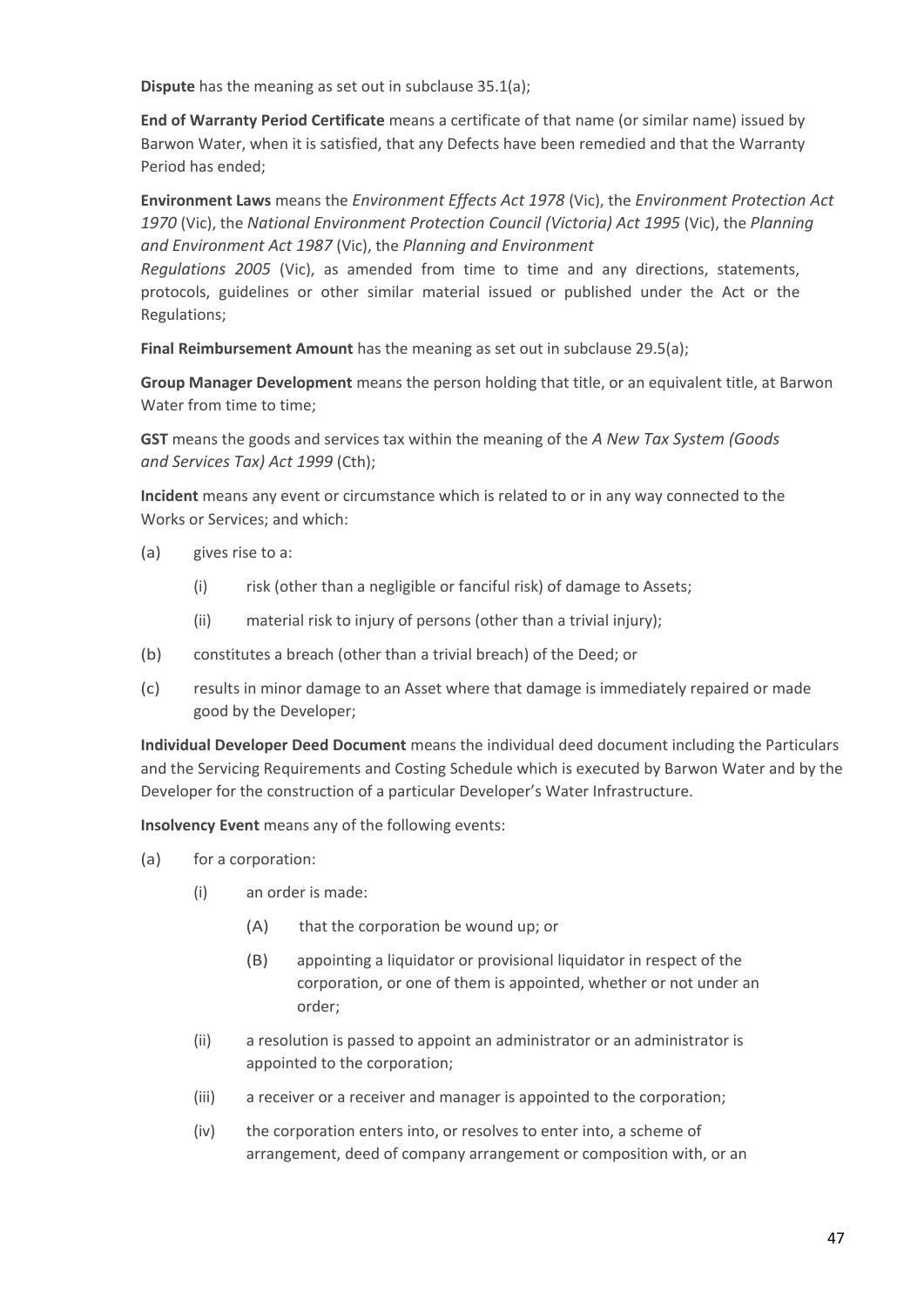**Dispute** has the meaning as set out in subclause 35.1(a);

**End of Warranty Period Certificate** means a certificate of that name (or similar name) issued by Barwon Water, when it is satisfied, that any Defects have been remedied and that the Warranty Period has ended;

**Environment Laws** means the *Environment Effects Act 1978* (Vic), the *Environment Protection Act 1970* (Vic), the *National Environment Protection Council (Victoria) Act 1995* (Vic), the *Planning and Environment Act 1987* (Vic), the *Planning and Environment Regulations 2005* (Vic), as amended from time to time and any directions, statements, protocols, guidelines or other similar material issued or published under the Act or the Regulations;

**Final Reimbursement Amount** has the meaning as set out in subclause 29.5(a);

**Group Manager Development** means the person holding that title, or an equivalent title, at Barwon Water from time to time;

**GST** means the goods and services tax within the meaning of the *A New Tax System (Goods and Services Tax) Act 1999* (Cth);

**Incident** means any event or circumstance which is related to or in any way connected to the Works or Services; and which:

(a) gives rise to a:

 (i) risk (other than a negligible or fanciful risk) of damage to Assets;

 (ii) material risk to injury of persons (other than a trivial injury);

(b) constitutes a breach (other than a trivial breach) of the Deed; or

(c) results in minor damage to an Asset where that damage is immediately repaired or made good by the Developer;

**Individual Developer Deed Document** means the individual deed document including the Particulars and the Servicing Requirements and Costing Schedule which is executed by Barwon Water and by the Developer for the construction of a particular Developer's Water Infrastructure.

**Insolvency Event** means any of the following events:

(a) for a corporation:

 (i) an order is made:

  (A) that the corporation be wound up; or

  (B) appointing a liquidator or provisional liquidator in respect of the corporation, or one of them is appointed, whether or not under an order;

 (ii) a resolution is passed to appoint an administrator or an administrator is appointed to the corporation;

 (iii) a receiver or a receiver and manager is appointed to the corporation;

 (iv) the corporation enters into, or resolves to enter into, a scheme of arrangement, deed of company arrangement or composition with, or an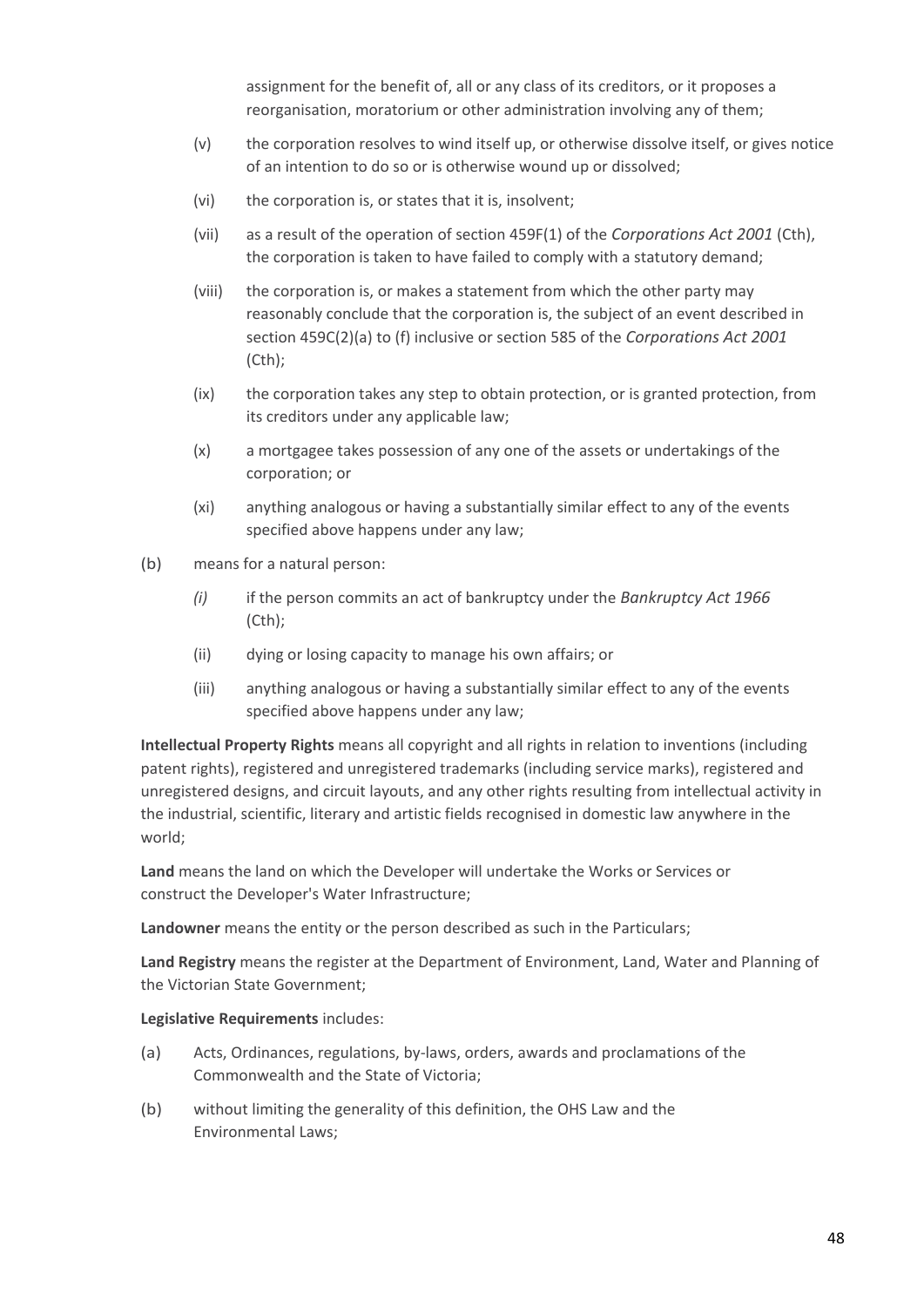assignment for the benefit of, all or any class of its creditors, or it proposes a reorganisation, moratorium or other administration involving any of them;

(v) the corporation resolves to wind itself up, or otherwise dissolve itself, or gives notice of an intention to do so or is otherwise wound up or dissolved;

(vi) the corporation is, or states that it is, insolvent;

(vii) as a result of the operation of section 459F(1) of the *Corporations Act 2001* (Cth), the corporation is taken to have failed to comply with a statutory demand;

(viii) the corporation is, or makes a statement from which the other party may reasonably conclude that the corporation is, the subject of an event described in section 459C(2)(a) to (f) inclusive or section 585 of the *Corporations Act 2001* (Cth);

(ix) the corporation takes any step to obtain protection, or is granted protection, from its creditors under any applicable law;

(x) a mortgagee takes possession of any one of the assets or undertakings of the corporation; or

(xi) anything analogous or having a substantially similar effect to any of the events specified above happens under any law;

(b) means for a natural person:

*(i)* if the person commits an act of bankruptcy under the *Bankruptcy Act 1966* (Cth);

(ii) dying or losing capacity to manage his own affairs; or

(iii) anything analogous or having a substantially similar effect to any of the events specified above happens under any law;

**Intellectual Property Rights** means all copyright and all rights in relation to inventions (including patent rights), registered and unregistered trademarks (including service marks), registered and unregistered designs, and circuit layouts, and any other rights resulting from intellectual activity in the industrial, scientific, literary and artistic fields recognised in domestic law anywhere in the world;

**Land** means the land on which the Developer will undertake the Works or Services or construct the Developer's Water Infrastructure;

**Landowner** means the entity or the person described as such in the Particulars;

**Land Registry** means the register at the Department of Environment, Land, Water and Planning of the Victorian State Government;

**Legislative Requirements** includes:

(a) Acts, Ordinances, regulations, by-laws, orders, awards and proclamations of the Commonwealth and the State of Victoria;

(b) without limiting the generality of this definition, the OHS Law and the Environmental Laws;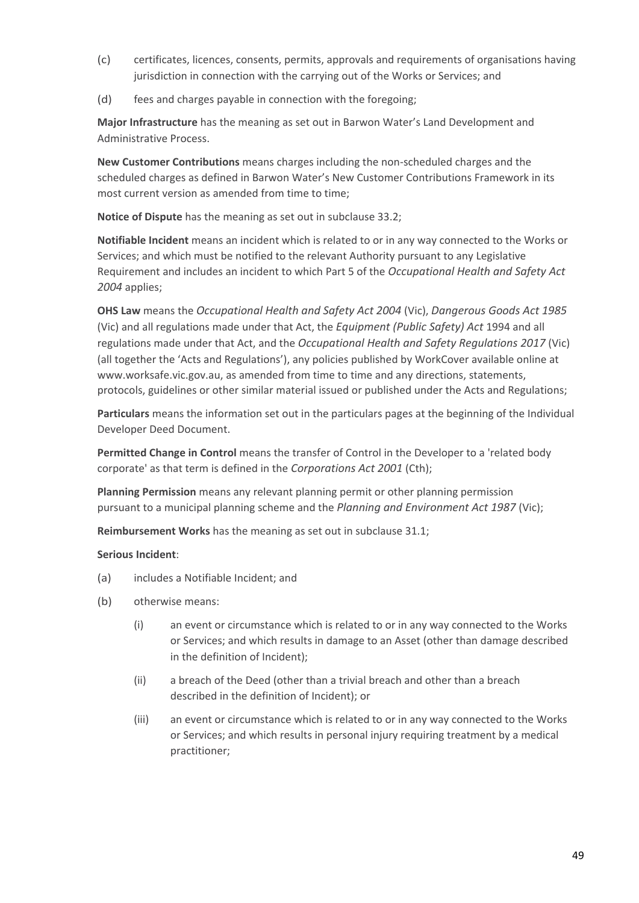(c) certificates, licences, consents, permits, approvals and requirements of organisations having jurisdiction in connection with the carrying out of the Works or Services; and

(d) fees and charges payable in connection with the foregoing;

**Major Infrastructure** has the meaning as set out in Barwon Water's Land Development and Administrative Process.

**New Customer Contributions** means charges including the non-scheduled charges and the scheduled charges as defined in Barwon Water's New Customer Contributions Framework in its most current version as amended from time to time;

**Notice of Dispute** has the meaning as set out in subclause 33.2;

**Notifiable Incident** means an incident which is related to or in any way connected to the Works or Services; and which must be notified to the relevant Authority pursuant to any Legislative Requirement and includes an incident to which Part 5 of the *Occupational Health and Safety Act 2004* applies;

**OHS Law** means the *Occupational Health and Safety Act 2004* (Vic), *Dangerous Goods Act 1985* (Vic) and all regulations made under that Act, the *Equipment (Public Safety) Act* 1994 and all regulations made under that Act, and the *Occupational Health and Safety Regulations 2017* (Vic) (all together the 'Acts and Regulations'), any policies published by WorkCover available online at www.worksafe.vic.gov.au, as amended from time to time and any directions, statements, protocols, guidelines or other similar material issued or published under the Acts and Regulations;

**Particulars** means the information set out in the particulars pages at the beginning of the Individual Developer Deed Document.

**Permitted Change in Control** means the transfer of Control in the Developer to a 'related body corporate' as that term is defined in the *Corporations Act 2001* (Cth);

**Planning Permission** means any relevant planning permit or other planning permission pursuant to a municipal planning scheme and the *Planning and Environment Act 1987* (Vic);

**Reimbursement Works** has the meaning as set out in subclause 31.1;

**Serious Incident**:

(a) includes a Notifiable Incident; and

(b) otherwise means:

   (i) an event or circumstance which is related to or in any way connected to the Works or Services; and which results in damage to an Asset (other than damage described in the definition of Incident);

   (ii) a breach of the Deed (other than a trivial breach and other than a breach described in the definition of Incident); or

   (iii) an event or circumstance which is related to or in any way connected to the Works or Services; and which results in personal injury requiring treatment by a medical practitioner;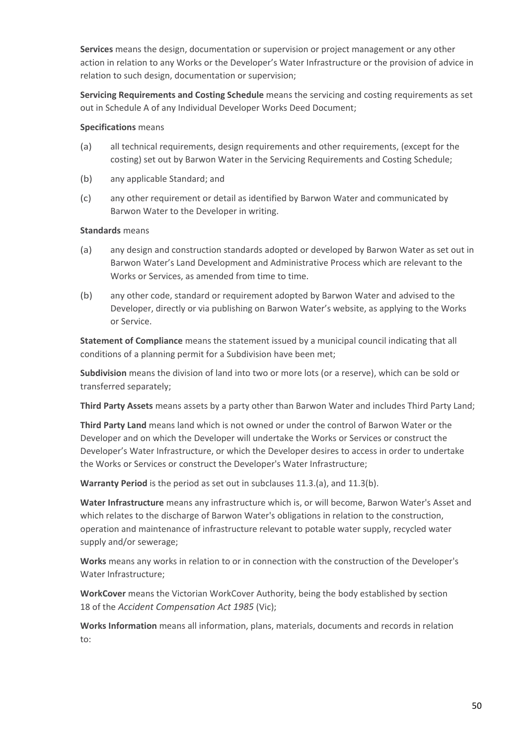**Services** means the design, documentation or supervision or project management or any other action in relation to any Works or the Developer's Water Infrastructure or the provision of advice in relation to such design, documentation or supervision;

**Servicing Requirements and Costing Schedule** means the servicing and costing requirements as set out in Schedule A of any Individual Developer Works Deed Document;

**Specifications** means

(a) all technical requirements, design requirements and other requirements, (except for the costing) set out by Barwon Water in the Servicing Requirements and Costing Schedule;

(b) any applicable Standard; and

(c) any other requirement or detail as identified by Barwon Water and communicated by Barwon Water to the Developer in writing.

**Standards** means

(a) any design and construction standards adopted or developed by Barwon Water as set out in Barwon Water's Land Development and Administrative Process which are relevant to the Works or Services, as amended from time to time.

(b) any other code, standard or requirement adopted by Barwon Water and advised to the Developer, directly or via publishing on Barwon Water's website, as applying to the Works or Service.

**Statement of Compliance** means the statement issued by a municipal council indicating that all conditions of a planning permit for a Subdivision have been met;

**Subdivision** means the division of land into two or more lots (or a reserve), which can be sold or transferred separately;

**Third Party Assets** means assets by a party other than Barwon Water and includes Third Party Land;

**Third Party Land** means land which is not owned or under the control of Barwon Water or the Developer and on which the Developer will undertake the Works or Services or construct the Developer's Water Infrastructure, or which the Developer desires to access in order to undertake the Works or Services or construct the Developer's Water Infrastructure;

**Warranty Period** is the period as set out in subclauses 11.3.(a), and 11.3(b).

**Water Infrastructure** means any infrastructure which is, or will become, Barwon Water's Asset and which relates to the discharge of Barwon Water's obligations in relation to the construction, operation and maintenance of infrastructure relevant to potable water supply, recycled water supply and/or sewerage;

**Works** means any works in relation to or in connection with the construction of the Developer's Water Infrastructure;

**WorkCover** means the Victorian WorkCover Authority, being the body established by section 18 of the *Accident Compensation Act 1985* (Vic);

**Works Information** means all information, plans, materials, documents and records in relation to: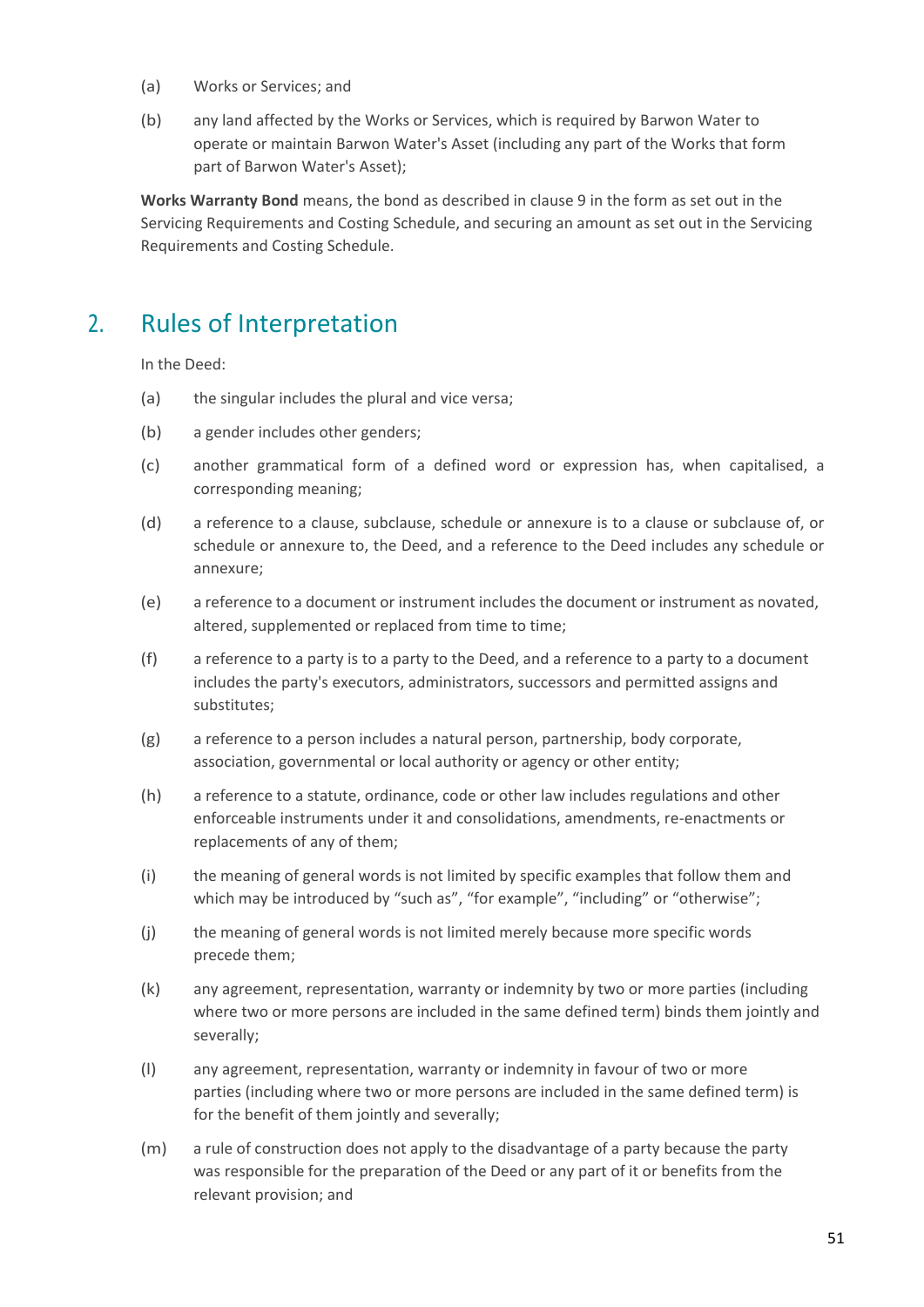(a) Works or Services; and

(b) any land affected by the Works or Services, which is required by Barwon Water to operate or maintain Barwon Water's Asset (including any part of the Works that form part of Barwon Water's Asset);

**Works Warranty Bond** means, the bond as described in clause 9 in the form as set out in the Servicing Requirements and Costing Schedule, and securing an amount as set out in the Servicing Requirements and Costing Schedule.

## 2. Rules of Interpretation

In the Deed:

(a) the singular includes the plural and vice versa;

(b) a gender includes other genders;

(c) another grammatical form of a defined word or expression has, when capitalised, a corresponding meaning;

(d) a reference to a clause, subclause, schedule or annexure is to a clause or subclause of, or schedule or annexure to, the Deed, and a reference to the Deed includes any schedule or annexure;

(e) a reference to a document or instrument includes the document or instrument as novated, altered, supplemented or replaced from time to time;

(f) a reference to a party is to a party to the Deed, and a reference to a party to a document includes the party's executors, administrators, successors and permitted assigns and substitutes;

(g) a reference to a person includes a natural person, partnership, body corporate, association, governmental or local authority or agency or other entity;

(h) a reference to a statute, ordinance, code or other law includes regulations and other enforceable instruments under it and consolidations, amendments, re-enactments or replacements of any of them;

(i) the meaning of general words is not limited by specific examples that follow them and which may be introduced by “such as”, “for example”, “including” or “otherwise”;

(j) the meaning of general words is not limited merely because more specific words precede them;

(k) any agreement, representation, warranty or indemnity by two or more parties (including where two or more persons are included in the same defined term) binds them jointly and severally;

(l) any agreement, representation, warranty or indemnity in favour of two or more parties (including where two or more persons are included in the same defined term) is for the benefit of them jointly and severally;

(m) a rule of construction does not apply to the disadvantage of a party because the party was responsible for the preparation of the Deed or any part of it or benefits from the relevant provision; and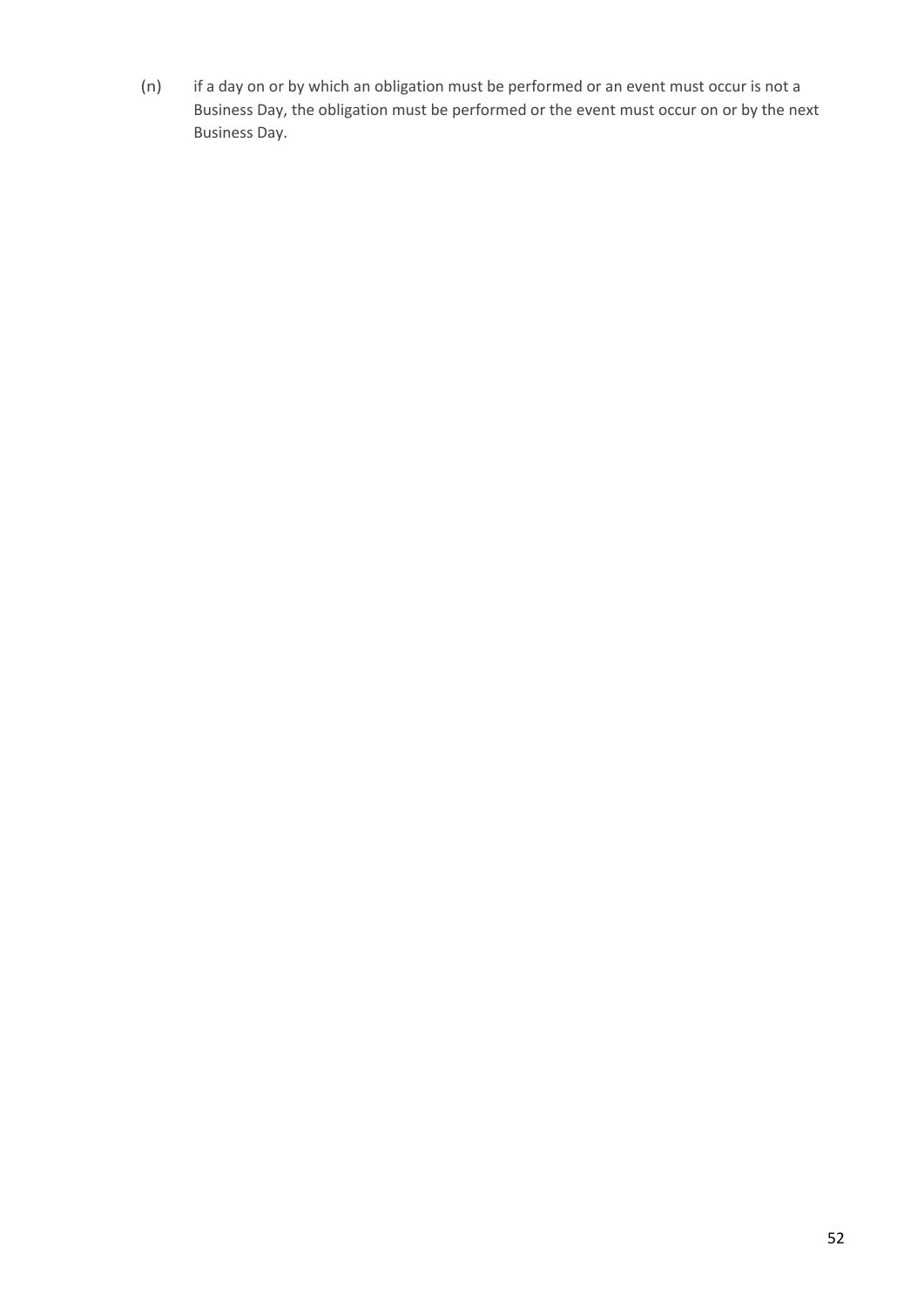(n) if a day on or by which an obligation must be performed or an event must occur is not a Business Day, the obligation must be performed or the event must occur on or by the next Business Day.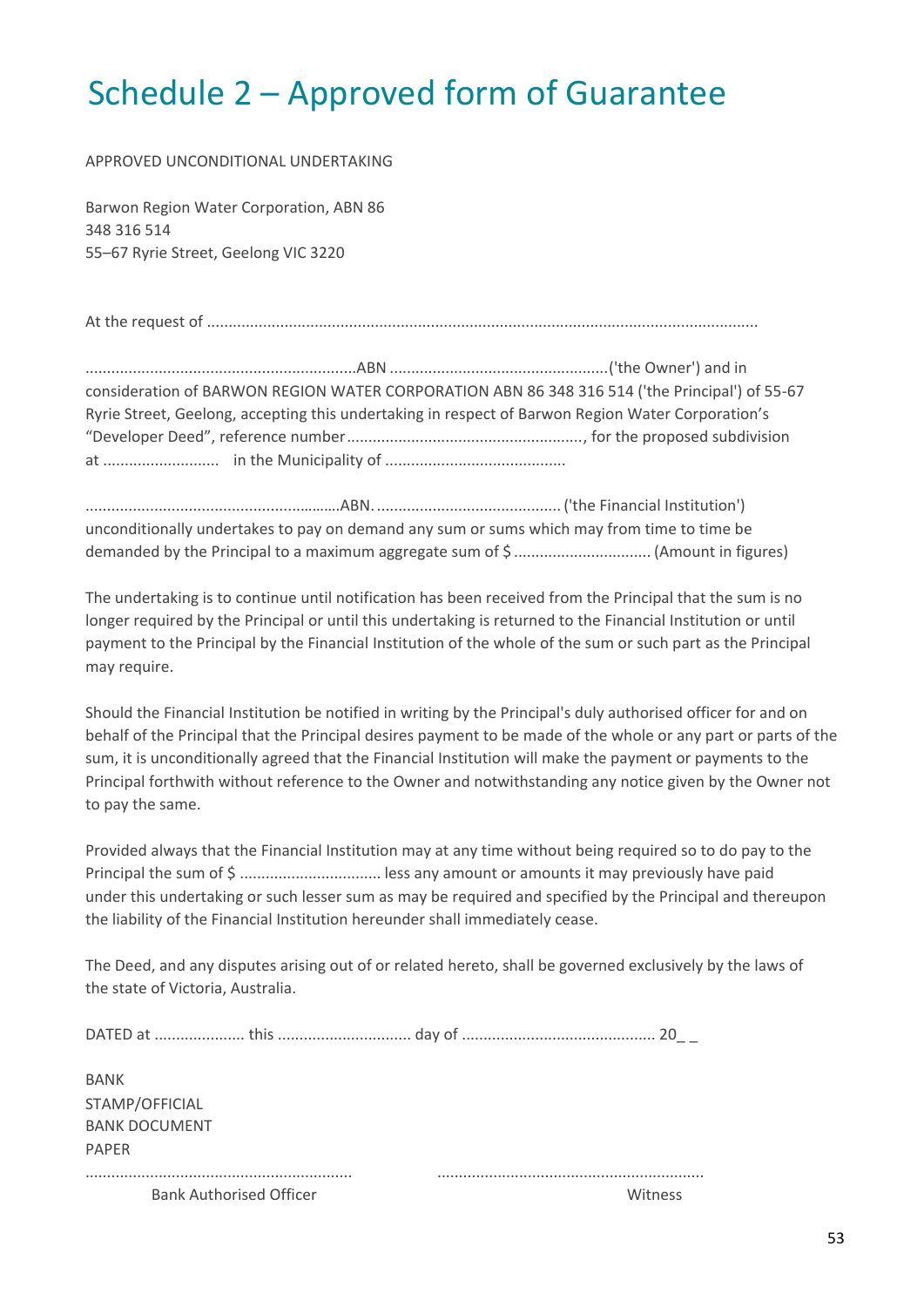# Schedule 2 – Approved form of Guarantee

APPROVED UNCONDITIONAL UNDERTAKING

Barwon Region Water Corporation, ABN 86
348 316 514
55–67 Ryrie Street, Geelong VIC 3220

At the request of .............................................................................................................................

...............................................................ABN ..................................................('the Owner') and in consideration of BARWON REGION WATER CORPORATION ABN 86 348 316 514 ('the Principal') of 55-67 Ryrie Street, Geelong, accepting this undertaking in respect of Barwon Region Water Corporation's "Developer Deed", reference number......................................................, for the proposed subdivision at ..........................  in the Municipality of .........................................

...........................................................ABN. .......................................... ('the Financial Institution') unconditionally undertakes to pay on demand any sum or sums which may from time to time be demanded by the Principal to a maximum aggregate sum of $ ................................ (Amount in figures)

The undertaking is to continue until notification has been received from the Principal that the sum is no longer required by the Principal or until this undertaking is returned to the Financial Institution or until payment to the Principal by the Financial Institution of the whole of the sum or such part as the Principal may require.

Should the Financial Institution be notified in writing by the Principal's duly authorised officer for and on behalf of the Principal that the Principal desires payment to be made of the whole or any part or parts of the sum, it is unconditionally agreed that the Financial Institution will make the payment or payments to the Principal forthwith without reference to the Owner and notwithstanding any notice given by the Owner not to pay the same.

Provided always that the Financial Institution may at any time without being required so to do pay to the Principal the sum of $ ................................ less any amount or amounts it may previously have paid under this undertaking or such lesser sum as may be required and specified by the Principal and thereupon the liability of the Financial Institution hereunder shall immediately cease.

The Deed, and any disputes arising out of or related hereto, shall be governed exclusively by the laws of the state of Victoria, Australia.

DATED at .................... this .............................. day of ............................................ 20_ _

BANK
STAMP/OFFICIAL
BANK DOCUMENT
PAPER

............................................................ ............................................................
Bank Authorised Officer Witness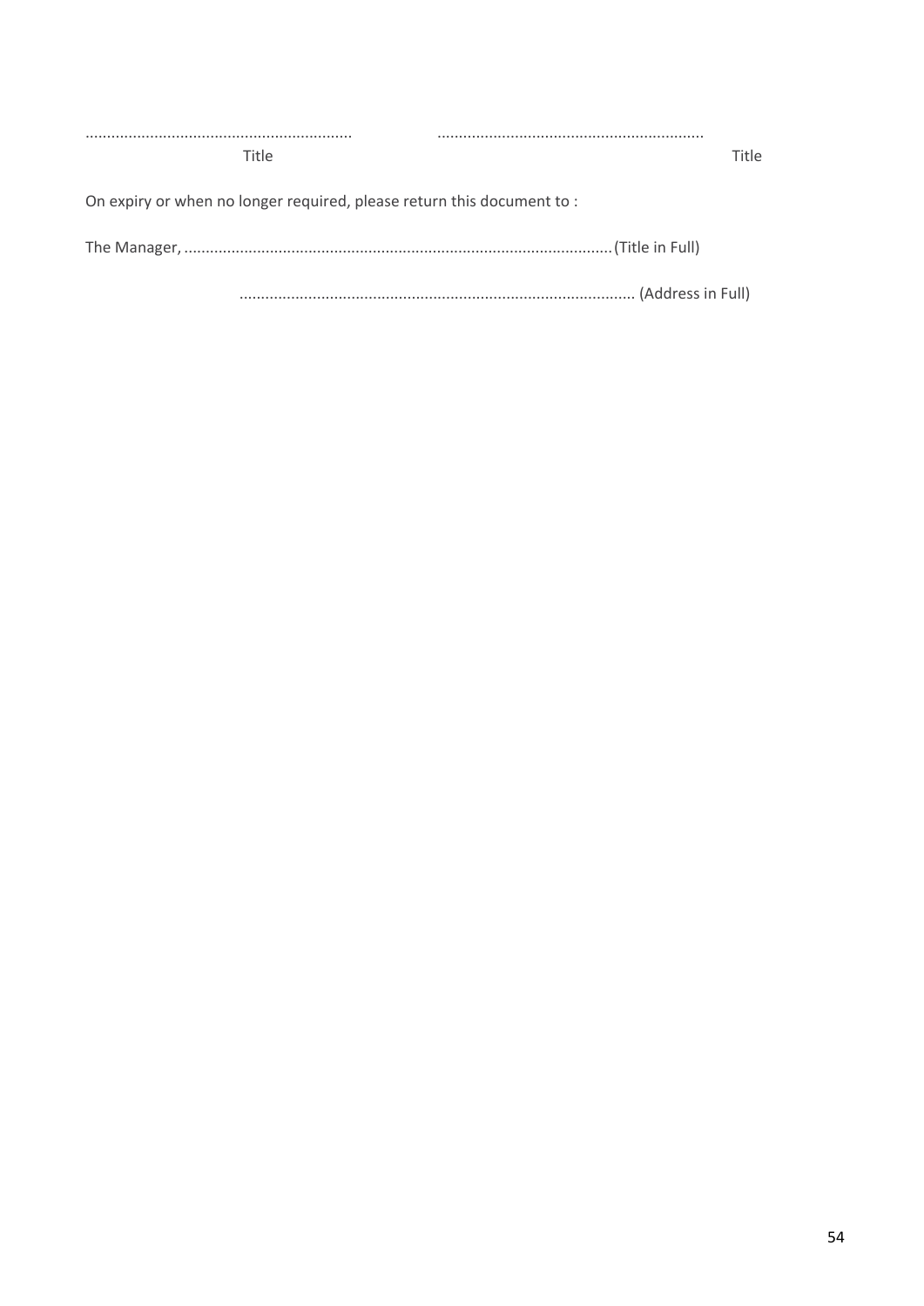............................................................ ............................................................

Title Title

On expiry or when no longer required, please return this document to :

The Manager, ...................................................................................................(Title in Full)

........................................................................................... (Address in Full)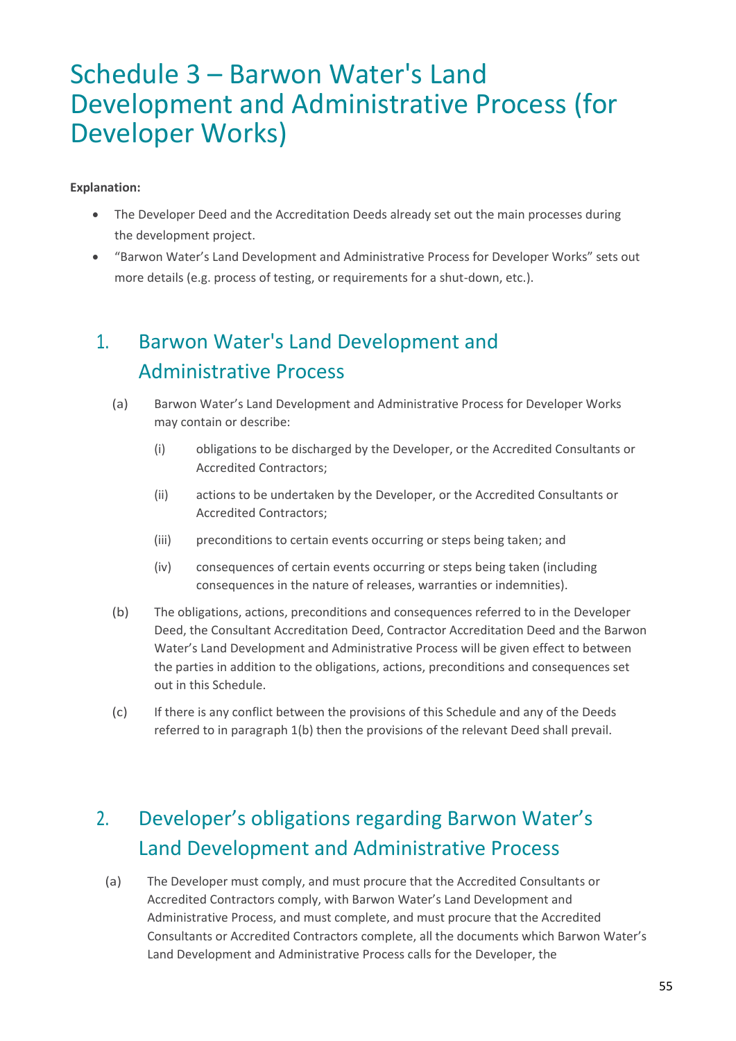# Schedule 3 – Barwon Water's Land Development and Administrative Process (for Developer Works)

**Explanation:**

- The Developer Deed and the Accreditation Deeds already set out the main processes during the development project.
- "Barwon Water's Land Development and Administrative Process for Developer Works" sets out more details (e.g. process of testing, or requirements for a shut-down, etc.).

## 1. Barwon Water's Land Development and Administrative Process

(a) Barwon Water's Land Development and Administrative Process for Developer Works may contain or describe:

(i) obligations to be discharged by the Developer, or the Accredited Consultants or Accredited Contractors;

(ii) actions to be undertaken by the Developer, or the Accredited Consultants or Accredited Contractors;

(iii) preconditions to certain events occurring or steps being taken; and

(iv) consequences of certain events occurring or steps being taken (including consequences in the nature of releases, warranties or indemnities).

(b) The obligations, actions, preconditions and consequences referred to in the Developer Deed, the Consultant Accreditation Deed, Contractor Accreditation Deed and the Barwon Water's Land Development and Administrative Process will be given effect to between the parties in addition to the obligations, actions, preconditions and consequences set out in this Schedule.

(c) If there is any conflict between the provisions of this Schedule and any of the Deeds referred to in paragraph 1(b) then the provisions of the relevant Deed shall prevail.

## 2. Developer's obligations regarding Barwon Water's Land Development and Administrative Process

(a) The Developer must comply, and must procure that the Accredited Consultants or Accredited Contractors comply, with Barwon Water's Land Development and Administrative Process, and must complete, and must procure that the Accredited Consultants or Accredited Contractors complete, all the documents which Barwon Water's Land Development and Administrative Process calls for the Developer, the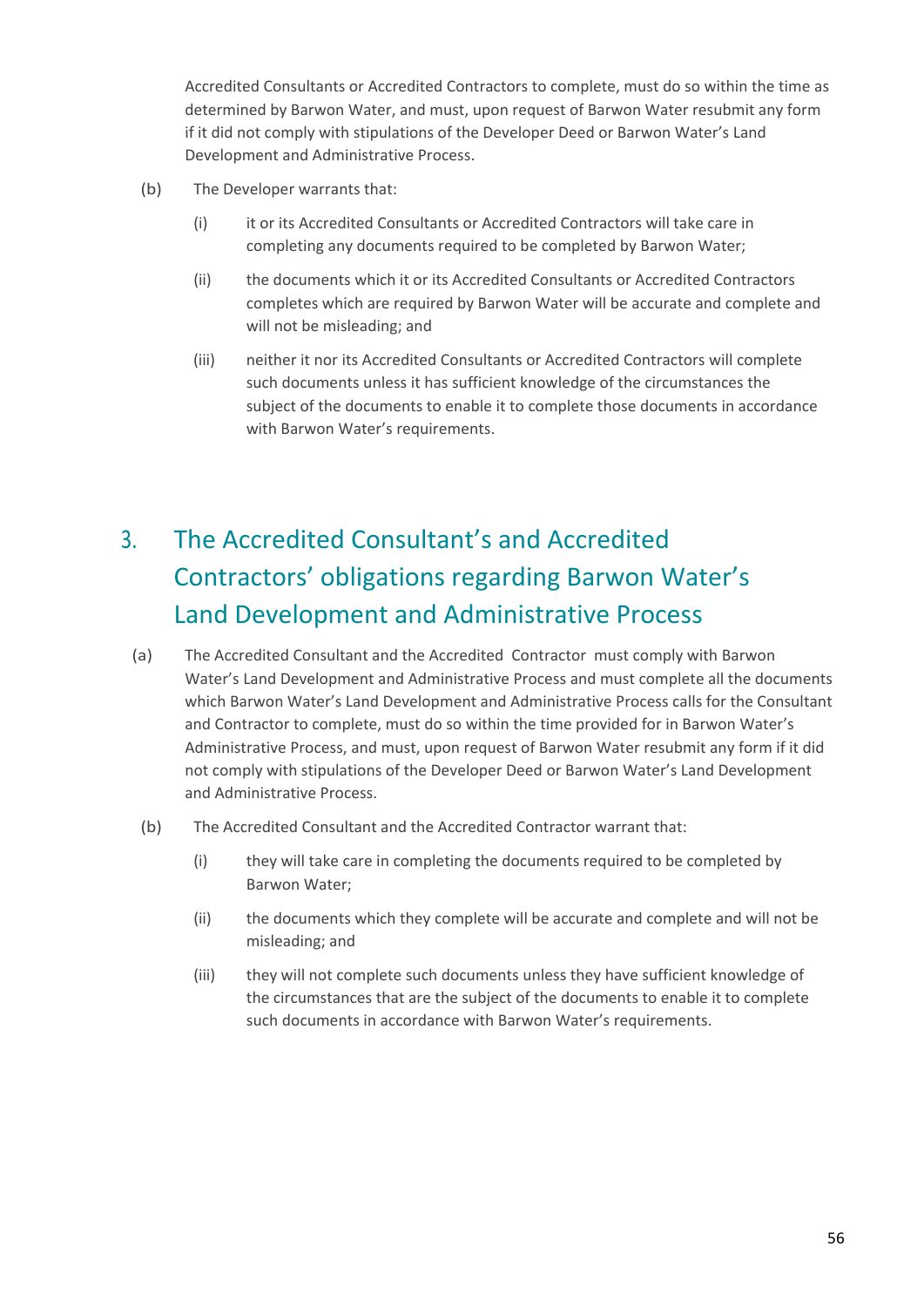Accredited Consultants or Accredited Contractors to complete, must do so within the time as determined by Barwon Water, and must, upon request of Barwon Water resubmit any form if it did not comply with stipulations of the Developer Deed or Barwon Water's Land Development and Administrative Process.

(b) The Developer warrants that:

(i) it or its Accredited Consultants or Accredited Contractors will take care in completing any documents required to be completed by Barwon Water;

(ii) the documents which it or its Accredited Consultants or Accredited Contractors completes which are required by Barwon Water will be accurate and complete and will not be misleading; and

(iii) neither it nor its Accredited Consultants or Accredited Contractors will complete such documents unless it has sufficient knowledge of the circumstances the subject of the documents to enable it to complete those documents in accordance with Barwon Water's requirements.

## 3. The Accredited Consultant's and Accredited Contractors' obligations regarding Barwon Water's Land Development and Administrative Process

(a) The Accredited Consultant and the Accredited Contractor must comply with Barwon Water's Land Development and Administrative Process and must complete all the documents which Barwon Water's Land Development and Administrative Process calls for the Consultant and Contractor to complete, must do so within the time provided for in Barwon Water's Administrative Process, and must, upon request of Barwon Water resubmit any form if it did not comply with stipulations of the Developer Deed or Barwon Water's Land Development and Administrative Process.

(b) The Accredited Consultant and the Accredited Contractor warrant that:

(i) they will take care in completing the documents required to be completed by Barwon Water;

(ii) the documents which they complete will be accurate and complete and will not be misleading; and

(iii) they will not complete such documents unless they have sufficient knowledge of the circumstances that are the subject of the documents to enable it to complete such documents in accordance with Barwon Water's requirements.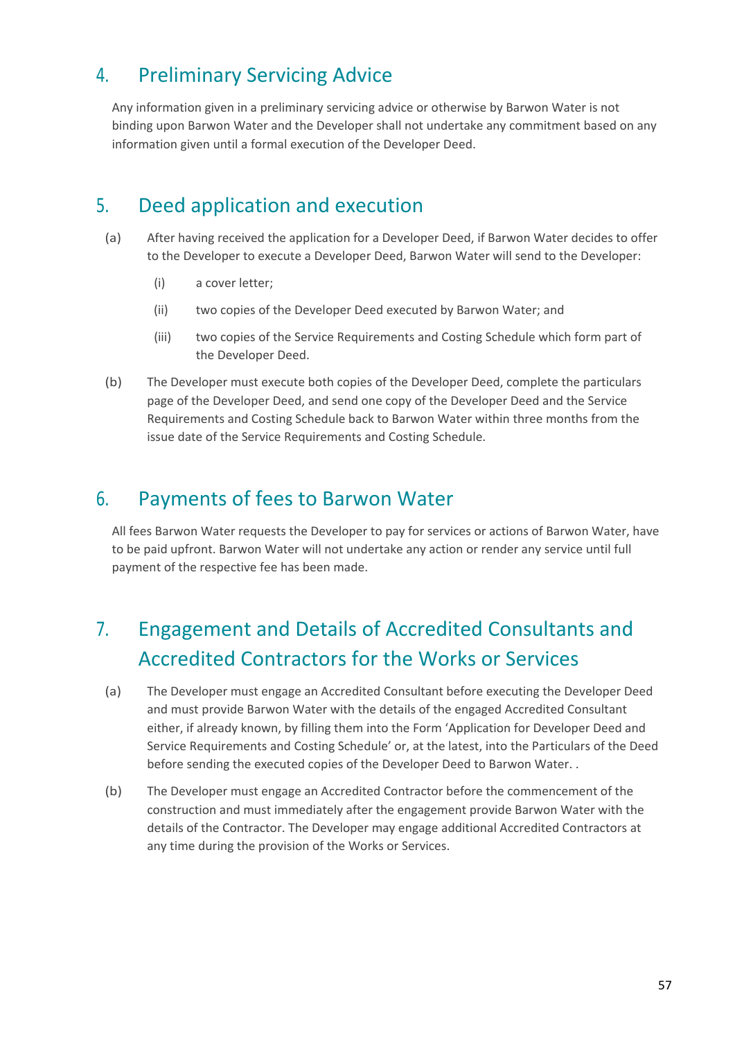## 4. Preliminary Servicing Advice

Any information given in a preliminary servicing advice or otherwise by Barwon Water is not binding upon Barwon Water and the Developer shall not undertake any commitment based on any information given until a formal execution of the Developer Deed.

## 5. Deed application and execution

(a) After having received the application for a Developer Deed, if Barwon Water decides to offer to the Developer to execute a Developer Deed, Barwon Water will send to the Developer:

(i) a cover letter;

(ii) two copies of the Developer Deed executed by Barwon Water; and

(iii) two copies of the Service Requirements and Costing Schedule which form part of the Developer Deed.

(b) The Developer must execute both copies of the Developer Deed, complete the particulars page of the Developer Deed, and send one copy of the Developer Deed and the Service Requirements and Costing Schedule back to Barwon Water within three months from the issue date of the Service Requirements and Costing Schedule.

## 6. Payments of fees to Barwon Water

All fees Barwon Water requests the Developer to pay for services or actions of Barwon Water, have to be paid upfront. Barwon Water will not undertake any action or render any service until full payment of the respective fee has been made.

## 7. Engagement and Details of Accredited Consultants and Accredited Contractors for the Works or Services

(a) The Developer must engage an Accredited Consultant before executing the Developer Deed and must provide Barwon Water with the details of the engaged Accredited Consultant either, if already known, by filling them into the Form 'Application for Developer Deed and Service Requirements and Costing Schedule' or, at the latest, into the Particulars of the Deed before sending the executed copies of the Developer Deed to Barwon Water. .

(b) The Developer must engage an Accredited Contractor before the commencement of the construction and must immediately after the engagement provide Barwon Water with the details of the Contractor. The Developer may engage additional Accredited Contractors at any time during the provision of the Works or Services.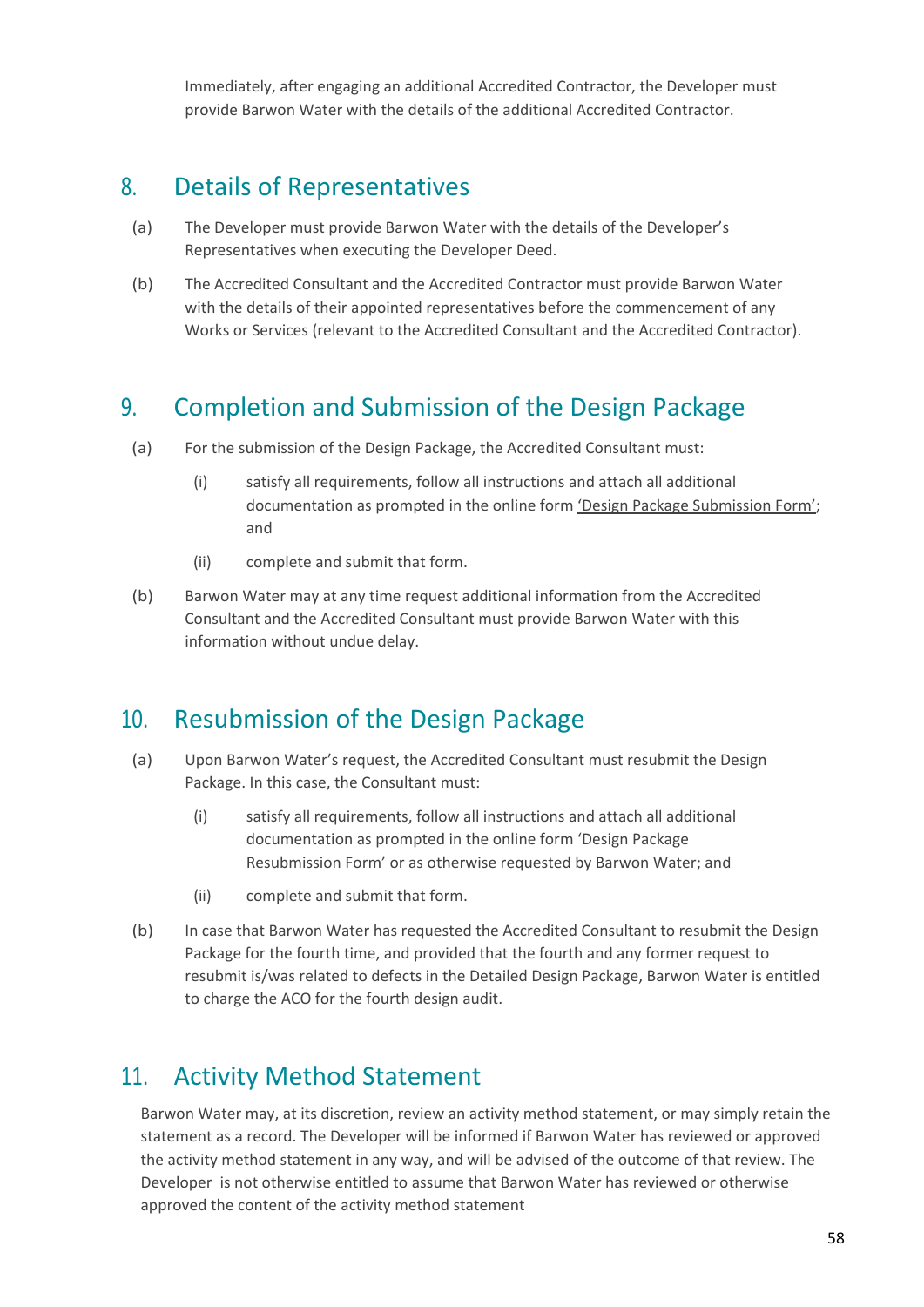Immediately, after engaging an additional Accredited Contractor, the Developer must provide Barwon Water with the details of the additional Accredited Contractor.

## 8. Details of Representatives

(a) The Developer must provide Barwon Water with the details of the Developer's Representatives when executing the Developer Deed.

(b) The Accredited Consultant and the Accredited Contractor must provide Barwon Water with the details of their appointed representatives before the commencement of any Works or Services (relevant to the Accredited Consultant and the Accredited Contractor).

## 9. Completion and Submission of the Design Package

(a) For the submission of the Design Package, the Accredited Consultant must:

  (i) satisfy all requirements, follow all instructions and attach all additional documentation as prompted in the online form 'Design Package Submission Form'; and

  (ii) complete and submit that form.

(b) Barwon Water may at any time request additional information from the Accredited Consultant and the Accredited Consultant must provide Barwon Water with this information without undue delay.

## 10. Resubmission of the Design Package

(a) Upon Barwon Water's request, the Accredited Consultant must resubmit the Design Package. In this case, the Consultant must:

  (i) satisfy all requirements, follow all instructions and attach all additional documentation as prompted in the online form 'Design Package Resubmission Form' or as otherwise requested by Barwon Water; and

  (ii) complete and submit that form.

(b) In case that Barwon Water has requested the Accredited Consultant to resubmit the Design Package for the fourth time, and provided that the fourth and any former request to resubmit is/was related to defects in the Detailed Design Package, Barwon Water is entitled to charge the ACO for the fourth design audit.

## 11. Activity Method Statement

Barwon Water may, at its discretion, review an activity method statement, or may simply retain the statement as a record. The Developer will be informed if Barwon Water has reviewed or approved the activity method statement in any way, and will be advised of the outcome of that review. The Developer is not otherwise entitled to assume that Barwon Water has reviewed or otherwise approved the content of the activity method statement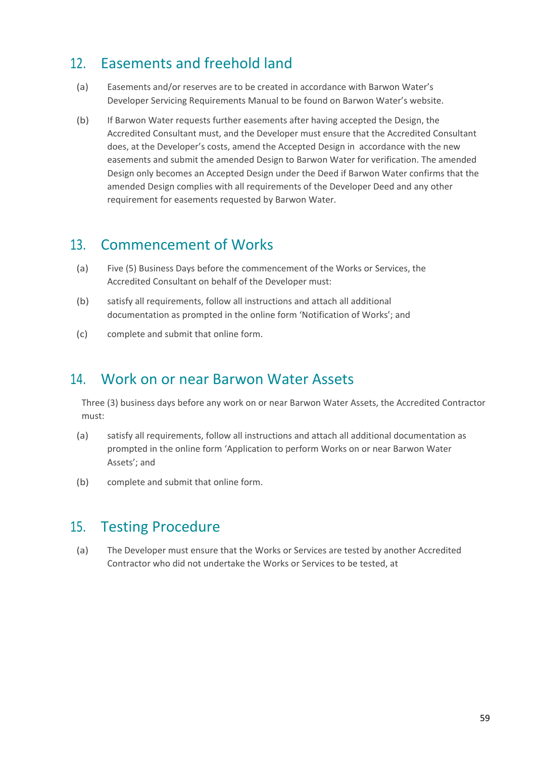## 12. Easements and freehold land

(a) Easements and/or reserves are to be created in accordance with Barwon Water's Developer Servicing Requirements Manual to be found on Barwon Water's website.

(b) If Barwon Water requests further easements after having accepted the Design, the Accredited Consultant must, and the Developer must ensure that the Accredited Consultant does, at the Developer's costs, amend the Accepted Design in accordance with the new easements and submit the amended Design to Barwon Water for verification. The amended Design only becomes an Accepted Design under the Deed if Barwon Water confirms that the amended Design complies with all requirements of the Developer Deed and any other requirement for easements requested by Barwon Water.

## 13. Commencement of Works

(a) Five (5) Business Days before the commencement of the Works or Services, the Accredited Consultant on behalf of the Developer must:

(b) satisfy all requirements, follow all instructions and attach all additional documentation as prompted in the online form 'Notification of Works'; and

(c) complete and submit that online form.

## 14. Work on or near Barwon Water Assets

Three (3) business days before any work on or near Barwon Water Assets, the Accredited Contractor must:

(a) satisfy all requirements, follow all instructions and attach all additional documentation as prompted in the online form 'Application to perform Works on or near Barwon Water Assets'; and

(b) complete and submit that online form.

## 15. Testing Procedure

(a) The Developer must ensure that the Works or Services are tested by another Accredited Contractor who did not undertake the Works or Services to be tested, at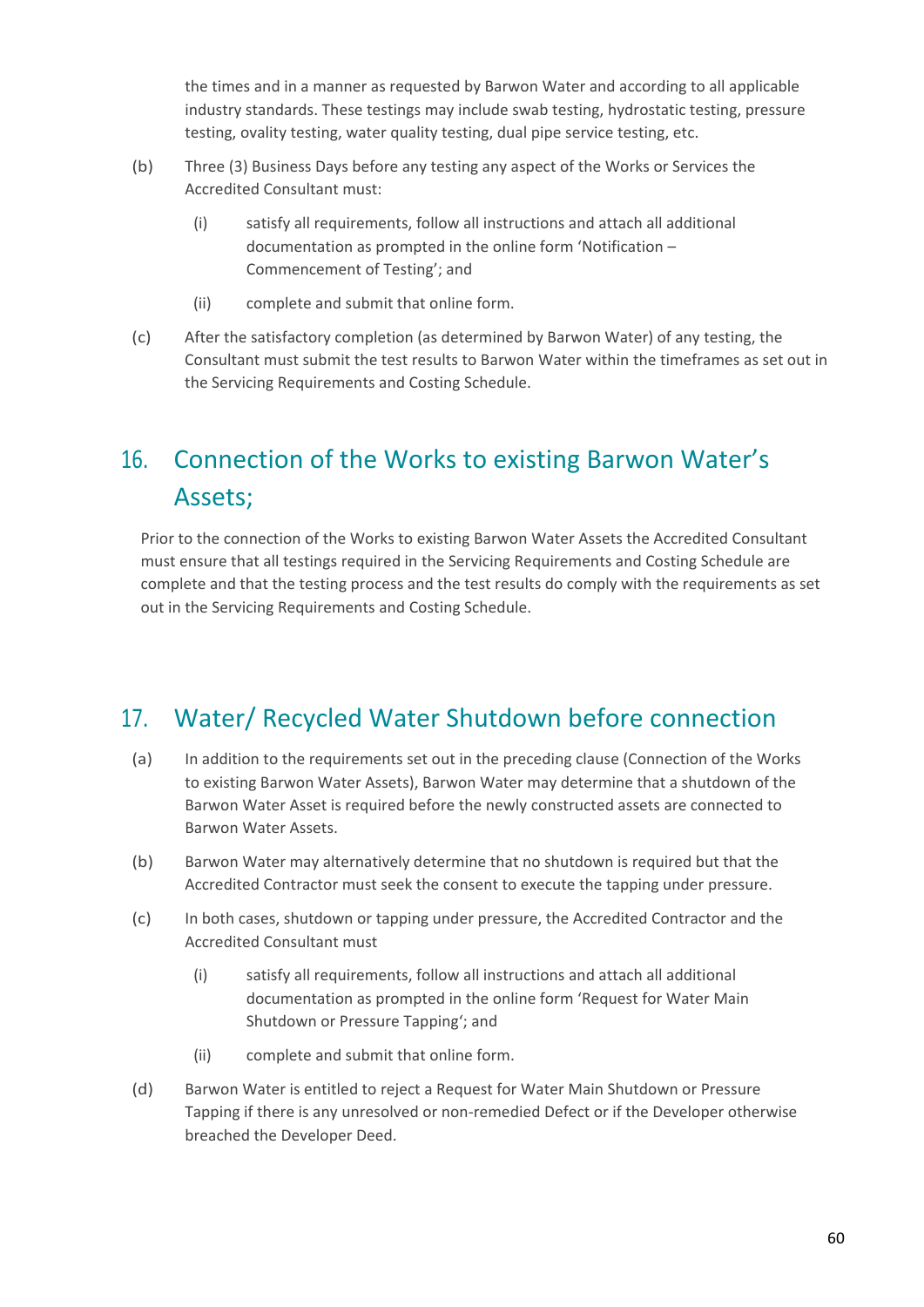the times and in a manner as requested by Barwon Water and according to all applicable industry standards. These testings may include swab testing, hydrostatic testing, pressure testing, ovality testing, water quality testing, dual pipe service testing, etc.

(b) Three (3) Business Days before any testing any aspect of the Works or Services the Accredited Consultant must:

  (i) satisfy all requirements, follow all instructions and attach all additional documentation as prompted in the online form 'Notification – Commencement of Testing'; and

  (ii) complete and submit that online form.

(c) After the satisfactory completion (as determined by Barwon Water) of any testing, the Consultant must submit the test results to Barwon Water within the timeframes as set out in the Servicing Requirements and Costing Schedule.

## 16. Connection of the Works to existing Barwon Water's Assets;

Prior to the connection of the Works to existing Barwon Water Assets the Accredited Consultant must ensure that all testings required in the Servicing Requirements and Costing Schedule are complete and that the testing process and the test results do comply with the requirements as set out in the Servicing Requirements and Costing Schedule.

## 17. Water/ Recycled Water Shutdown before connection

(a) In addition to the requirements set out in the preceding clause (Connection of the Works to existing Barwon Water Assets), Barwon Water may determine that a shutdown of the Barwon Water Asset is required before the newly constructed assets are connected to Barwon Water Assets.

(b) Barwon Water may alternatively determine that no shutdown is required but that the Accredited Contractor must seek the consent to execute the tapping under pressure.

(c) In both cases, shutdown or tapping under pressure, the Accredited Contractor and the Accredited Consultant must

  (i) satisfy all requirements, follow all instructions and attach all additional documentation as prompted in the online form 'Request for Water Main Shutdown or Pressure Tapping'; and

  (ii) complete and submit that online form.

(d) Barwon Water is entitled to reject a Request for Water Main Shutdown or Pressure Tapping if there is any unresolved or non-remedied Defect or if the Developer otherwise breached the Developer Deed.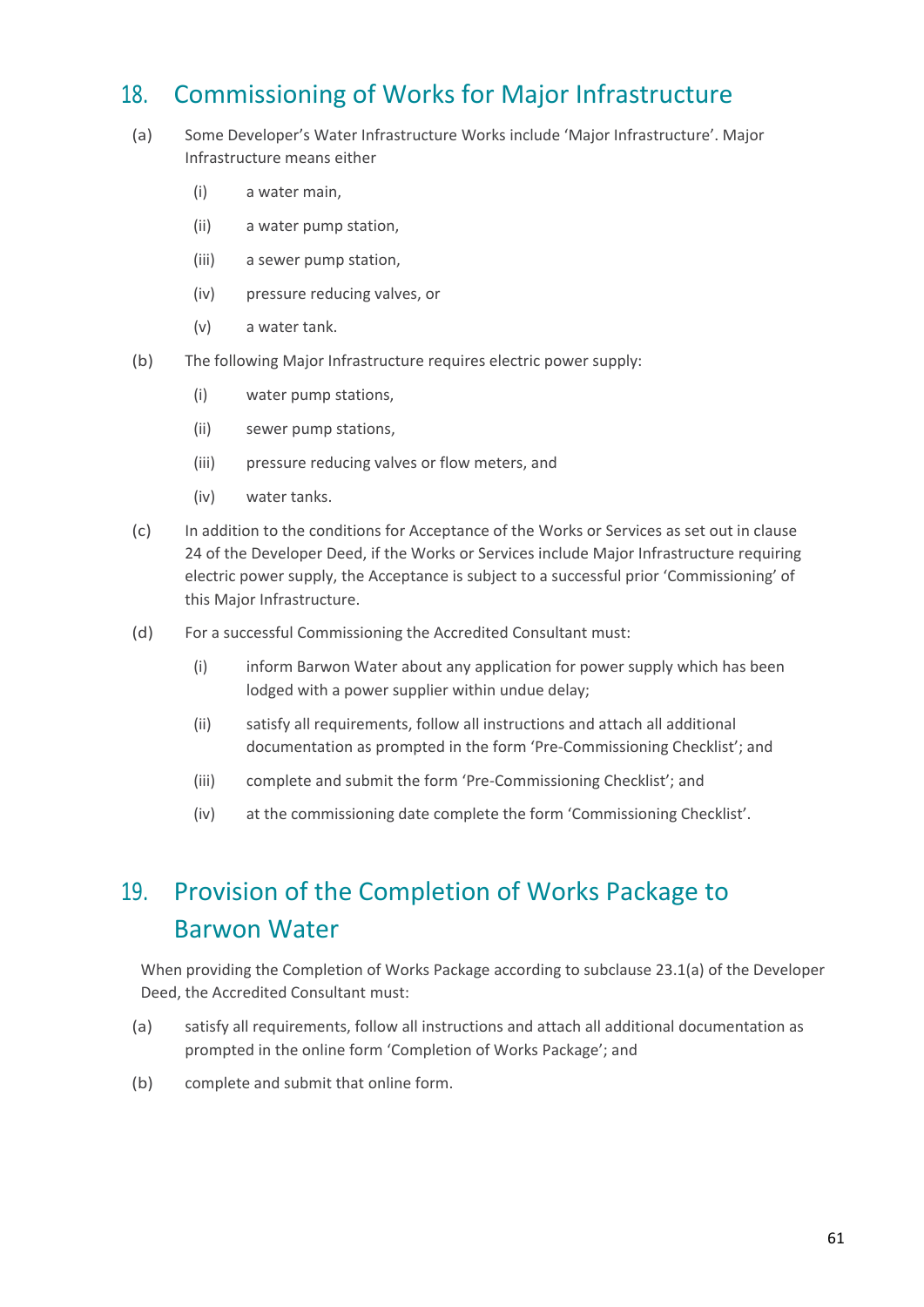## 18. Commissioning of Works for Major Infrastructure

(a) Some Developer's Water Infrastructure Works include 'Major Infrastructure'. Major Infrastructure means either

  (i) a water main,

  (ii) a water pump station,

  (iii) a sewer pump station,

  (iv) pressure reducing valves, or

  (v) a water tank.

(b) The following Major Infrastructure requires electric power supply:

  (i) water pump stations,

  (ii) sewer pump stations,

  (iii) pressure reducing valves or flow meters, and

  (iv) water tanks.

(c) In addition to the conditions for Acceptance of the Works or Services as set out in clause 24 of the Developer Deed, if the Works or Services include Major Infrastructure requiring electric power supply, the Acceptance is subject to a successful prior 'Commissioning' of this Major Infrastructure.

(d) For a successful Commissioning the Accredited Consultant must:

  (i) inform Barwon Water about any application for power supply which has been lodged with a power supplier within undue delay;

  (ii) satisfy all requirements, follow all instructions and attach all additional documentation as prompted in the form 'Pre-Commissioning Checklist'; and

  (iii) complete and submit the form 'Pre-Commissioning Checklist'; and

  (iv) at the commissioning date complete the form 'Commissioning Checklist'.

## 19. Provision of the Completion of Works Package to Barwon Water

When providing the Completion of Works Package according to subclause 23.1(a) of the Developer Deed, the Accredited Consultant must:

(a) satisfy all requirements, follow all instructions and attach all additional documentation as prompted in the online form 'Completion of Works Package'; and

(b) complete and submit that online form.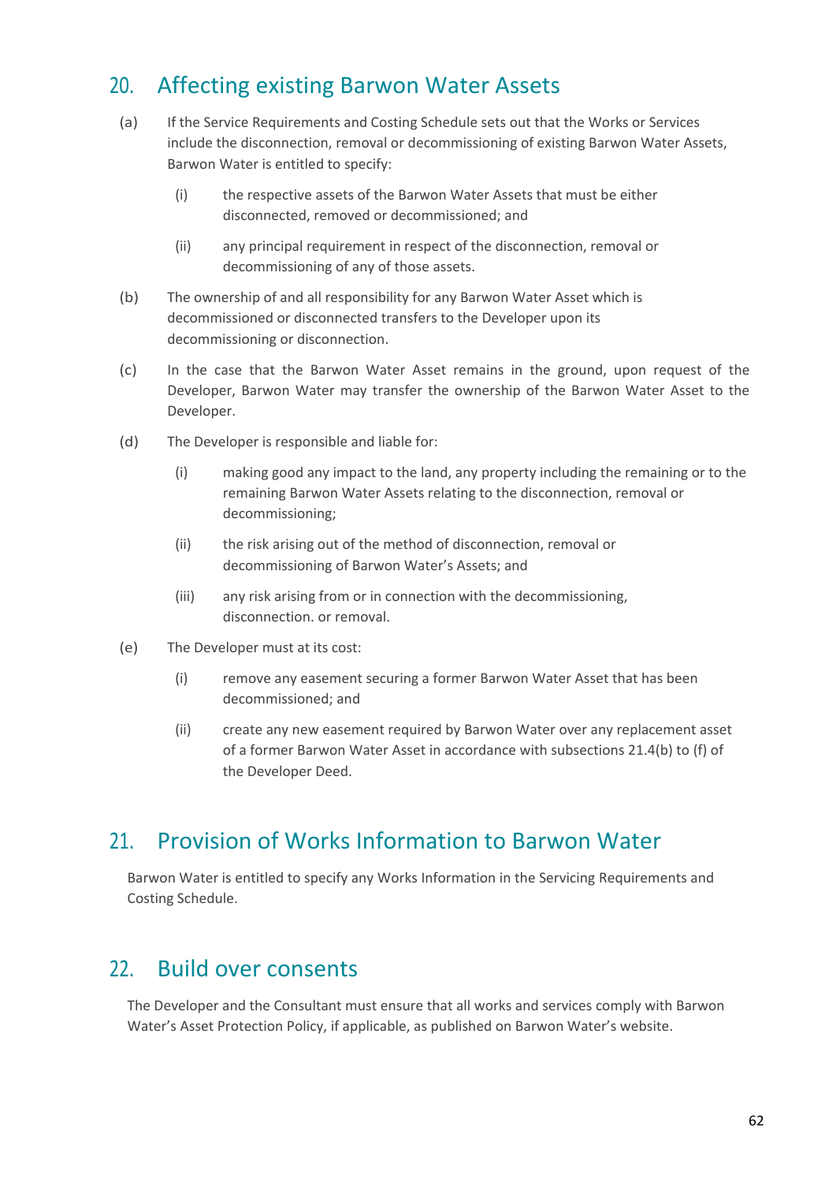## 20. Affecting existing Barwon Water Assets

(a) If the Service Requirements and Costing Schedule sets out that the Works or Services include the disconnection, removal or decommissioning of existing Barwon Water Assets, Barwon Water is entitled to specify:

  (i) the respective assets of the Barwon Water Assets that must be either disconnected, removed or decommissioned; and

  (ii) any principal requirement in respect of the disconnection, removal or decommissioning of any of those assets.

(b) The ownership of and all responsibility for any Barwon Water Asset which is decommissioned or disconnected transfers to the Developer upon its decommissioning or disconnection.

(c) In the case that the Barwon Water Asset remains in the ground, upon request of the Developer, Barwon Water may transfer the ownership of the Barwon Water Asset to the Developer.

(d) The Developer is responsible and liable for:

  (i) making good any impact to the land, any property including the remaining or to the remaining Barwon Water Assets relating to the disconnection, removal or decommissioning;

  (ii) the risk arising out of the method of disconnection, removal or decommissioning of Barwon Water's Assets; and

  (iii) any risk arising from or in connection with the decommissioning, disconnection. or removal.

(e) The Developer must at its cost:

  (i) remove any easement securing a former Barwon Water Asset that has been decommissioned; and

  (ii) create any new easement required by Barwon Water over any replacement asset of a former Barwon Water Asset in accordance with subsections 21.4(b) to (f) of the Developer Deed.

## 21. Provision of Works Information to Barwon Water

Barwon Water is entitled to specify any Works Information in the Servicing Requirements and Costing Schedule.

## 22. Build over consents

The Developer and the Consultant must ensure that all works and services comply with Barwon Water's Asset Protection Policy, if applicable, as published on Barwon Water's website.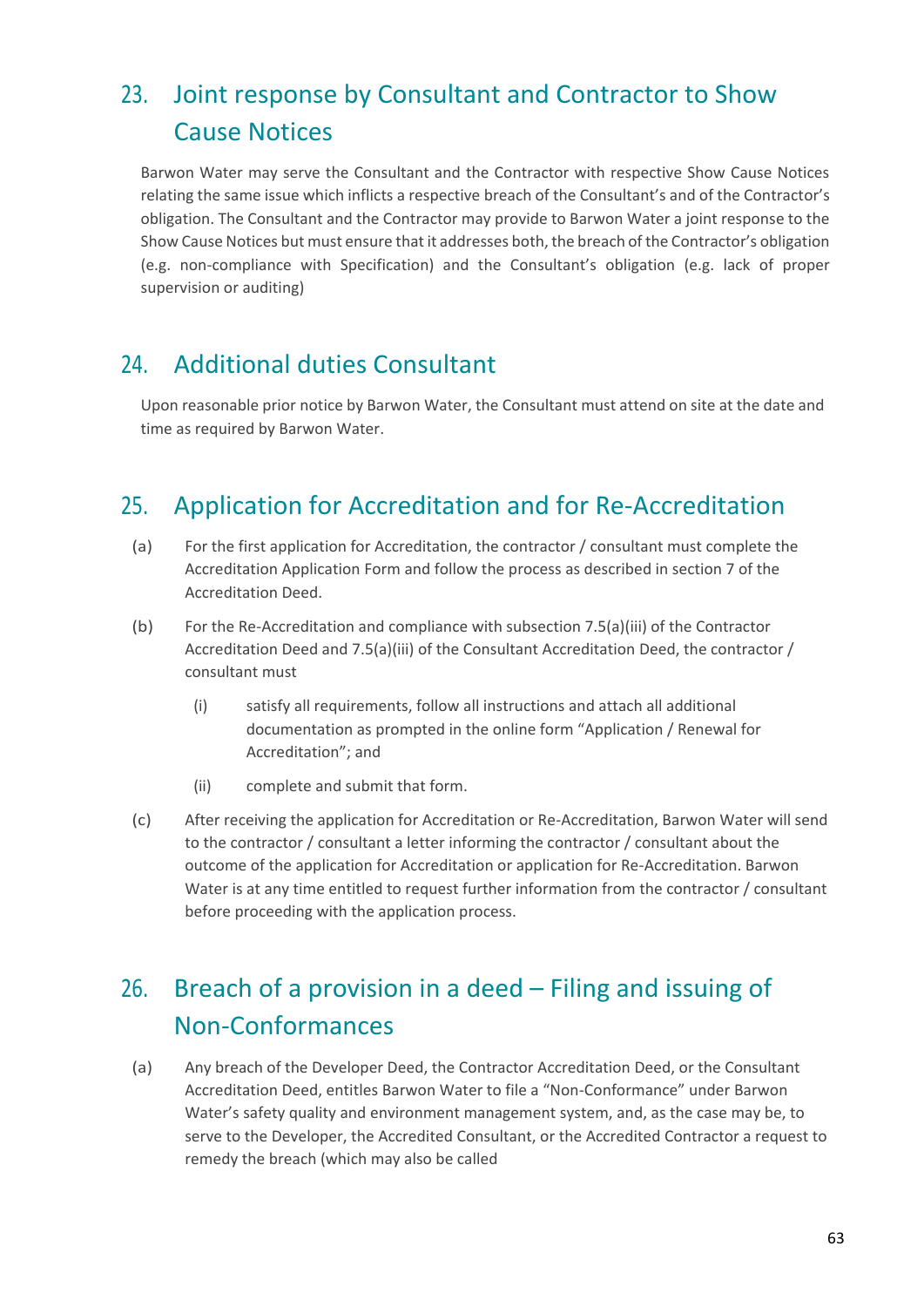## 23. Joint response by Consultant and Contractor to Show Cause Notices

Barwon Water may serve the Consultant and the Contractor with respective Show Cause Notices relating the same issue which inflicts a respective breach of the Consultant's and of the Contractor's obligation. The Consultant and the Contractor may provide to Barwon Water a joint response to the Show Cause Notices but must ensure that it addresses both, the breach of the Contractor's obligation (e.g. non-compliance with Specification) and the Consultant's obligation (e.g. lack of proper supervision or auditing)

## 24. Additional duties Consultant

Upon reasonable prior notice by Barwon Water, the Consultant must attend on site at the date and time as required by Barwon Water.

## 25. Application for Accreditation and for Re-Accreditation

(a) For the first application for Accreditation, the contractor / consultant must complete the Accreditation Application Form and follow the process as described in section 7 of the Accreditation Deed.

(b) For the Re-Accreditation and compliance with subsection 7.5(a)(iii) of the Contractor Accreditation Deed and 7.5(a)(iii) of the Consultant Accreditation Deed, the contractor / consultant must

  (i) satisfy all requirements, follow all instructions and attach all additional documentation as prompted in the online form "Application / Renewal for Accreditation"; and

  (ii) complete and submit that form.

(c) After receiving the application for Accreditation or Re-Accreditation, Barwon Water will send to the contractor / consultant a letter informing the contractor / consultant about the outcome of the application for Accreditation or application for Re-Accreditation. Barwon Water is at any time entitled to request further information from the contractor / consultant before proceeding with the application process.

## 26. Breach of a provision in a deed – Filing and issuing of Non-Conformances

(a) Any breach of the Developer Deed, the Contractor Accreditation Deed, or the Consultant Accreditation Deed, entitles Barwon Water to file a "Non-Conformance" under Barwon Water's safety quality and environment management system, and, as the case may be, to serve to the Developer, the Accredited Consultant, or the Accredited Contractor a request to remedy the breach (which may also be called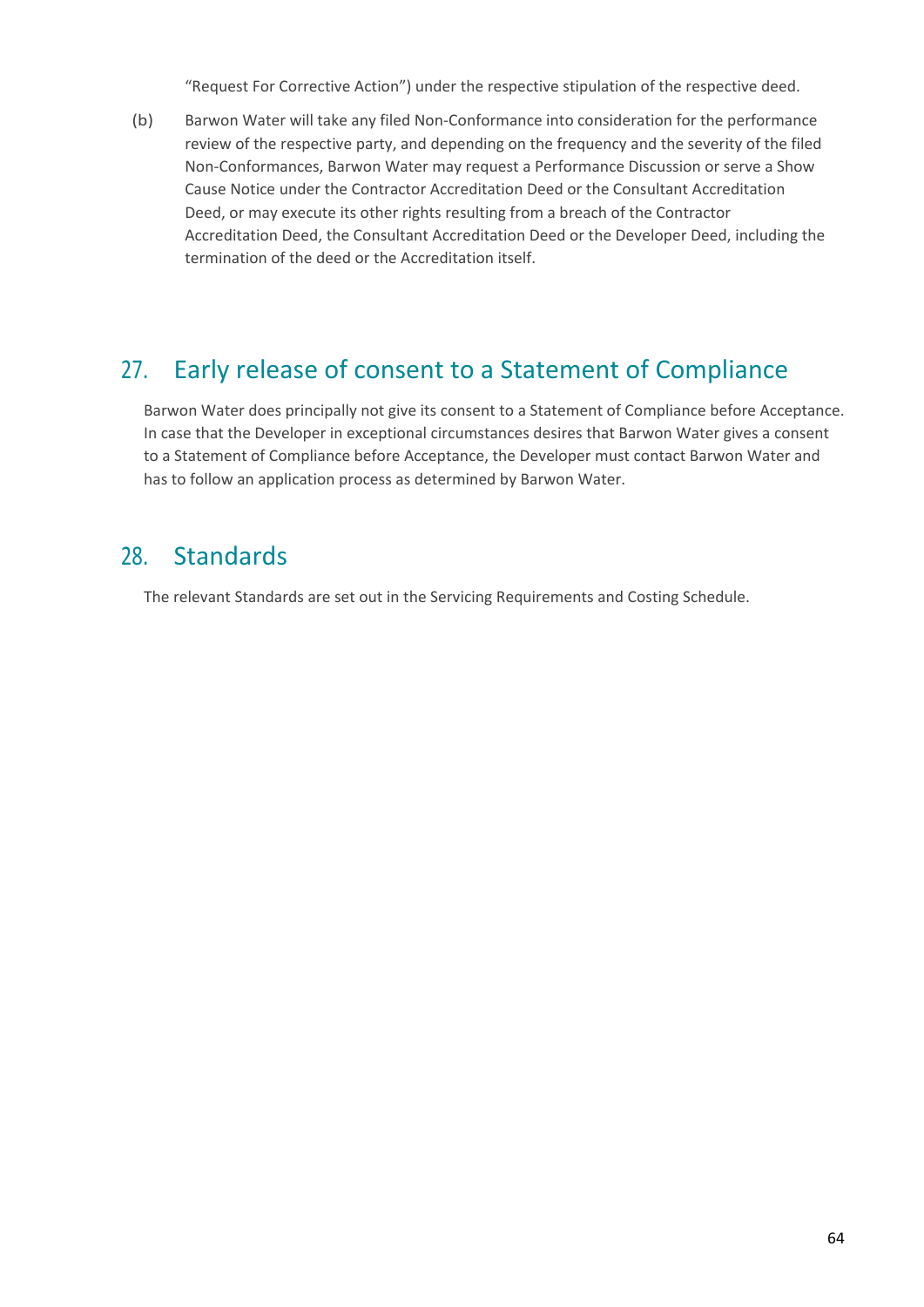"Request For Corrective Action") under the respective stipulation of the respective deed.

(b) Barwon Water will take any filed Non-Conformance into consideration for the performance review of the respective party, and depending on the frequency and the severity of the filed Non-Conformances, Barwon Water may request a Performance Discussion or serve a Show Cause Notice under the Contractor Accreditation Deed or the Consultant Accreditation Deed, or may execute its other rights resulting from a breach of the Contractor Accreditation Deed, the Consultant Accreditation Deed or the Developer Deed, including the termination of the deed or the Accreditation itself.

## 27. Early release of consent to a Statement of Compliance

Barwon Water does principally not give its consent to a Statement of Compliance before Acceptance. In case that the Developer in exceptional circumstances desires that Barwon Water gives a consent to a Statement of Compliance before Acceptance, the Developer must contact Barwon Water and has to follow an application process as determined by Barwon Water.

## 28. Standards

The relevant Standards are set out in the Servicing Requirements and Costing Schedule.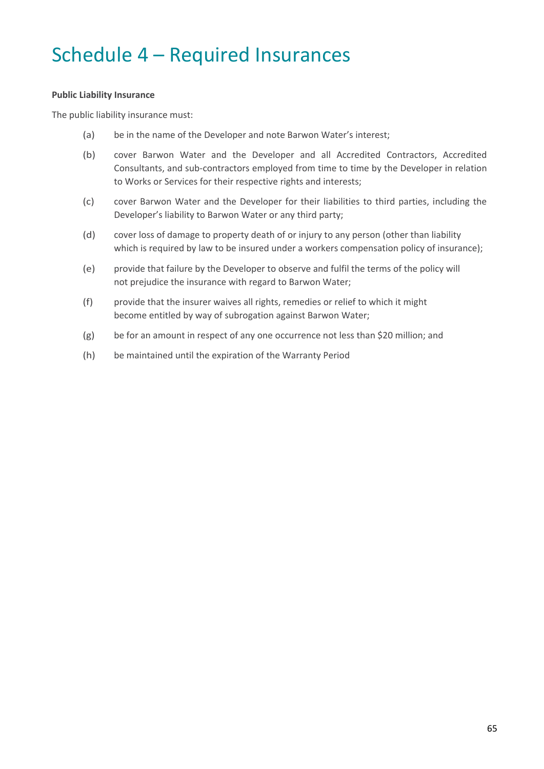# Schedule 4 – Required Insurances

**Public Liability Insurance**

The public liability insurance must:

(a) be in the name of the Developer and note Barwon Water's interest;

(b) cover Barwon Water and the Developer and all Accredited Contractors, Accredited Consultants, and sub-contractors employed from time to time by the Developer in relation to Works or Services for their respective rights and interests;

(c) cover Barwon Water and the Developer for their liabilities to third parties, including the Developer's liability to Barwon Water or any third party;

(d) cover loss of damage to property death of or injury to any person (other than liability which is required by law to be insured under a workers compensation policy of insurance);

(e) provide that failure by the Developer to observe and fulfil the terms of the policy will not prejudice the insurance with regard to Barwon Water;

(f) provide that the insurer waives all rights, remedies or relief to which it might become entitled by way of subrogation against Barwon Water;

(g) be for an amount in respect of any one occurrence not less than $20 million; and

(h) be maintained until the expiration of the Warranty Period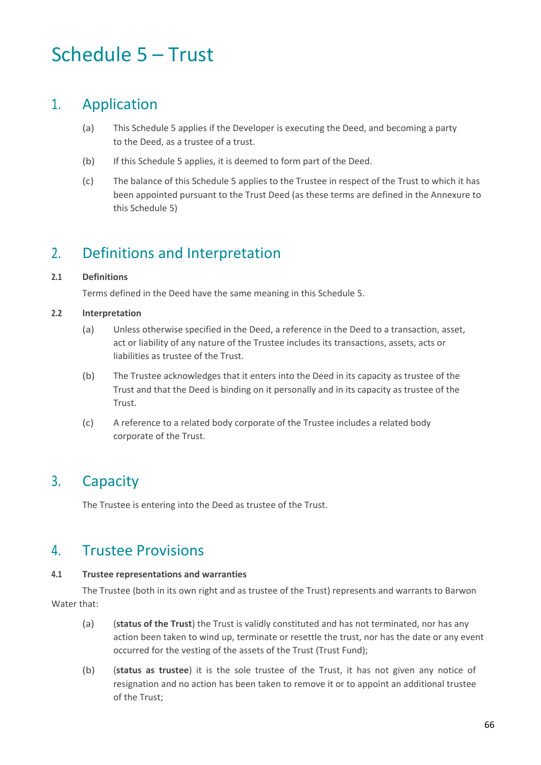# Schedule 5 – Trust

## 1. Application

(a) This Schedule 5 applies if the Developer is executing the Deed, and becoming a party to the Deed, as a trustee of a trust.

(b) If this Schedule 5 applies, it is deemed to form part of the Deed.

(c) The balance of this Schedule 5 applies to the Trustee in respect of the Trust to which it has been appointed pursuant to the Trust Deed (as these terms are defined in the Annexure to this Schedule 5)

## 2. Definitions and Interpretation

### 2.1 Definitions

Terms defined in the Deed have the same meaning in this Schedule 5.

### 2.2 Interpretation

(a) Unless otherwise specified in the Deed, a reference in the Deed to a transaction, asset, act or liability of any nature of the Trustee includes its transactions, assets, acts or liabilities as trustee of the Trust.

(b) The Trustee acknowledges that it enters into the Deed in its capacity as trustee of the Trust and that the Deed is binding on it personally and in its capacity as trustee of the Trust.

(c) A reference to a related body corporate of the Trustee includes a related body corporate of the Trust.

## 3. Capacity

The Trustee is entering into the Deed as trustee of the Trust.

## 4. Trustee Provisions

### 4.1 Trustee representations and warranties

The Trustee (both in its own right and as trustee of the Trust) represents and warrants to Barwon Water that:

(a) (**status of the Trust**) the Trust is validly constituted and has not terminated, nor has any action been taken to wind up, terminate or resettle the trust, nor has the date or any event occurred for the vesting of the assets of the Trust (Trust Fund);

(b) (**status as trustee**) it is the sole trustee of the Trust, it has not given any notice of resignation and no action has been taken to remove it or to appoint an additional trustee of the Trust;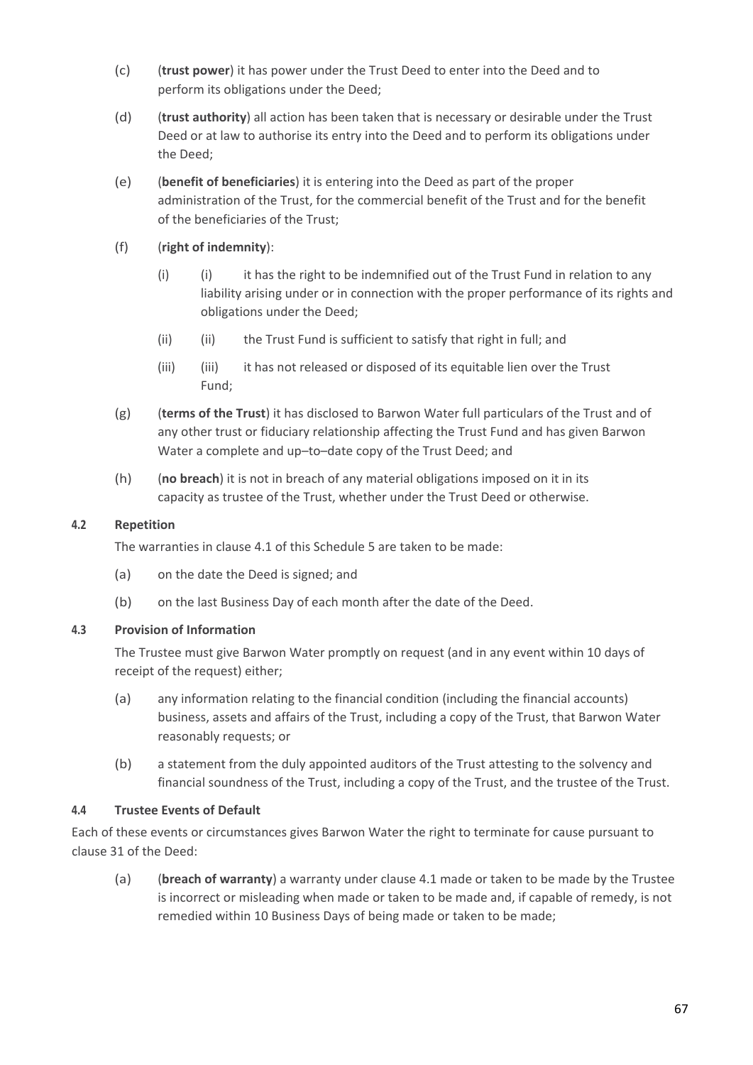(c) (**trust power**) it has power under the Trust Deed to enter into the Deed and to perform its obligations under the Deed;

(d) (**trust authority**) all action has been taken that is necessary or desirable under the Trust Deed or at law to authorise its entry into the Deed and to perform its obligations under the Deed;

(e) (**benefit of beneficiaries**) it is entering into the Deed as part of the proper administration of the Trust, for the commercial benefit of the Trust and for the benefit of the beneficiaries of the Trust;

(f) (**right of indemnity**):

   (i) (i) it has the right to be indemnified out of the Trust Fund in relation to any liability arising under or in connection with the proper performance of its rights and obligations under the Deed;

   (ii) (ii) the Trust Fund is sufficient to satisfy that right in full; and

   (iii) (iii) it has not released or disposed of its equitable lien over the Trust Fund;

(g) (**terms of the Trust**) it has disclosed to Barwon Water full particulars of the Trust and of any other trust or fiduciary relationship affecting the Trust Fund and has given Barwon Water a complete and up–to–date copy of the Trust Deed; and

(h) (**no breach**) it is not in breach of any material obligations imposed on it in its capacity as trustee of the Trust, whether under the Trust Deed or otherwise.

#### 4.2 Repetition

The warranties in clause 4.1 of this Schedule 5 are taken to be made:

(a) on the date the Deed is signed; and

(b) on the last Business Day of each month after the date of the Deed.

#### 4.3 Provision of Information

The Trustee must give Barwon Water promptly on request (and in any event within 10 days of receipt of the request) either;

(a) any information relating to the financial condition (including the financial accounts) business, assets and affairs of the Trust, including a copy of the Trust, that Barwon Water reasonably requests; or

(b) a statement from the duly appointed auditors of the Trust attesting to the solvency and financial soundness of the Trust, including a copy of the Trust, and the trustee of the Trust.

#### 4.4 Trustee Events of Default

Each of these events or circumstances gives Barwon Water the right to terminate for cause pursuant to clause 31 of the Deed:

(a) (**breach of warranty**) a warranty under clause 4.1 made or taken to be made by the Trustee is incorrect or misleading when made or taken to be made and, if capable of remedy, is not remedied within 10 Business Days of being made or taken to be made;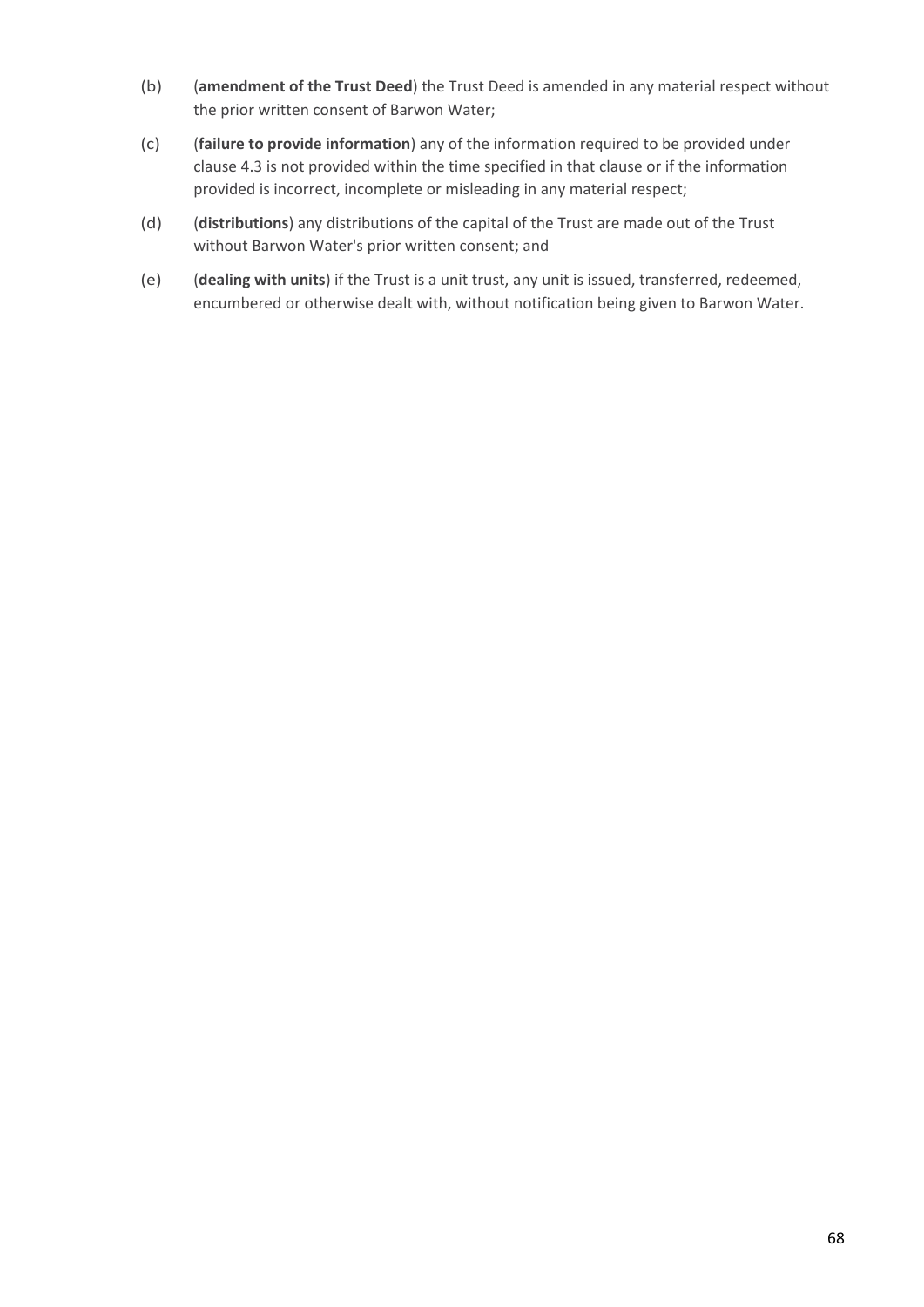(b) (**amendment of the Trust Deed**) the Trust Deed is amended in any material respect without the prior written consent of Barwon Water;

(c) (**failure to provide information**) any of the information required to be provided under clause 4.3 is not provided within the time specified in that clause or if the information provided is incorrect, incomplete or misleading in any material respect;

(d) (**distributions**) any distributions of the capital of the Trust are made out of the Trust without Barwon Water's prior written consent; and

(e) (**dealing with units**) if the Trust is a unit trust, any unit is issued, transferred, redeemed, encumbered or otherwise dealt with, without notification being given to Barwon Water.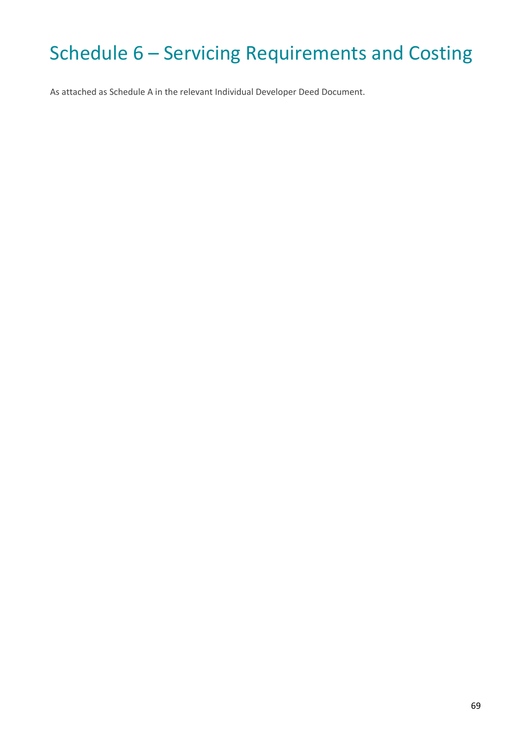# Schedule 6 – Servicing Requirements and Costing

As attached as Schedule A in the relevant Individual Developer Deed Document.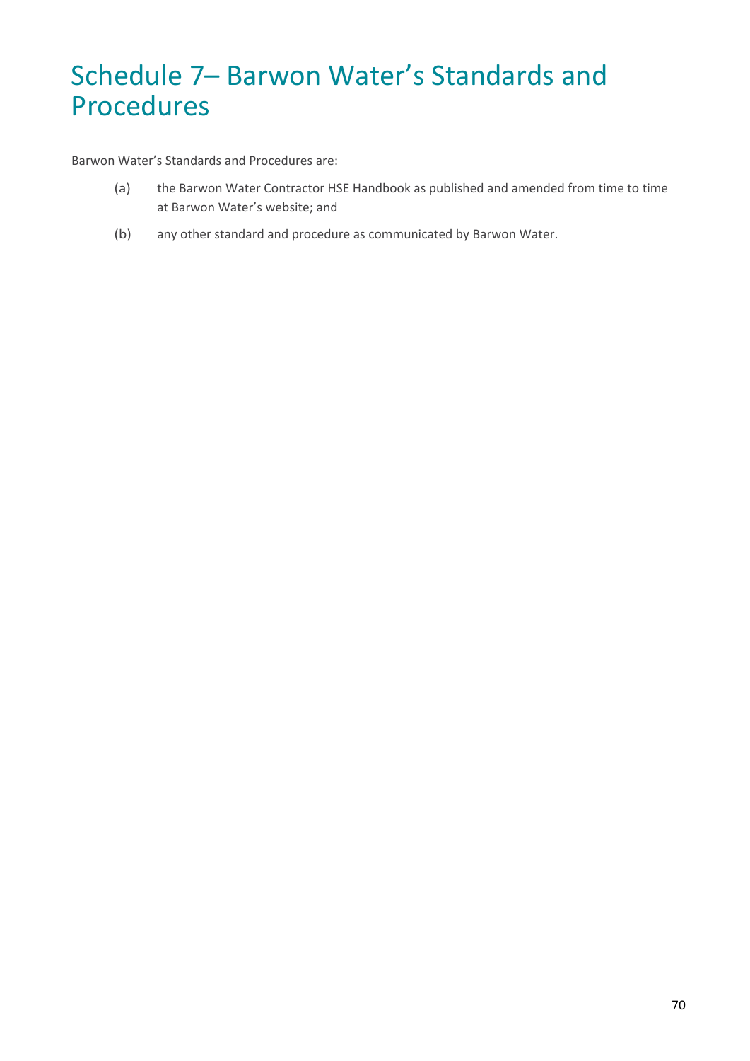# Schedule 7– Barwon Water's Standards and Procedures

Barwon Water's Standards and Procedures are:

(a) the Barwon Water Contractor HSE Handbook as published and amended from time to time at Barwon Water's website; and

(b) any other standard and procedure as communicated by Barwon Water.